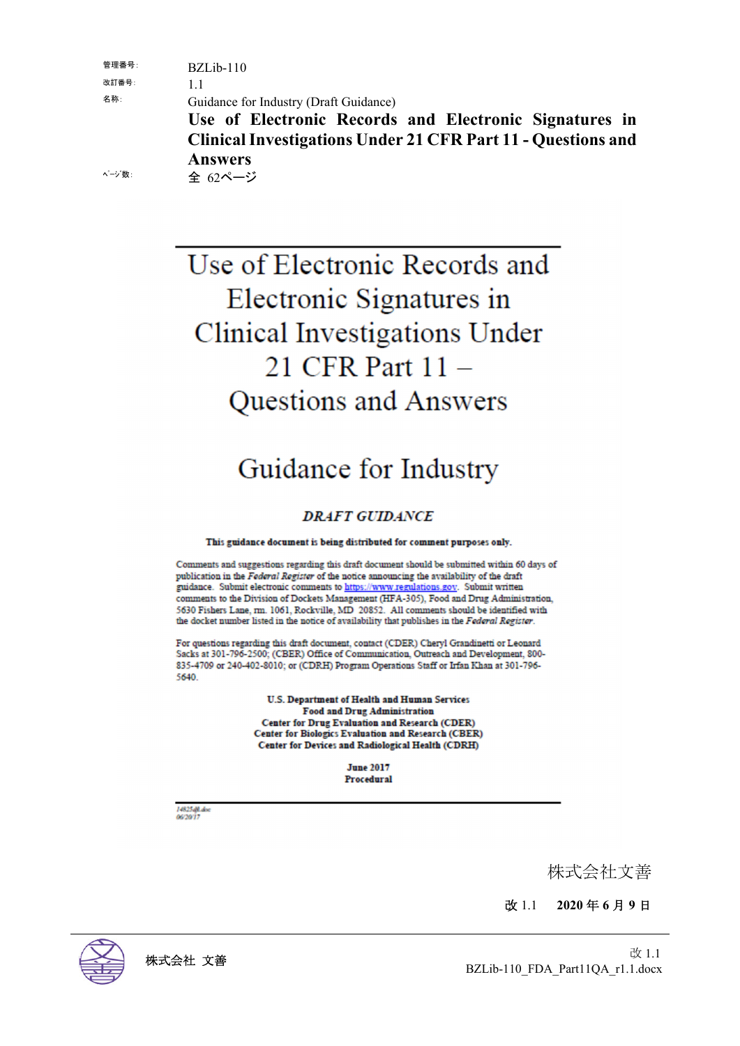| | |
|---|---|
| 管理番号: | BZLib-110 |
| 改訂番号: | 1.1 |
| 名称: | Guidance for Industry (Draft Guidance)<br>**Use of Electronic Records and Electronic Signatures in Clinical Investigations Under 21 CFR Part 11 - Questions and Answers** |
| ﾍﾟｰｼﾞ数: | 全 62ページ |

# Use of Electronic Records and Electronic Signatures in Clinical Investigations Under 21 CFR Part 11 – Questions and Answers

# Guidance for Industry

## *DRAFT GUIDANCE*

**This guidance document is being distributed for comment purposes only.**

Comments and suggestions regarding this draft document should be submitted within 60 days of publication in the *Federal Register* of the notice announcing the availability of the draft guidance. Submit electronic comments to https://www.regulations.gov. Submit written comments to the Division of Dockets Management (HFA-305), Food and Drug Administration, 5630 Fishers Lane, rm. 1061, Rockville, MD 20852. All comments should be identified with the docket number listed in the notice of availability that publishes in the *Federal Register*.

For questions regarding this draft document, contact (CDER) Cheryl Grandinetti or Leonard Sacks at 301-796-2500; (CBER) Office of Communication, Outreach and Development, 800-835-4709 or 240-402-8010; or (CDRH) Program Operations Staff or Irfan Khan at 301-796-5640.

**U.S. Department of Health and Human Services**
**Food and Drug Administration**
**Center for Drug Evaluation and Research (CDER)**
**Center for Biologics Evaluation and Research (CBER)**
**Center for Devices and Radiological Health (CDRH)**

**June 2017**
**Procedural**

*14825dft.doc*
*06/20/17*

株式会社文善

改 1.1　**2020 年 6 月 9 日**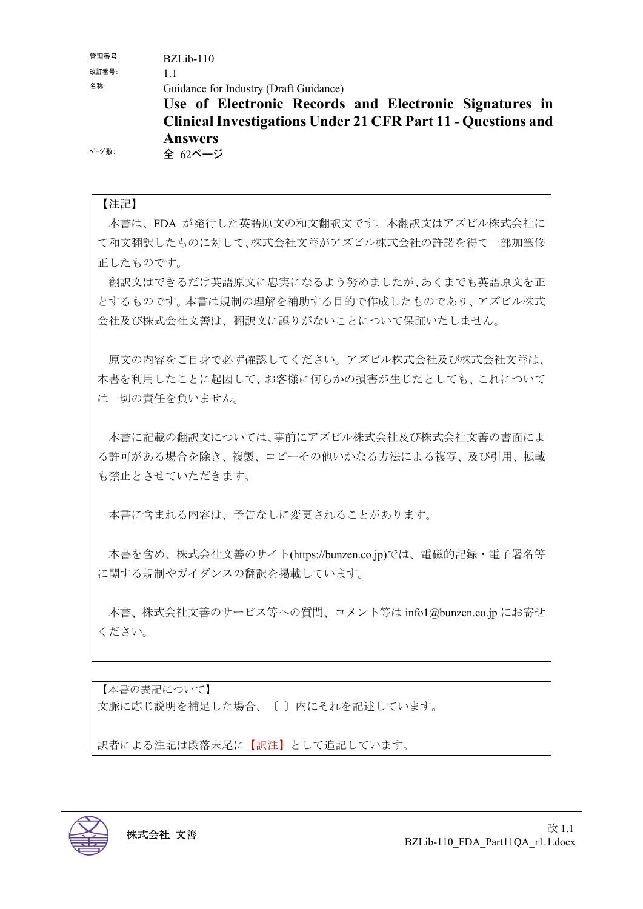| | |
|---|---|
| 管理番号: | BZLib-110 |
| 改訂番号: | 1.1 |
| 名称: | Guidance for Industry (Draft Guidance)<br>**Use of Electronic Records and Electronic Signatures in Clinical Investigations Under 21 CFR Part 11 - Questions and Answers** |
| ページ数: | 全 62ページ |

【注記】

本書は、FDA が発行した英語原文の和文翻訳文です。本翻訳文はアズビル株式会社にて和文翻訳したものに対して、株式会社文善がアズビル株式会社の許諾を得て一部加筆修正したものです。

翻訳文はできるだけ英語原文に忠実になるよう努めましたが、あくまでも英語原文を正とするものです。本書は規制の理解を補助する目的で作成したものであり、アズビル株式会社及び株式会社文善は、翻訳文に誤りがないことについて保証いたしません。

原文の内容をご自身で必ず確認してください。アズビル株式会社及び株式会社文善は、本書を利用したことに起因して、お客様に何らかの損害が生じたとしても、これについては一切の責任を負いません。

本書に記載の翻訳文については、事前にアズビル株式会社及び株式会社文善の書面による許可がある場合を除き、複製、コピーその他いかなる方法による複写、及び引用、転載も禁止とさせていただきます。

本書に含まれる内容は、予告なしに変更されることがあります。

本書を含め、株式会社文善のサイト(https://bunzen.co.jp)では、電磁的記録・電子署名等に関する規制やガイダンスの翻訳を掲載しています。

本書、株式会社文善のサービス等への質問、コメント等は info1@bunzen.co.jp にお寄せください。

【本書の表記について】

文脈に応じ説明を補足した場合、〔 〕内にそれを記述しています。

訳者による注記は段落末尾に【訳注】として追記しています。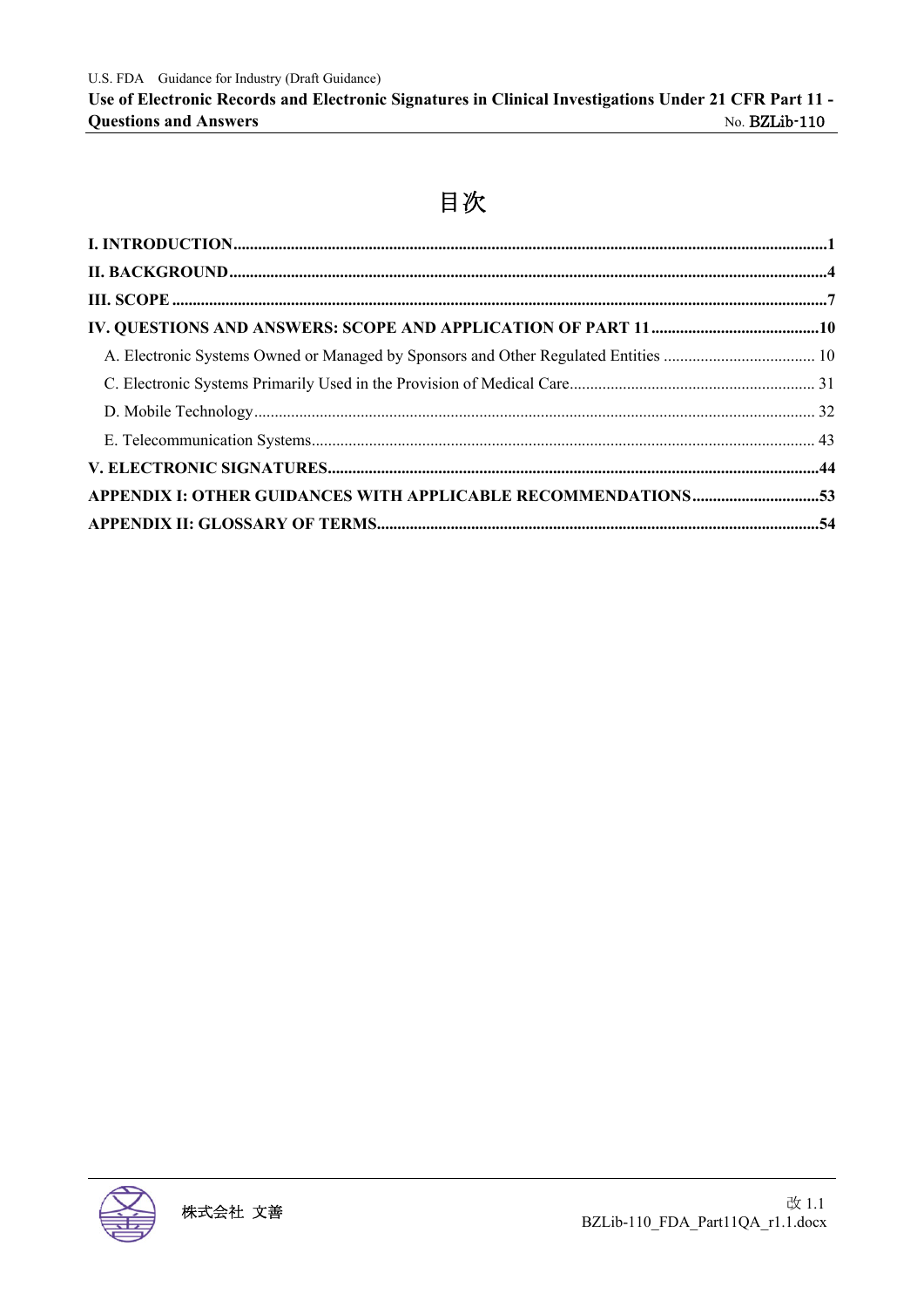# 目次

**I. INTRODUCTION** .......... **1**

**II. BACKGROUND** .......... **4**

**III. SCOPE** .......... **7**

**IV. QUESTIONS AND ANSWERS: SCOPE AND APPLICATION OF PART 11** .......... **10**

- A. Electronic Systems Owned or Managed by Sponsors and Other Regulated Entities .......... 10
- C. Electronic Systems Primarily Used in the Provision of Medical Care .......... 31
- D. Mobile Technology .......... 32
- E. Telecommunication Systems .......... 43

**V. ELECTRONIC SIGNATURES** .......... **44**

**APPENDIX I: OTHER GUIDANCES WITH APPLICABLE RECOMMENDATIONS** .......... **53**

**APPENDIX II: GLOSSARY OF TERMS** .......... **54**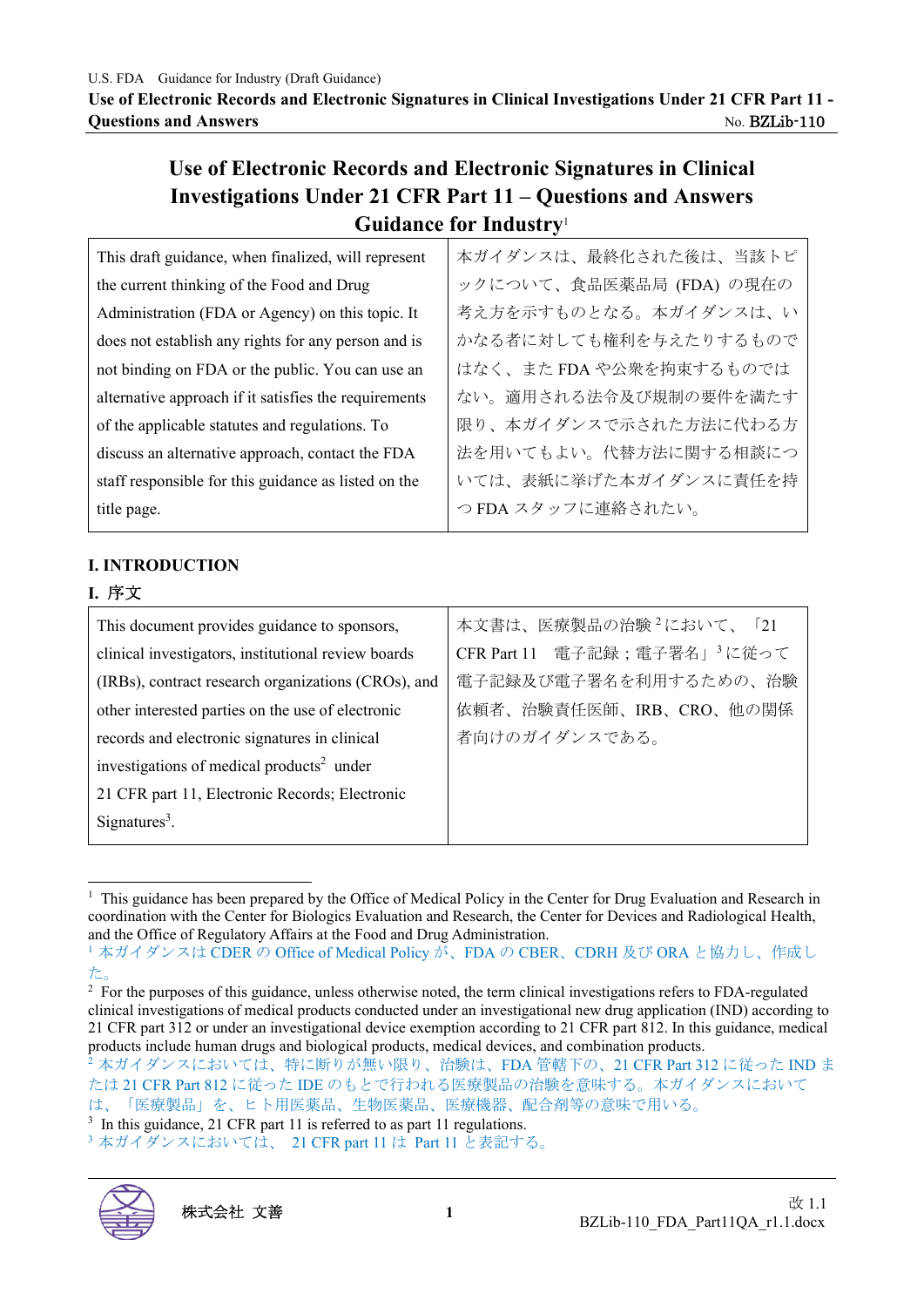# Use of Electronic Records and Electronic Signatures in Clinical Investigations Under 21 CFR Part 11 – Questions and Answers Guidance for Industry[1]

| This draft guidance, when finalized, will represent the current thinking of the Food and Drug Administration (FDA or Agency) on this topic. It does not establish any rights for any person and is not binding on FDA or the public. You can use an alternative approach if it satisfies the requirements of the applicable statutes and regulations. To discuss an alternative approach, contact the FDA staff responsible for this guidance as listed on the title page. | 本ガイダンスは、最終化された後は、当該トピックについて、食品医薬品局 (FDA) の現在の考え方を示すものとなる。本ガイダンスは、いかなる者に対しても権利を与えたりするものではなく、また FDA や公衆を拘束するものではない。適用される法令及び規制の要件を満たす限り、本ガイダンスで示された方法に代わる方法を用いてもよい。代替方法に関する相談については、表紙に挙げた本ガイダンスに責任を持つ FDA スタッフに連絡されたい。 |
|---|---|

## I. INTRODUCTION

## I. 序文

| This document provides guidance to sponsors, clinical investigators, institutional review boards (IRBs), contract research organizations (CROs), and other interested parties on the use of electronic records and electronic signatures in clinical investigations of medical products[2] under 21 CFR part 11, Electronic Records; Electronic Signatures[3]. | 本文書は、医療製品の治験[2]において、「21 CFR Part 11　電子記録；電子署名」[3]に従って電子記録及び電子署名を利用するための、治験依頼者、治験責任医師、IRB、CRO、他の関係者向けのガイダンスである。 |
|---|---|

[1] This guidance has been prepared by the Office of Medical Policy in the Center for Drug Evaluation and Research in coordination with the Center for Biologics Evaluation and Research, the Center for Devices and Radiological Health, and the Office of Regulatory Affairs at the Food and Drug Administration.

[1] 本ガイダンスは CDER の Office of Medical Policy が、FDA の CBER、CDRH 及び ORA と協力し、作成した。

[2] For the purposes of this guidance, unless otherwise noted, the term clinical investigations refers to FDA-regulated clinical investigations of medical products conducted under an investigational new drug application (IND) according to 21 CFR part 312 or under an investigational device exemption according to 21 CFR part 812. In this guidance, medical products include human drugs and biological products, medical devices, and combination products.

[2] 本ガイダンスにおいては、特に断りが無い限り、治験は、FDA 管轄下の、21 CFR Part 312 に従った IND または 21 CFR Part 812 に従った IDE のもとで行われる医療製品の治験を意味する。本ガイダンスにおいては、「医療製品」を、ヒト用医薬品、生物医薬品、医療機器、配合剤等の意味で用いる。

[3] In this guidance, 21 CFR part 11 is referred to as part 11 regulations.

[3] 本ガイダンスにおいては、 21 CFR part 11 は Part 11 と表記する。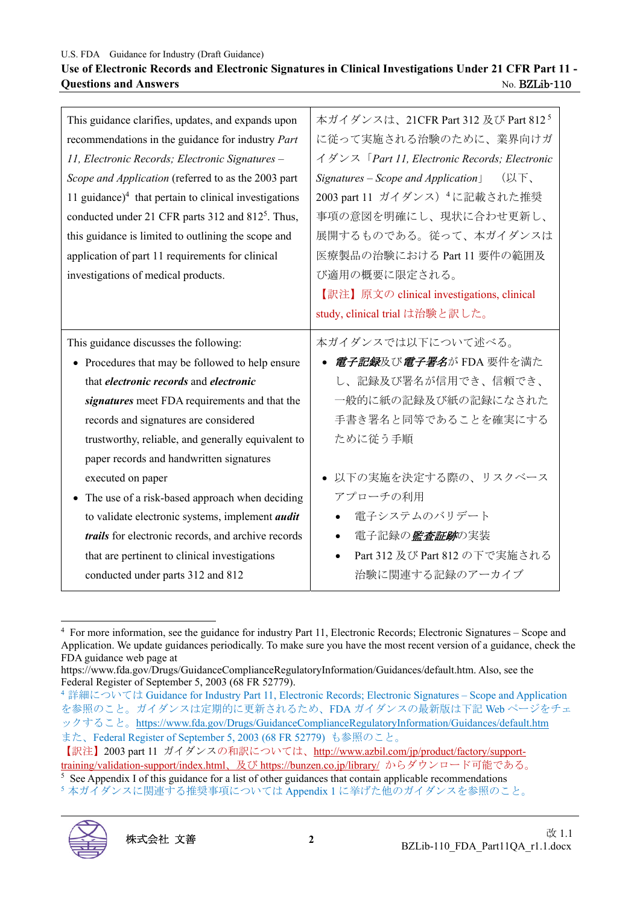| This guidance clarifies, updates, and expands upon recommendations in the guidance for industry *Part 11, Electronic Records; Electronic Signatures – Scope and Application* (referred to as the 2003 part 11 guidance)[4] that pertain to clinical investigations conducted under 21 CFR parts 312 and 812[5]. Thus, this guidance is limited to outlining the scope and application of part 11 requirements for clinical investigations of medical products. | 本ガイダンスは、21CFR Part 312 及び Part 812[5]に従って実施される治験のために、業界向けガイダンス「*Part 11, Electronic Records; Electronic Signatures – Scope and Application*」（以下、2003 part 11 ガイダンス）[4]に記載された推奨事項の意図を明確にし、現状に合わせ更新し、展開するものである。従って、本ガイダンスは医療製品の治験における Part 11 要件の範囲及び適用の概要に限定される。<br>【訳注】原文の clinical investigations, clinical study, clinical trial は治験と訳した。 |
|---|---|
| This guidance discusses the following:<br>• Procedures that may be followed to help ensure that ***electronic records*** and ***electronic signatures*** meet FDA requirements and that the records and signatures are considered trustworthy, reliable, and generally equivalent to paper records and handwritten signatures executed on paper<br>• The use of a risk-based approach when deciding to validate electronic systems, implement ***audit trails*** for electronic records, and archive records that are pertinent to clinical investigations conducted under parts 312 and 812 | 本ガイダンスでは以下について述べる。<br>• ***電子記録***及び***電子署名***が FDA 要件を満たし、記録及び署名が信用でき、信頼でき、一般的に紙の記録及び紙の記録になされた手書き署名と同等であることを確実にするために従う手順<br>• 以下の実施を決定する際の、リスクベースアプローチの利用<br>　• 電子システムのバリデート<br>　• 電子記録の***監査証跡***の実装<br>　• Part 312 及び Part 812 の下で実施される治験に関連する記録のアーカイブ |

[4] For more information, see the guidance for industry Part 11, Electronic Records; Electronic Signatures – Scope and Application. We update guidances periodically. To make sure you have the most recent version of a guidance, check the FDA guidance web page at https://www.fda.gov/Drugs/GuidanceComplianceRegulatoryInformation/Guidances/default.htm. Also, see the Federal Register of September 5, 2003 (68 FR 52779).

[4] 詳細については Guidance for Industry Part 11, Electronic Records; Electronic Signatures – Scope and Application を参照のこと。ガイダンスは定期的に更新されるため、FDA ガイダンスの最新版は下記 Web ページをチェックすること。https://www.fda.gov/Drugs/GuidanceComplianceRegulatoryInformation/Guidances/default.htm また、Federal Register of September 5, 2003 (68 FR 52779) も参照のこと。

【訳注】2003 part 11 ガイダンスの和訳については、http://www.azbil.com/jp/product/factory/support-training/validation-support/index.html、及び https://bunzen.co.jp/library/ からダウンロード可能である。

[5] See Appendix I of this guidance for a list of other guidances that contain applicable recommendations

[5] 本ガイダンスに関連する推奨事項については Appendix 1 に挙げた他のガイダンスを参照のこと。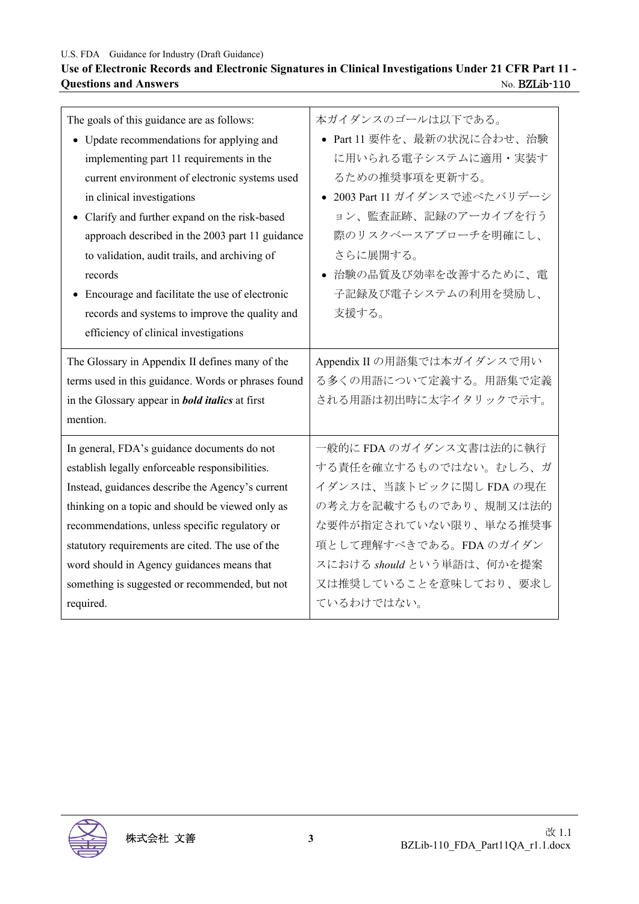| | |
|---|---|
| The goals of this guidance are as follows:<br>• Update recommendations for applying and implementing part 11 requirements in the current environment of electronic systems used in clinical investigations<br>• Clarify and further expand on the risk-based approach described in the 2003 part 11 guidance to validation, audit trails, and archiving of records<br>• Encourage and facilitate the use of electronic records and systems to improve the quality and efficiency of clinical investigations | 本ガイダンスのゴールは以下である。<br>• Part 11 要件を、最新の状況に合わせ、治験に用いられる電子システムに適用・実装するための推奨事項を更新する。<br>• 2003 Part 11 ガイダンスで述べたバリデーション、監査証跡、記録のアーカイブを行う際のリスクベースアプローチを明確にし、さらに展開する。<br>• 治験の品質及び効率を改善するために、電子記録及び電子システムの利用を奨励し、支援する。 |
| The Glossary in Appendix II defines many of the terms used in this guidance. Words or phrases found in the Glossary appear in ***bold italics*** at first mention. | Appendix II の用語集では本ガイダンスで用いる多くの用語について定義する。用語集で定義される用語は初出時に太字イタリックで示す。 |
| In general, FDA's guidance documents do not establish legally enforceable responsibilities. Instead, guidances describe the Agency's current thinking on a topic and should be viewed only as recommendations, unless specific regulatory or statutory requirements are cited. The use of the word should in Agency guidances means that something is suggested or recommended, but not required. | 一般的に FDA のガイダンス文書は法的に執行する責任を確立するものではない。むしろ、ガイダンスは、当該トピックに関し FDA の現在の考え方を記載するものであり、規制又は法的な要件が指定されていない限り、単なる推奨事項として理解すべきである。FDA のガイダンスにおける *should* という単語は、何かを提案又は推奨していることを意味しており、要求しているわけではない。 |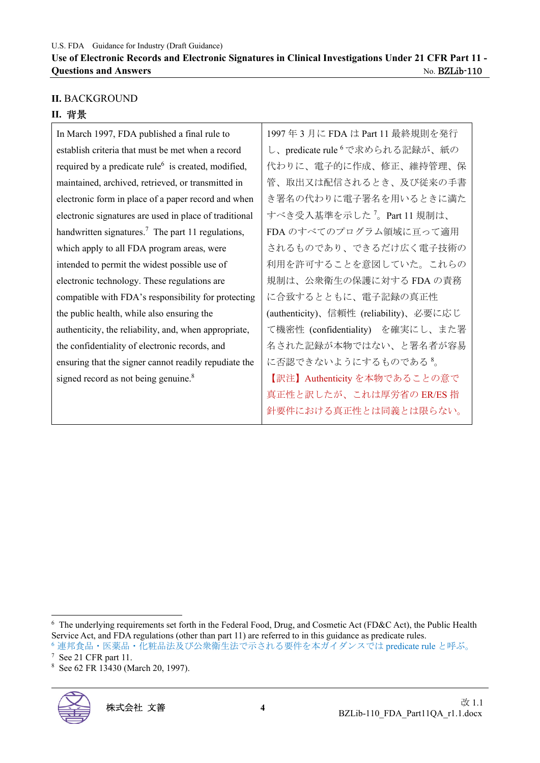## II. BACKGROUND
## II. 背景

| In March 1997, FDA published a final rule to establish criteria that must be met when a record required by a predicate rule[6] is created, modified, maintained, archived, retrieved, or transmitted in electronic form in place of a paper record and when electronic signatures are used in place of traditional handwritten signatures.[7] The part 11 regulations, which apply to all FDA program areas, were intended to permit the widest possible use of electronic technology. These regulations are compatible with FDA's responsibility for protecting the public health, while also ensuring the authenticity, the reliability, and, when appropriate, the confidentiality of electronic records, and ensuring that the signer cannot readily repudiate the signed record as not being genuine.[8] | 1997年3月にFDAはPart 11最終規則を発行し、predicate rule[6]で求められる記録が、紙の代わりに、電子的に作成、修正、維持管理、保管、取出又は配信されるとき、及び従来の手書き署名の代わりに電子署名を用いるときに満たすべき受入基準を示した[7]。Part 11規制は、FDAのすべてのプログラム領域に亘って適用されるものであり、できるだけ広く電子技術の利用を許可することを意図していた。これらの規制は、公衆衛生の保護に対するFDAの責務に合致するとともに、電子記録の真正性(authenticity)、信頼性 (reliability)、必要に応じて機密性 (confidentiality) を確実にし、また署名された記録が本物ではない、と署名者が容易に否認できないようにするものである[8]。<br>【訳注】Authenticityを本物であることの意で真正性と訳したが、これは厚労省のER/ES指針要件における真正性とは同義とは限らない。 |
|---|---|

[6] The underlying requirements set forth in the Federal Food, Drug, and Cosmetic Act (FD&C Act), the Public Health Service Act, and FDA regulations (other than part 11) are referred to in this guidance as predicate rules.

[6] 連邦食品・医薬品・化粧品法及び公衆衛生法で示される要件を本ガイダンスではpredicate ruleと呼ぶ。

[7] See 21 CFR part 11.

[8] See 62 FR 13430 (March 20, 1997).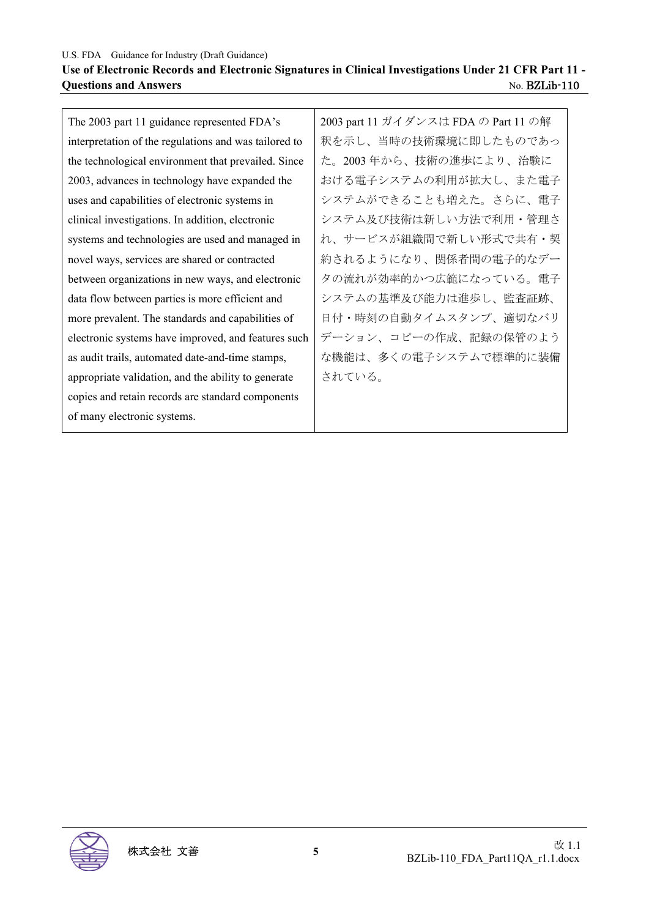| The 2003 part 11 guidance represented FDA's interpretation of the regulations and was tailored to the technological environment that prevailed. Since 2003, advances in technology have expanded the uses and capabilities of electronic systems in clinical investigations. In addition, electronic systems and technologies are used and managed in novel ways, services are shared or contracted between organizations in new ways, and electronic data flow between parties is more efficient and more prevalent. The standards and capabilities of electronic systems have improved, and features such as audit trails, automated date-and-time stamps, appropriate validation, and the ability to generate copies and retain records are standard components of many electronic systems. | 2003 part 11 ガイダンスは FDA の Part 11 の解釈を示し、当時の技術環境に即したものであった。2003 年から、技術の進歩により、治験における電子システムの利用が拡大し、また電子システムができることも増えた。さらに、電子システム及び技術は新しい方法で利用・管理され、サービスが組織間で新しい形式で共有・契約されるようになり、関係者間の電子的なデータの流れが効率的かつ広範になっている。電子システムの基準及び能力は進歩し、監査証跡、日付・時刻の自動タイムスタンプ、適切なバリデーション、コピーの作成、記録の保管のような機能は、多くの電子システムで標準的に装備されている。 |
|---|---|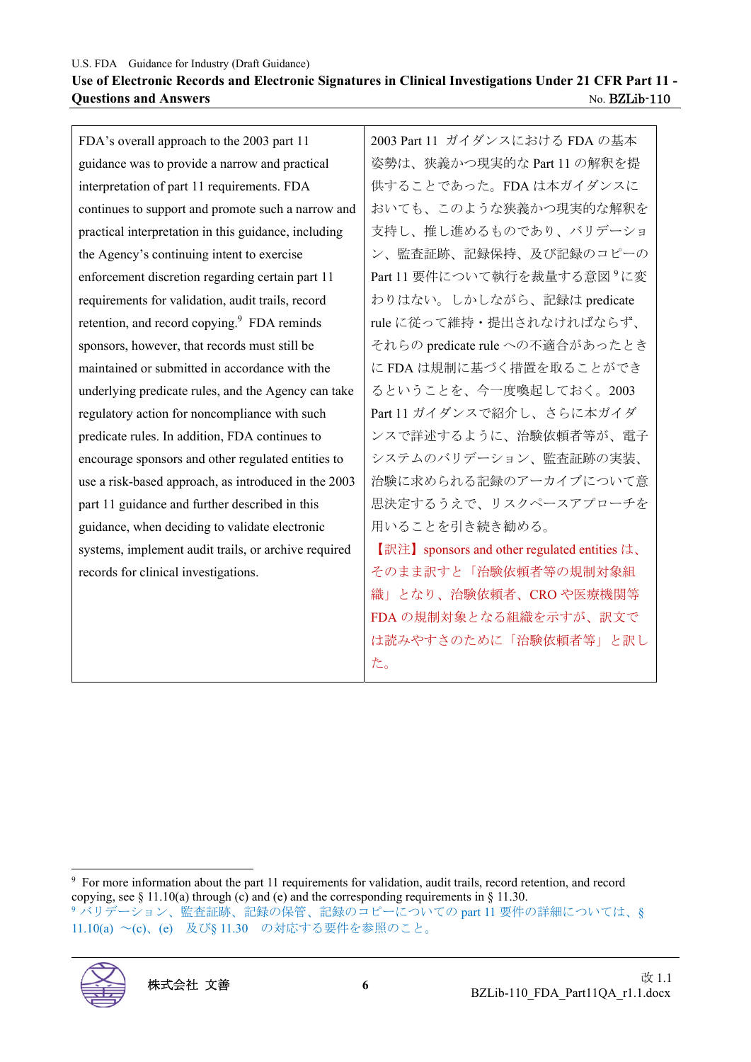| | |
|---|---|
| FDA's overall approach to the 2003 part 11 guidance was to provide a narrow and practical interpretation of part 11 requirements. FDA continues to support and promote such a narrow and practical interpretation in this guidance, including the Agency's continuing intent to exercise enforcement discretion regarding certain part 11 requirements for validation, audit trails, record retention, and record copying.[9] FDA reminds sponsors, however, that records must still be maintained or submitted in accordance with the underlying predicate rules, and the Agency can take regulatory action for noncompliance with such predicate rules. In addition, FDA continues to encourage sponsors and other regulated entities to use a risk-based approach, as introduced in the 2003 part 11 guidance and further described in this guidance, when deciding to validate electronic systems, implement audit trails, or archive required records for clinical investigations. | 2003 Part 11 ガイダンスにおける FDA の基本姿勢は、狭義かつ現実的な Part 11 の解釈を提供することであった。FDA は本ガイダンスにおいても、このような狭義かつ現実的な解釈を支持し、推し進めるものであり、バリデーション、監査証跡、記録保持、及び記録のコピーの Part 11 要件について執行を裁量する意図[9]に変わりはない。しかしながら、記録は predicate rule に従って維持・提出されなければならず、それらの predicate rule への不適合があったときに FDA は規制に基づく措置を取ることができるということを、今一度喚起しておく。2003 Part 11 ガイダンスで紹介し、さらに本ガイダンスで詳述するように、治験依頼者等が、電子システムのバリデーション、監査証跡の実装、治験に求められる記録のアーカイブについて意思決定するうえで、リスクベースアプローチを用いることを引き続き勧める。<br>【訳注】sponsors and other regulated entities は、そのまま訳すと「治験依頼者等の規制対象組織」となり、治験依頼者、CRO や医療機関等 FDA の規制対象となる組織を示すが、訳文では読みやすさのために「治験依頼者等」と訳した。 |

---

[9] For more information about the part 11 requirements for validation, audit trails, record retention, and record copying, see § 11.10(a) through (c) and (e) and the corresponding requirements in § 11.30.

[9] バリデーション、監査証跡、記録の保管、記録のコピーについての part 11 要件の詳細については、§ 11.10(a) ～(c)、(e) 及び§ 11.30 の対応する要件を参照のこと。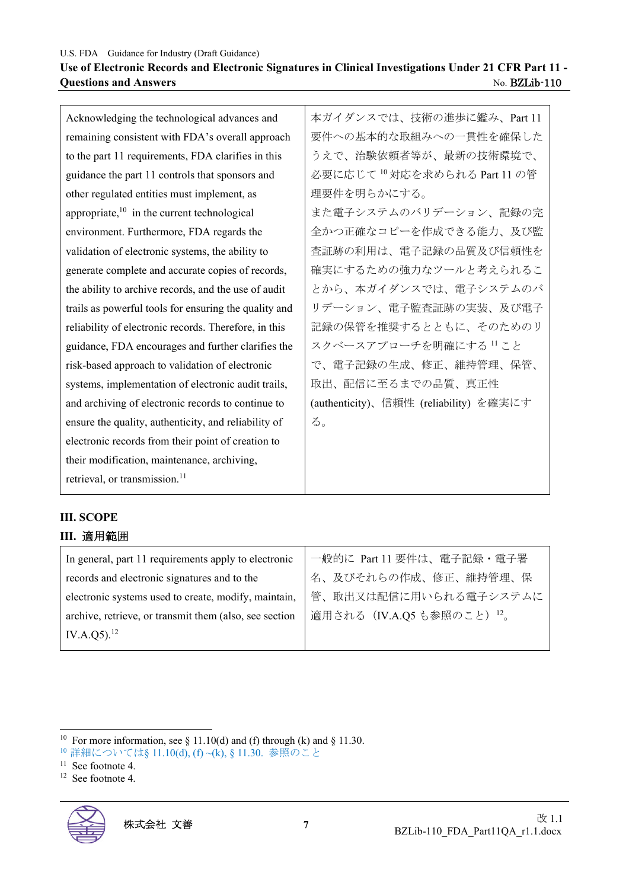| | |
|---|---|
| Acknowledging the technological advances and remaining consistent with FDA's overall approach to the part 11 requirements, FDA clarifies in this guidance the part 11 controls that sponsors and other regulated entities must implement, as appropriate,[10] in the current technological environment. Furthermore, FDA regards the validation of electronic systems, the ability to generate complete and accurate copies of records, the ability to archive records, and the use of audit trails as powerful tools for ensuring the quality and reliability of electronic records. Therefore, in this guidance, FDA encourages and further clarifies the risk-based approach to validation of electronic systems, implementation of electronic audit trails, and archiving of electronic records to continue to ensure the quality, authenticity, and reliability of electronic records from their point of creation to their modification, maintenance, archiving, retrieval, or transmission.[11] | 本ガイダンスでは、技術の進歩に鑑み、Part 11 要件への基本的な取組みへの一貫性を確保したうえで、治験依頼者等が、最新の技術環境で、必要に応じて[10]対応を求められる Part 11 の管理要件を明らかにする。<br>また電子システムのバリデーション、記録の完全かつ正確なコピーを作成できる能力、及び監査証跡の利用は、電子記録の品質及び信頼性を確実にするための強力なツールと考えられることから、本ガイダンスでは、電子システムのバリデーション、電子監査証跡の実装、及び電子記録の保管を推奨するとともに、そのためのリスクベースアプローチを明確にする[11]ことで、電子記録の生成、修正、維持管理、保管、取出、配信に至るまでの品質、真正性 (authenticity)、信頼性 (reliability) を確実にする。 |

## III. SCOPE

## III. 適用範囲

| | |
|---|---|
| In general, part 11 requirements apply to electronic records and electronic signatures and to the electronic systems used to create, modify, maintain, archive, retrieve, or transmit them (also, see section IV.A.Q5).[12] | 一般的に Part 11 要件は、電子記録・電子署名、及びそれらの作成、修正、維持管理、保管、取出又は配信に用いられる電子システムに適用される（IV.A.Q5 も参照のこと）[12]。 |

---

[10] For more information, see § 11.10(d) and (f) through (k) and § 11.30.
[10] 詳細については§ 11.10(d), (f) ~(k), § 11.30. 参照のこと
[11] See footnote 4.
[12] See footnote 4.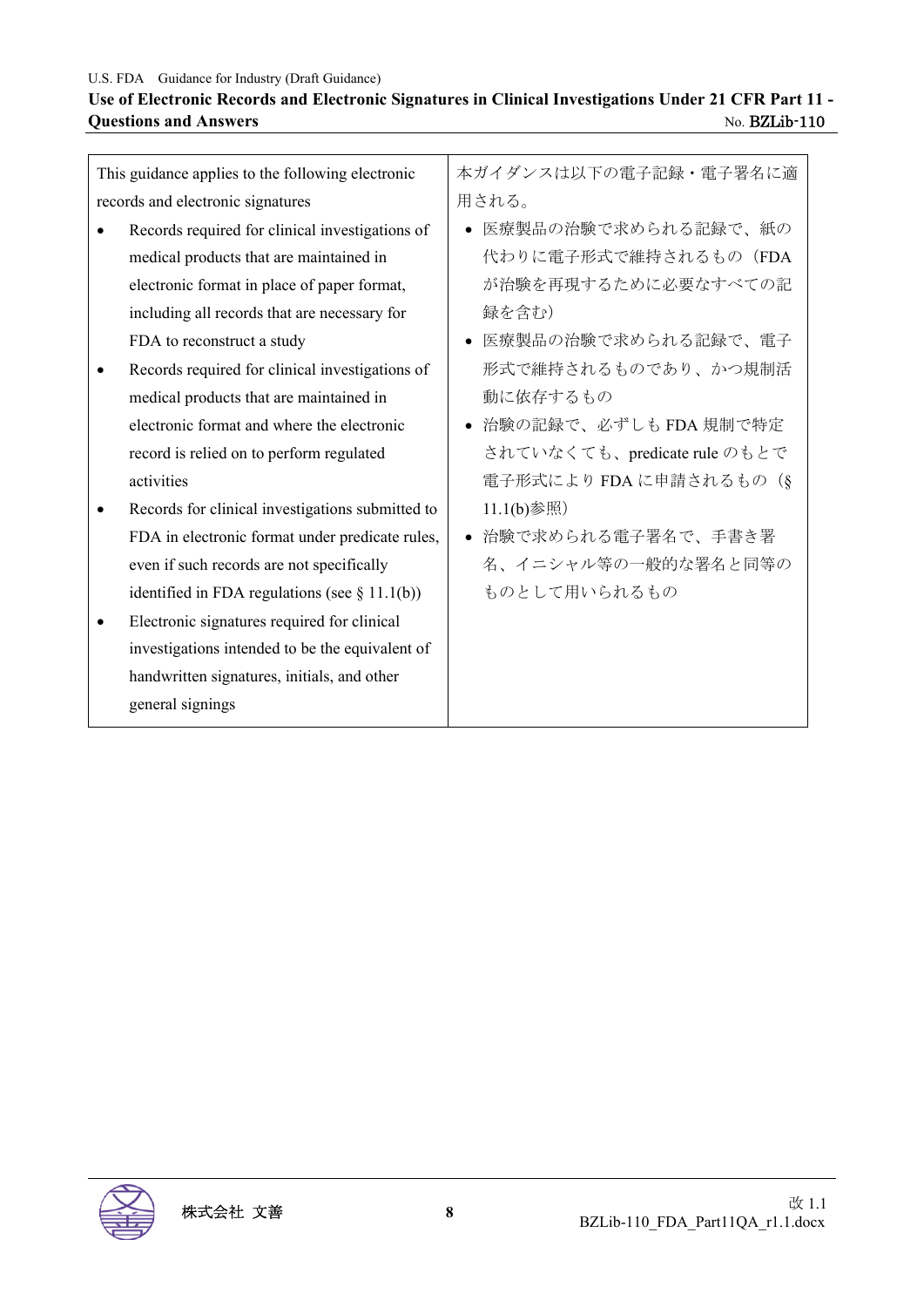| This guidance applies to the following electronic records and electronic signatures | 本ガイダンスは以下の電子記録・電子署名に適用される。 |
| --- | --- |
| • Records required for clinical investigations of medical products that are maintained in electronic format in place of paper format, including all records that are necessary for FDA to reconstruct a study<br>• Records required for clinical investigations of medical products that are maintained in electronic format and where the electronic record is relied on to perform regulated activities<br>• Records for clinical investigations submitted to FDA in electronic format under predicate rules, even if such records are not specifically identified in FDA regulations (see § 11.1(b))<br>• Electronic signatures required for clinical investigations intended to be the equivalent of handwritten signatures, initials, and other general signings | • 医療製品の治験で求められる記録で、紙の代わりに電子形式で維持されるもの（FDAが治験を再現するために必要なすべての記録を含む）<br>• 医療製品の治験で求められる記録で、電子形式で維持されるものであり、かつ規制活動に依存するもの<br>• 治験の記録で、必ずしも FDA 規制で特定されていなくても、predicate rule のもとで電子形式により FDA に申請されるもの（§ 11.1(b)参照）<br>• 治験で求められる電子署名で、手書き署名、イニシャル等の一般的な署名と同等のものとして用いられるもの |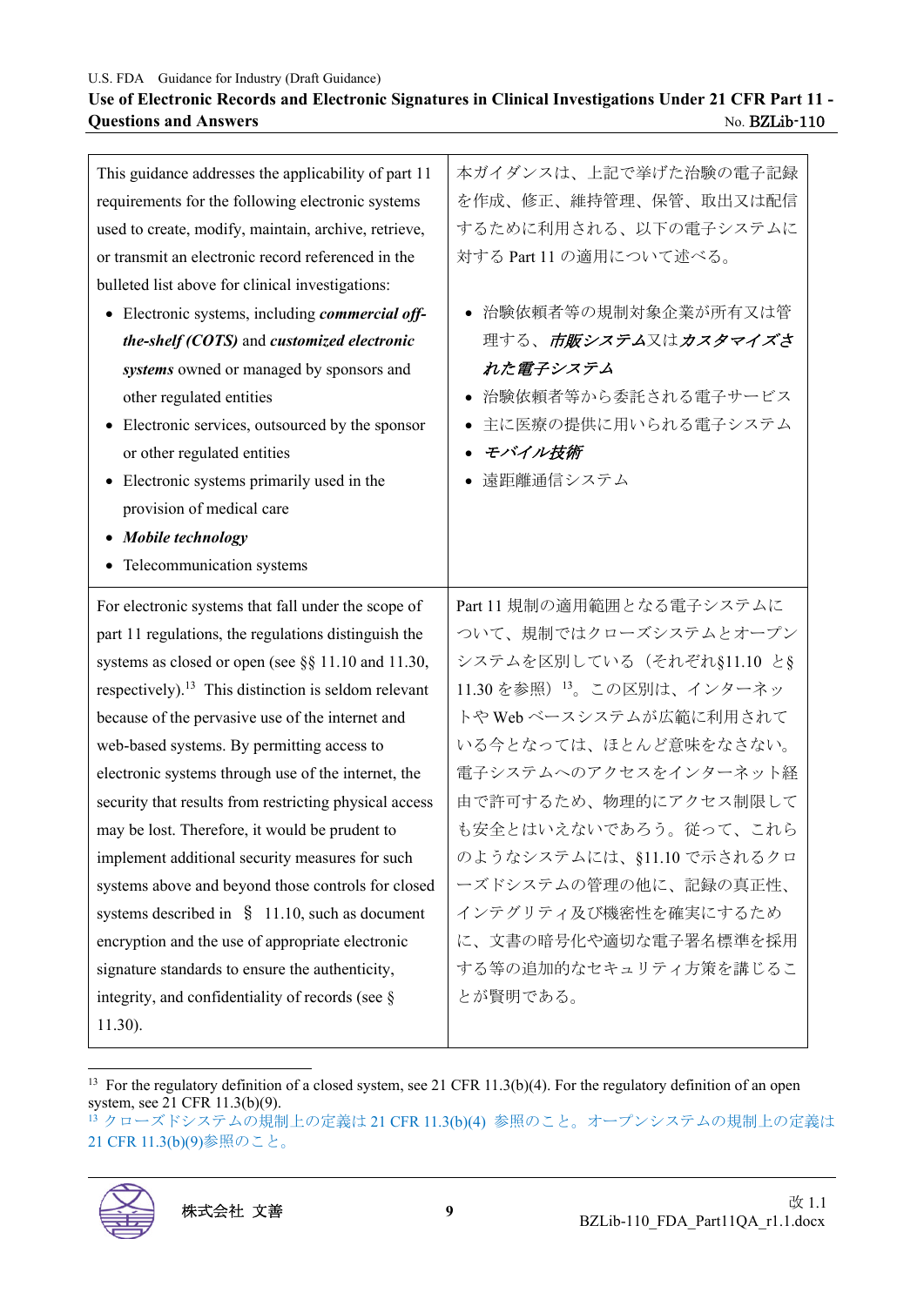| This guidance addresses the applicability of part 11 requirements for the following electronic systems used to create, modify, maintain, archive, retrieve, or transmit an electronic record referenced in the bulleted list above for clinical investigations:<br>• Electronic systems, including ***commercial off-the-shelf (COTS)*** and ***customized electronic systems*** owned or managed by sponsors and other regulated entities<br>• Electronic services, outsourced by the sponsor or other regulated entities<br>• Electronic systems primarily used in the provision of medical care<br>• ***Mobile technology***<br>• Telecommunication systems | 本ガイダンスは、上記で挙げた治験の電子記録を作成、修正、維持管理、保管、取出又は配信するために利用される、以下の電子システムに対する Part 11 の適用について述べる。<br>• 治験依頼者等の規制対象企業が所有又は管理する、***市販システム***又は***カスタマイズされた電子システム***<br>• 治験依頼者等から委託される電子サービス<br>• 主に医療の提供に用いられる電子システム<br>• ***モバイル技術***<br>• 遠距離通信システム |
|---|---|
| For electronic systems that fall under the scope of part 11 regulations, the regulations distinguish the systems as closed or open (see §§ 11.10 and 11.30, respectively).[13] This distinction is seldom relevant because of the pervasive use of the internet and web-based systems. By permitting access to electronic systems through use of the internet, the security that results from restricting physical access may be lost. Therefore, it would be prudent to implement additional security measures for such systems above and beyond those controls for closed systems described in § 11.10, such as document encryption and the use of appropriate electronic signature standards to ensure the authenticity, integrity, and confidentiality of records (see § 11.30). | Part 11 規制の適用範囲となる電子システムについて、規制ではクローズシステムとオープンシステムを区別している（それぞれ§11.10 と§11.30 を参照）[13]。この区別は、インターネットや Web ベースシステムが広範に利用されている今となっては、ほとんど意味をなさない。電子システムへのアクセスをインターネット経由で許可するため、物理的にアクセス制限しても安全とはいえないであろう。従って、これらのようなシステムには、§11.10 で示されるクローズドシステムの管理の他に、記録の真正性、インテグリティ及び機密性を確実にするために、文書の暗号化や適切な電子署名標準を採用する等の追加的なセキュリティ方策を講じることが賢明である。 |

[13] For the regulatory definition of a closed system, see 21 CFR 11.3(b)(4). For the regulatory definition of an open system, see 21 CFR 11.3(b)(9).

[13] クローズドシステムの規制上の定義は 21 CFR 11.3(b)(4) 参照のこと。オープンシステムの規制上の定義は 21 CFR 11.3(b)(9)参照のこと。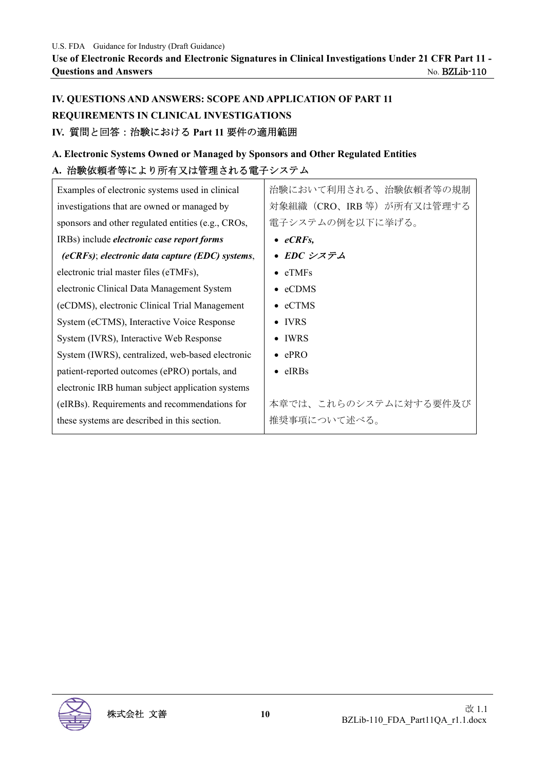## IV. QUESTIONS AND ANSWERS: SCOPE AND APPLICATION OF PART 11 REQUIREMENTS IN CLINICAL INVESTIGATIONS

## IV. 質問と回答：治験における Part 11 要件の適用範囲

### A. Electronic Systems Owned or Managed by Sponsors and Other Regulated Entities

### A. 治験依頼者等により所有又は管理される電子システム

| | |
|---|---|
| Examples of electronic systems used in clinical investigations that are owned or managed by sponsors and other regulated entities (e.g., CROs, IRBs) include ***electronic case report forms (eCRFs)***; ***electronic data capture (EDC) systems***, electronic trial master files (eTMFs), electronic Clinical Data Management System (eCDMS), electronic Clinical Trial Management System (eCTMS), Interactive Voice Response System (IVRS), Interactive Web Response System (IWRS), centralized, web-based electronic patient-reported outcomes (ePRO) portals, and electronic IRB human subject application systems (eIRBs). Requirements and recommendations for these systems are described in this section. | 治験において利用される、治験依頼者等の規制対象組織（CRO、IRB 等）が所有又は管理する電子システムの例を以下に挙げる。<br>• ***eCRFs,***<br>• ***EDC システム***<br>• eTMFs<br>• eCDMS<br>• eCTMS<br>• IVRS<br>• IWRS<br>• ePRO<br>• eIRBs<br><br>本章では、これらのシステムに対する要件及び推奨事項について述べる。 |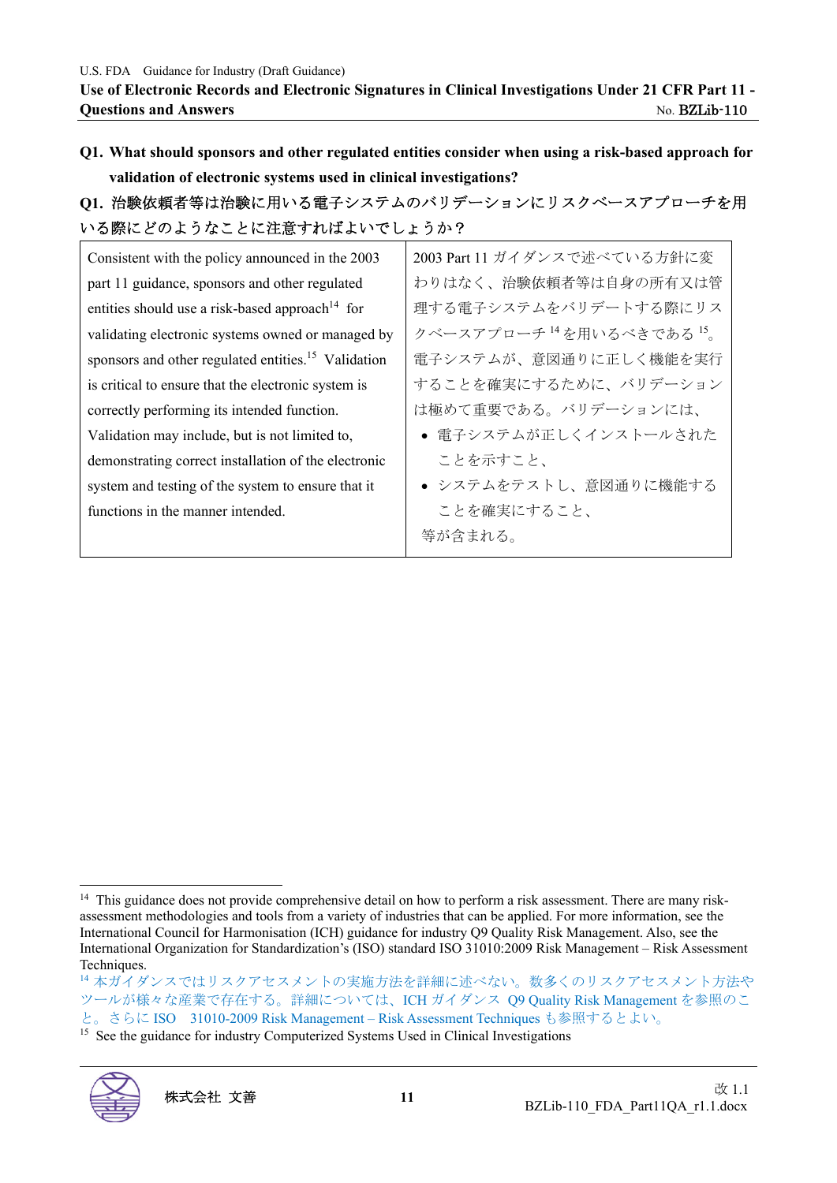**Q1. What should sponsors and other regulated entities consider when using a risk-based approach for validation of electronic systems used in clinical investigations?**

**Q1. 治験依頼者等は治験に用いる電子システムのバリデーションにリスクベースアプローチを用いる際にどのようなことに注意すればよいでしょうか？**

| | |
|---|---|
| Consistent with the policy announced in the 2003 part 11 guidance, sponsors and other regulated entities should use a risk-based approach[14] for validating electronic systems owned or managed by sponsors and other regulated entities.[15] Validation is critical to ensure that the electronic system is correctly performing its intended function. Validation may include, but is not limited to, demonstrating correct installation of the electronic system and testing of the system to ensure that it functions in the manner intended. | 2003 Part 11 ガイダンスで述べている方針に変わりはなく、治験依頼者等は自身の所有又は管理する電子システムをバリデートする際にリスクベースアプローチ[14]を用いるべきである[15]。電子システムが、意図通りに正しく機能を実行することを確実にするために、バリデーションは極めて重要である。バリデーションには、<br>• 電子システムが正しくインストールされたことを示すこと、<br>• システムをテストし、意図通りに機能することを確実にすること、<br>等が含まれる。 |

[14] This guidance does not provide comprehensive detail on how to perform a risk assessment. There are many risk-assessment methodologies and tools from a variety of industries that can be applied. For more information, see the International Council for Harmonisation (ICH) guidance for industry Q9 Quality Risk Management. Also, see the International Organization for Standardization's (ISO) standard ISO 31010:2009 Risk Management – Risk Assessment Techniques.

[14] 本ガイダンスではリスクアセスメントの実施方法を詳細に述べない。数多くのリスクアセスメント方法やツールが様々な産業で存在する。詳細については、ICH ガイダンス Q9 Quality Risk Management を参照のこと。さらに ISO 31010-2009 Risk Management – Risk Assessment Techniques も参照するとよい。

[15] See the guidance for industry Computerized Systems Used in Clinical Investigations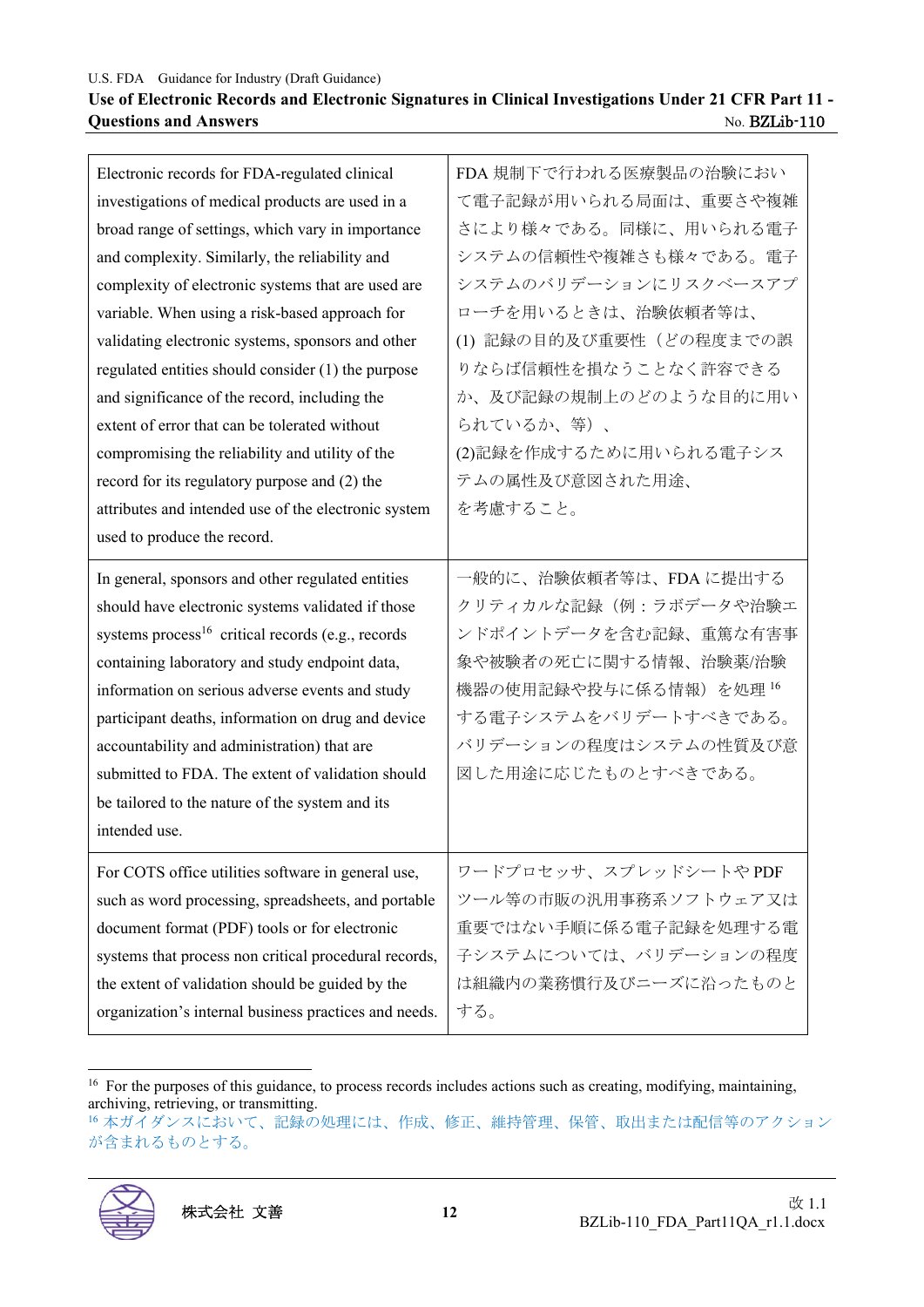| | |
|---|---|
| Electronic records for FDA-regulated clinical investigations of medical products are used in a broad range of settings, which vary in importance and complexity. Similarly, the reliability and complexity of electronic systems that are used are variable. When using a risk-based approach for validating electronic systems, sponsors and other regulated entities should consider (1) the purpose and significance of the record, including the extent of error that can be tolerated without compromising the reliability and utility of the record for its regulatory purpose and (2) the attributes and intended use of the electronic system used to produce the record. | FDA 規制下で行われる医療製品の治験において電子記録が用いられる局面は、重要さや複雑さにより様々である。同様に、用いられる電子システムの信頼性や複雑さも様々である。電子システムのバリデーションにリスクベースアプローチを用いるときは、治験依頼者等は、(1) 記録の目的及び重要性（どの程度までの誤りならば信頼性を損なうことなく許容できるか、及び記録の規制上のどのような目的に用いられているか、等）、(2)記録を作成するために用いられる電子システムの属性及び意図された用途、を考慮すること。 |
| In general, sponsors and other regulated entities should have electronic systems validated if those systems process[16] critical records (e.g., records containing laboratory and study endpoint data, information on serious adverse events and study participant deaths, information on drug and device accountability and administration) that are submitted to FDA. The extent of validation should be tailored to the nature of the system and its intended use. | 一般的に、治験依頼者等は、FDA に提出するクリティカルな記録（例：ラボデータや治験エンドポイントデータを含む記録、重篤な有害事象や被験者の死亡に関する情報、治験薬/治験機器の使用記録や投与に係る情報）を処理[16]する電子システムをバリデートすべきである。バリデーションの程度はシステムの性質及び意図した用途に応じたものとすべきである。 |
| For COTS office utilities software in general use, such as word processing, spreadsheets, and portable document format (PDF) tools or for electronic systems that process non critical procedural records, the extent of validation should be guided by the organization's internal business practices and needs. | ワードプロセッサ、スプレッドシートや PDF ツール等の市販の汎用事務系ソフトウェア又は重要ではない手順に係る電子記録を処理する電子システムについては、バリデーションの程度は組織内の業務慣行及びニーズに沿ったものとする。 |

[16] For the purposes of this guidance, to process records includes actions such as creating, modifying, maintaining, archiving, retrieving, or transmitting.

[16] 本ガイダンスにおいて、記録の処理には、作成、修正、維持管理、保管、取出または配信等のアクションが含まれるものとする。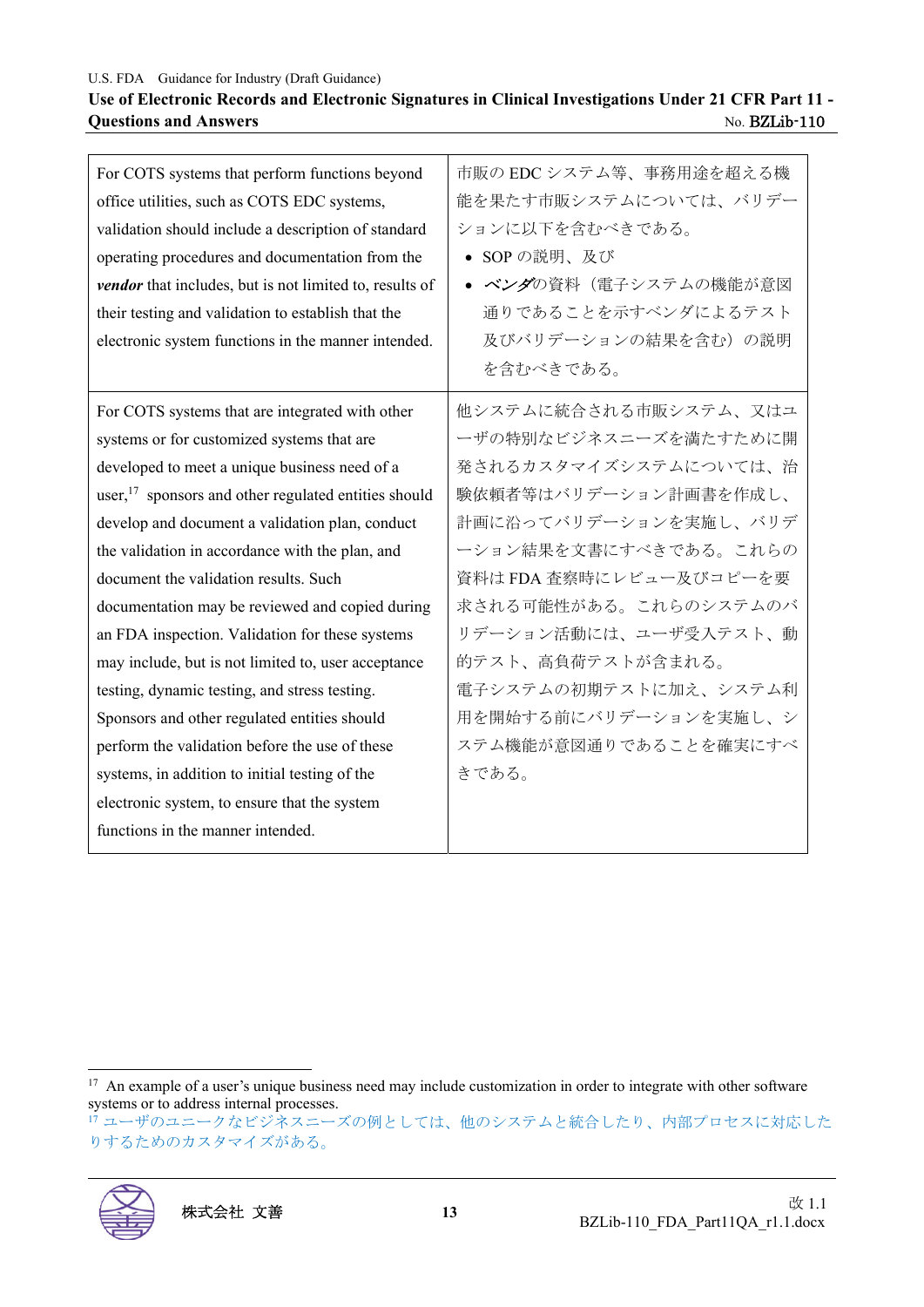| For COTS systems that perform functions beyond office utilities, such as COTS EDC systems, validation should include a description of standard operating procedures and documentation from the ***vendor*** that includes, but is not limited to, results of their testing and validation to establish that the electronic system functions in the manner intended. | 市販の EDC システム等、事務用途を超える機能を果たす市販システムについては、バリデーションに以下を含むべきである。<br>• SOP の説明、及び<br>• ***ベンダ***の資料（電子システムの機能が意図通りであることを示すベンダによるテスト及びバリデーションの結果を含む）の説明を含むべきである。 |
|---|---|
| For COTS systems that are integrated with other systems or for customized systems that are developed to meet a unique business need of a user,[17] sponsors and other regulated entities should develop and document a validation plan, conduct the validation in accordance with the plan, and document the validation results. Such documentation may be reviewed and copied during an FDA inspection. Validation for these systems may include, but is not limited to, user acceptance testing, dynamic testing, and stress testing. Sponsors and other regulated entities should perform the validation before the use of these systems, in addition to initial testing of the electronic system, to ensure that the system functions in the manner intended. | 他システムに統合される市販システム、又はユーザの特別なビジネスニーズを満たすために開発されるカスタマイズシステムについては、治験依頼者等はバリデーション計画書を作成し、計画に沿ってバリデーションを実施し、バリデーション結果を文書にすべきである。これらの資料は FDA 査察時にレビュー及びコピーを要求される可能性がある。これらのシステムのバリデーション活動には、ユーザ受入テスト、動的テスト、高負荷テストが含まれる。<br>電子システムの初期テストに加え、システム利用を開始する前にバリデーションを実施し、システム機能が意図通りであることを確実にすべきである。 |

[17] An example of a user's unique business need may include customization in order to integrate with other software systems or to address internal processes.

[17] ユーザのユニークなビジネスニーズの例としては、他のシステムと統合したり、内部プロセスに対応したりするためのカスタマイズがある。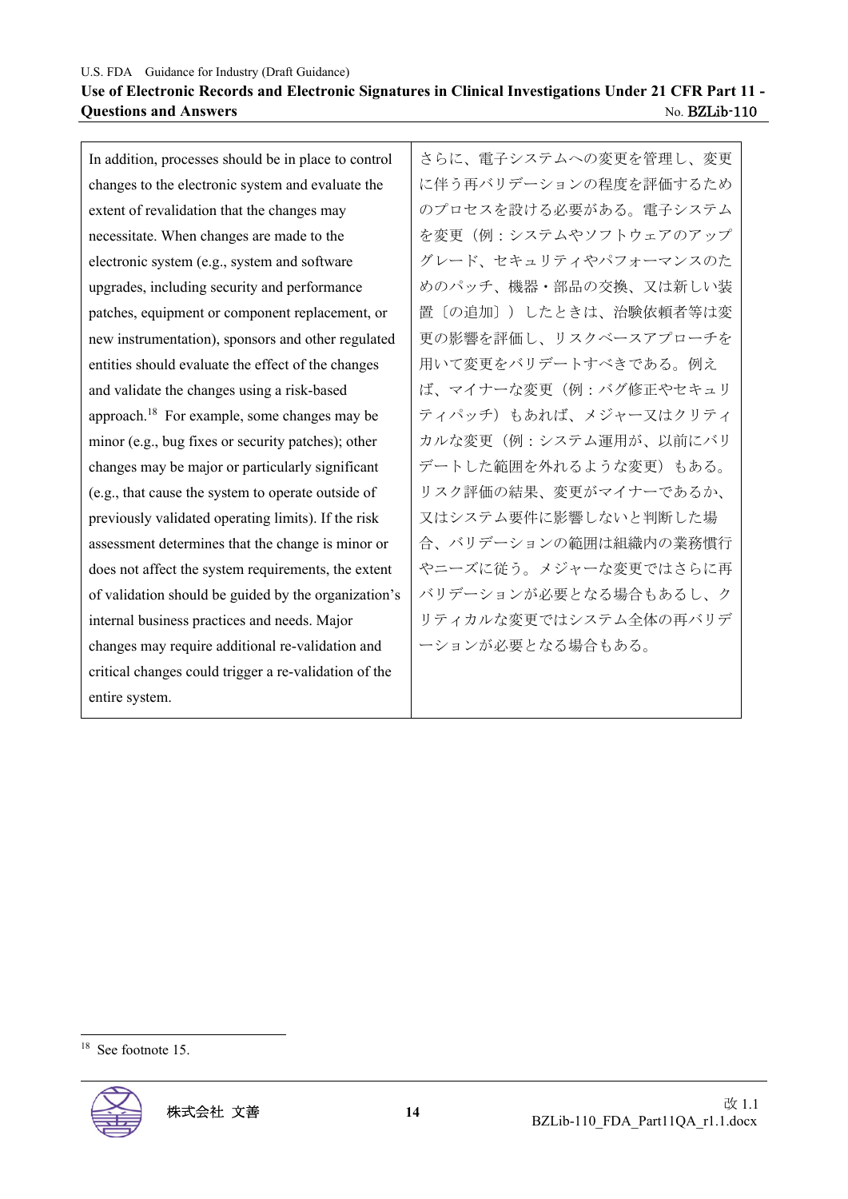| | |
|---|---|
| In addition, processes should be in place to control changes to the electronic system and evaluate the extent of revalidation that the changes may necessitate. When changes are made to the electronic system (e.g., system and software upgrades, including security and performance patches, equipment or component replacement, or new instrumentation), sponsors and other regulated entities should evaluate the effect of the changes and validate the changes using a risk-based approach.[18] For example, some changes may be minor (e.g., bug fixes or security patches); other changes may be major or particularly significant (e.g., that cause the system to operate outside of previously validated operating limits). If the risk assessment determines that the change is minor or does not affect the system requirements, the extent of validation should be guided by the organization's internal business practices and needs. Major changes may require additional re-validation and critical changes could trigger a re-validation of the entire system. | さらに、電子システムへの変更を管理し、変更に伴う再バリデーションの程度を評価するためのプロセスを設ける必要がある。電子システムを変更（例：システムやソフトウェアのアップグレード、セキュリティやパフォーマンスのためのパッチ、機器・部品の交換、又は新しい装置〔の追加〕）したときは、治験依頼者等は変更の影響を評価し、リスクベースアプローチを用いて変更をバリデートすべきである。例えば、マイナーな変更（例：バグ修正やセキュリティパッチ）もあれば、メジャー又はクリティカルな変更（例：システム運用が、以前にバリデートした範囲を外れるような変更）もある。リスク評価の結果、変更がマイナーであるか、又はシステム要件に影響しないと判断した場合、バリデーションの範囲は組織内の業務慣行やニーズに従う。メジャーな変更ではさらに再バリデーションが必要となる場合もあるし、クリティカルな変更ではシステム全体の再バリデーションが必要となる場合もある。 |

[18] See footnote 15.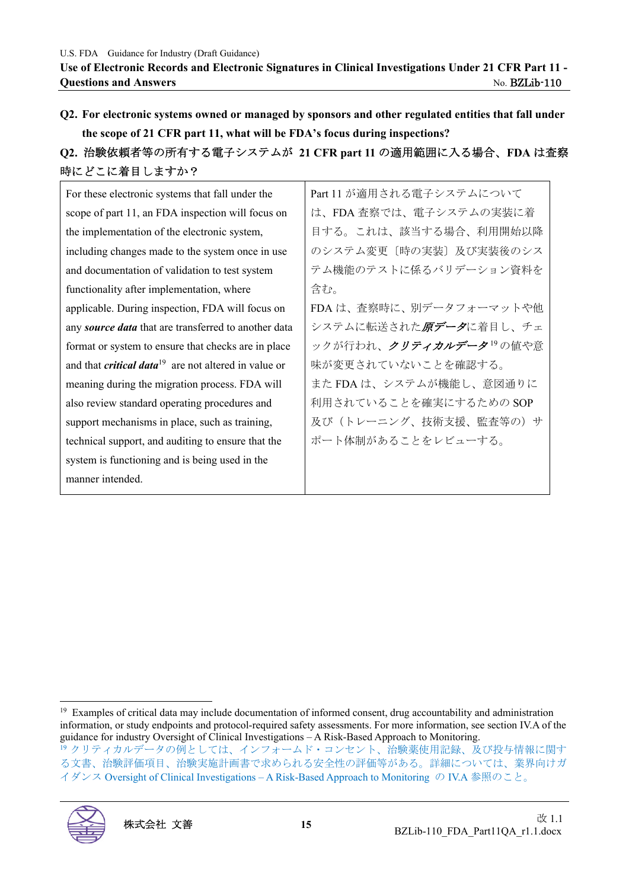**Q2. For electronic systems owned or managed by sponsors and other regulated entities that fall under the scope of 21 CFR part 11, what will be FDA's focus during inspections?**

**Q2. 治験依頼者等の所有する電子システムが 21 CFR part 11 の適用範囲に入る場合、FDA は査察時にどこに着目しますか？**

| | |
|---|---|
| For these electronic systems that fall under the scope of part 11, an FDA inspection will focus on the implementation of the electronic system, including changes made to the system once in use and documentation of validation to test system functionality after implementation, where applicable. During inspection, FDA will focus on any ***source data*** that are transferred to another data format or system to ensure that checks are in place and that ***critical data***[19] are not altered in value or meaning during the migration process. FDA will also review standard operating procedures and support mechanisms in place, such as training, technical support, and auditing to ensure that the system is functioning and is being used in the manner intended. | Part 11 が適用される電子システムについては、FDA 査察では、電子システムの実装に着目する。これは、該当する場合、利用開始以降のシステム変更〔時の実装〕及び実装後のシステム機能のテストに係るバリデーション資料を含む。<br>FDA は、査察時に、別データフォーマットや他システムに転送された***原データ***に着目し、チェックが行われ、***クリティカルデータ***[19]の値や意味が変更されていないことを確認する。<br>また FDA は、システムが機能し、意図通りに利用されていることを確実にするための SOP 及び（トレーニング、技術支援、監査等の）サポート体制があることをレビューする。 |

---

[19] Examples of critical data may include documentation of informed consent, drug accountability and administration information, or study endpoints and protocol-required safety assessments. For more information, see section IV.A of the guidance for industry Oversight of Clinical Investigations – A Risk-Based Approach to Monitoring.

[19] クリティカルデータの例としては、インフォームド・コンセント、治験薬使用記録、及び投与情報に関する文書、治験評価項目、治験実施計画書で求められる安全性の評価等がある。詳細については、業界向けガイダンス Oversight of Clinical Investigations – A Risk-Based Approach to Monitoring の IV.A 参照のこと。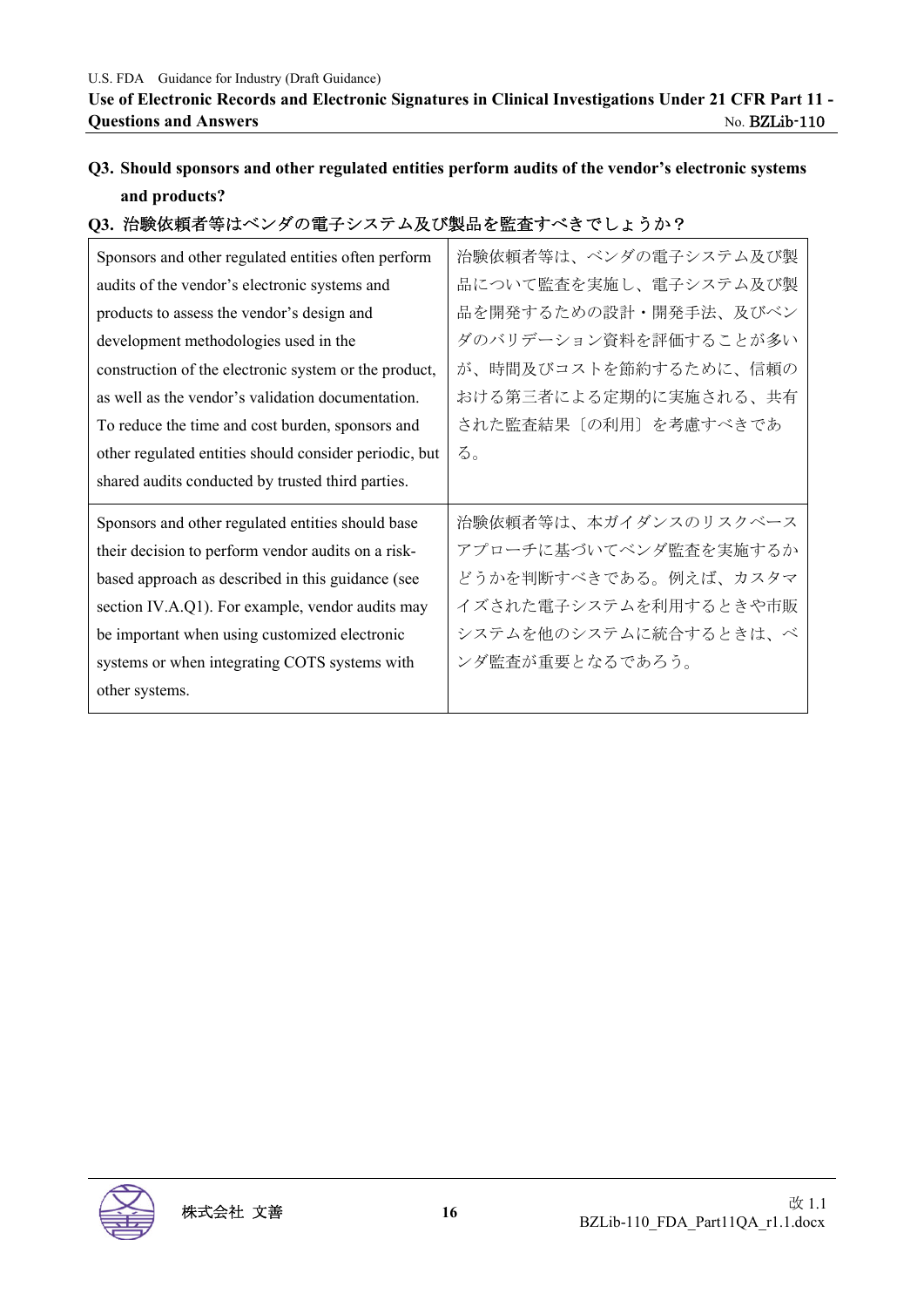**Q3. Should sponsors and other regulated entities perform audits of the vendor's electronic systems and products?**

**Q3. 治験依頼者等はベンダの電子システム及び製品を監査すべきでしょうか？**

| | |
|---|---|
| Sponsors and other regulated entities often perform audits of the vendor's electronic systems and products to assess the vendor's design and development methodologies used in the construction of the electronic system or the product, as well as the vendor's validation documentation. To reduce the time and cost burden, sponsors and other regulated entities should consider periodic, but shared audits conducted by trusted third parties. | 治験依頼者等は、ベンダの電子システム及び製品について監査を実施し、電子システム及び製品を開発するための設計・開発手法、及びベンダのバリデーション資料を評価することが多いが、時間及びコストを節約するために、信頼のおける第三者による定期的に実施される、共有された監査結果〔の利用〕を考慮すべきである。 |
| Sponsors and other regulated entities should base their decision to perform vendor audits on a risk-based approach as described in this guidance (see section IV.A.Q1). For example, vendor audits may be important when using customized electronic systems or when integrating COTS systems with other systems. | 治験依頼者等は、本ガイダンスのリスクベースアプローチに基づいてベンダ監査を実施するかどうかを判断すべきである。例えば、カスタマイズされた電子システムを利用するときや市販システムを他のシステムに統合するときは、ベンダ監査が重要となるであろう。 |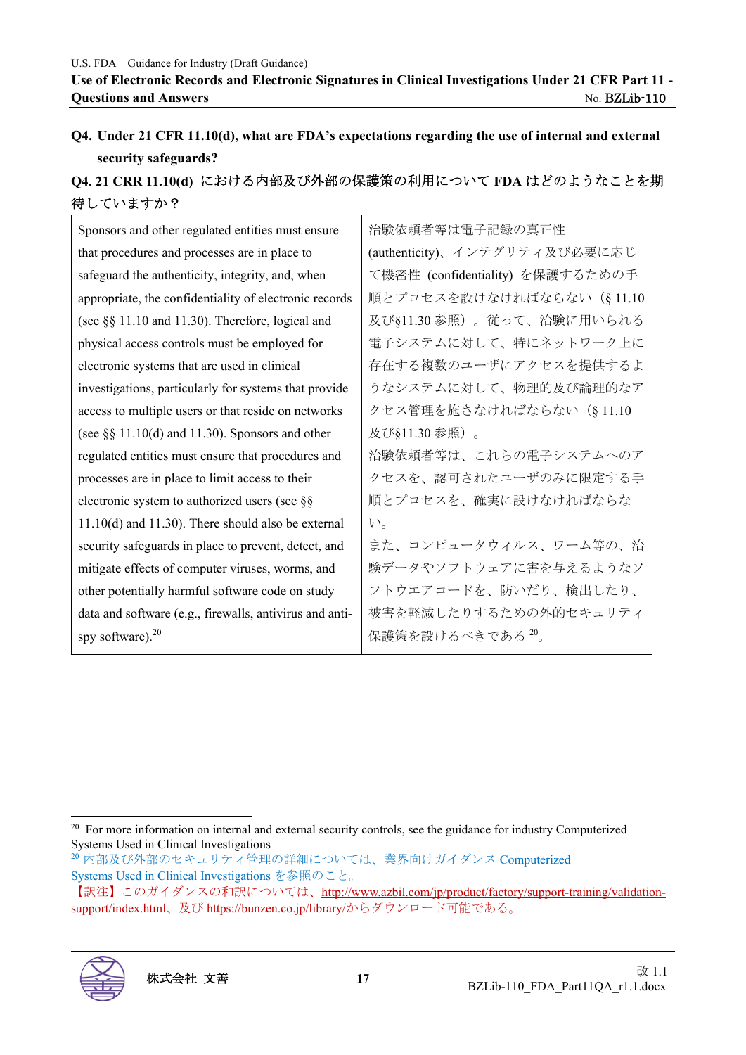**Q4. Under 21 CFR 11.10(d), what are FDA's expectations regarding the use of internal and external security safeguards?**

**Q4. 21 CRR 11.10(d) における内部及び外部の保護策の利用について FDA はどのようなことを期待していますか？**

| | |
|---|---|
| Sponsors and other regulated entities must ensure that procedures and processes are in place to safeguard the authenticity, integrity, and, when appropriate, the confidentiality of electronic records (see §§ 11.10 and 11.30). Therefore, logical and physical access controls must be employed for electronic systems that are used in clinical investigations, particularly for systems that provide access to multiple users or that reside on networks (see §§ 11.10(d) and 11.30). Sponsors and other regulated entities must ensure that procedures and processes are in place to limit access to their electronic system to authorized users (see §§ 11.10(d) and 11.30). There should also be external security safeguards in place to prevent, detect, and mitigate effects of computer viruses, worms, and other potentially harmful software code on study data and software (e.g., firewalls, antivirus and anti-spy software).[20] | 治験依頼者等は電子記録の真正性 (authenticity)、インテグリティ及び必要に応じて機密性 (confidentiality) を保護するための手順とプロセスを設けなければならない（§ 11.10 及び§11.30 参照）。従って、治験に用いられる電子システムに対して、特にネットワーク上に存在する複数のユーザにアクセスを提供するようなシステムに対して、物理的及び論理的なアクセス管理を施さなければならない（§ 11.10 及び§11.30 参照）。<br>治験依頼者等は、これらの電子システムへのアクセスを、認可されたユーザのみに限定する手順とプロセスを、確実に設けなければならない。<br>また、コンピュータウィルス、ワーム等の、治験データやソフトウェアに害を与えるようなソフトウエアコードを、防いだり、検出したり、被害を軽減したりするための外的セキュリティ保護策を設けるべきである[20]。 |

---

[20] For more information on internal and external security controls, see the guidance for industry Computerized Systems Used in Clinical Investigations

[20] 内部及び外部のセキュリティ管理の詳細については、業界向けガイダンス Computerized Systems Used in Clinical Investigations を参照のこと。

【訳注】このガイダンスの和訳については、http://www.azbil.com/jp/product/factory/support-training/validation-support/index.html、及び https://bunzen.co.jp/library/からダウンロード可能である。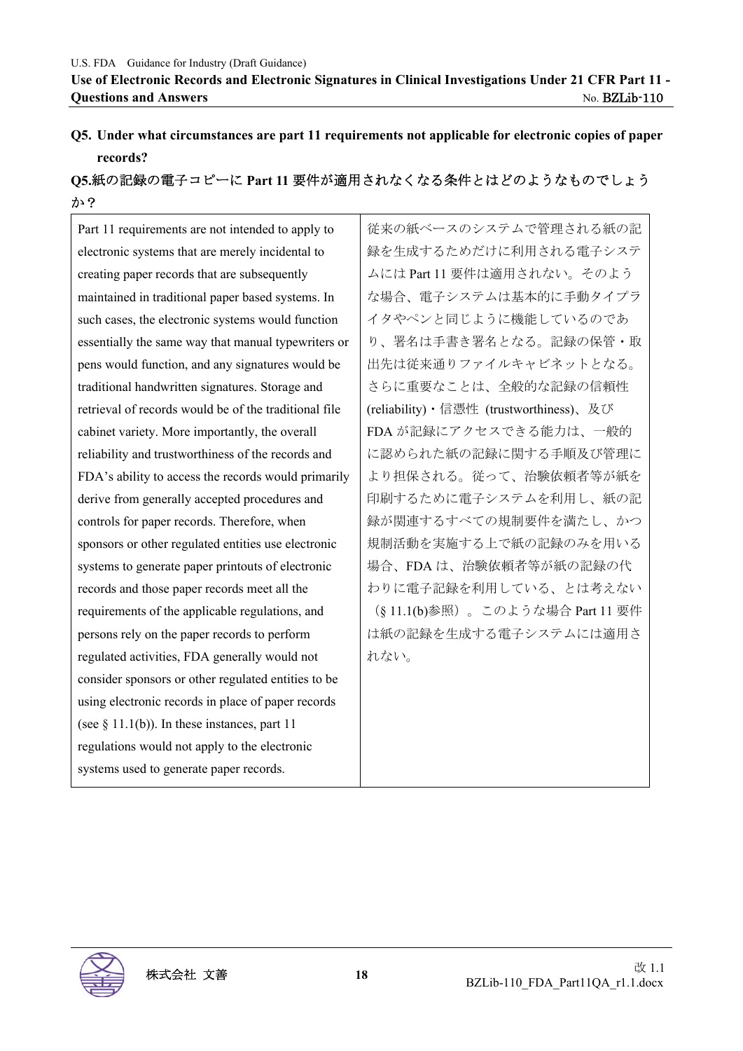## Q5. Under what circumstances are part 11 requirements not applicable for electronic copies of paper records?

## Q5.紙の記録の電子コピーに Part 11 要件が適用されなくなる条件とはどのようなものでしょうか？

| Part 11 requirements are not intended to apply to electronic systems that are merely incidental to creating paper records that are subsequently maintained in traditional paper based systems. In such cases, the electronic systems would function essentially the same way that manual typewriters or pens would function, and any signatures would be traditional handwritten signatures. Storage and retrieval of records would be of the traditional file cabinet variety. More importantly, the overall reliability and trustworthiness of the records and FDA's ability to access the records would primarily derive from generally accepted procedures and controls for paper records. Therefore, when sponsors or other regulated entities use electronic systems to generate paper printouts of electronic records and those paper records meet all the requirements of the applicable regulations, and persons rely on the paper records to perform regulated activities, FDA generally would not consider sponsors or other regulated entities to be using electronic records in place of paper records (see § 11.1(b)). In these instances, part 11 regulations would not apply to the electronic systems used to generate paper records. | 従来の紙ベースのシステムで管理される紙の記録を生成するためだけに利用される電子システムには Part 11 要件は適用されない。そのような場合、電子システムは基本的に手動タイプライタやペンと同じように機能しているのであり、署名は手書き署名となる。記録の保管・取出先は従来通りファイルキャビネットとなる。さらに重要なことは、全般的な記録の信頼性 (reliability)・信憑性 (trustworthiness)、及び FDA が記録にアクセスできる能力は、一般的に認められた紙の記録に関する手順及び管理により担保される。従って、治験依頼者等が紙を印刷するために電子システムを利用し、紙の記録が関連するすべての規制要件を満たし、かつ規制活動を実施する上で紙の記録のみを用いる場合、FDA は、治験依頼者等が紙の記録の代わりに電子記録を利用している、とは考えない（§ 11.1(b)参照）。このような場合 Part 11 要件は紙の記録を生成する電子システムには適用されない。 |
|---|---|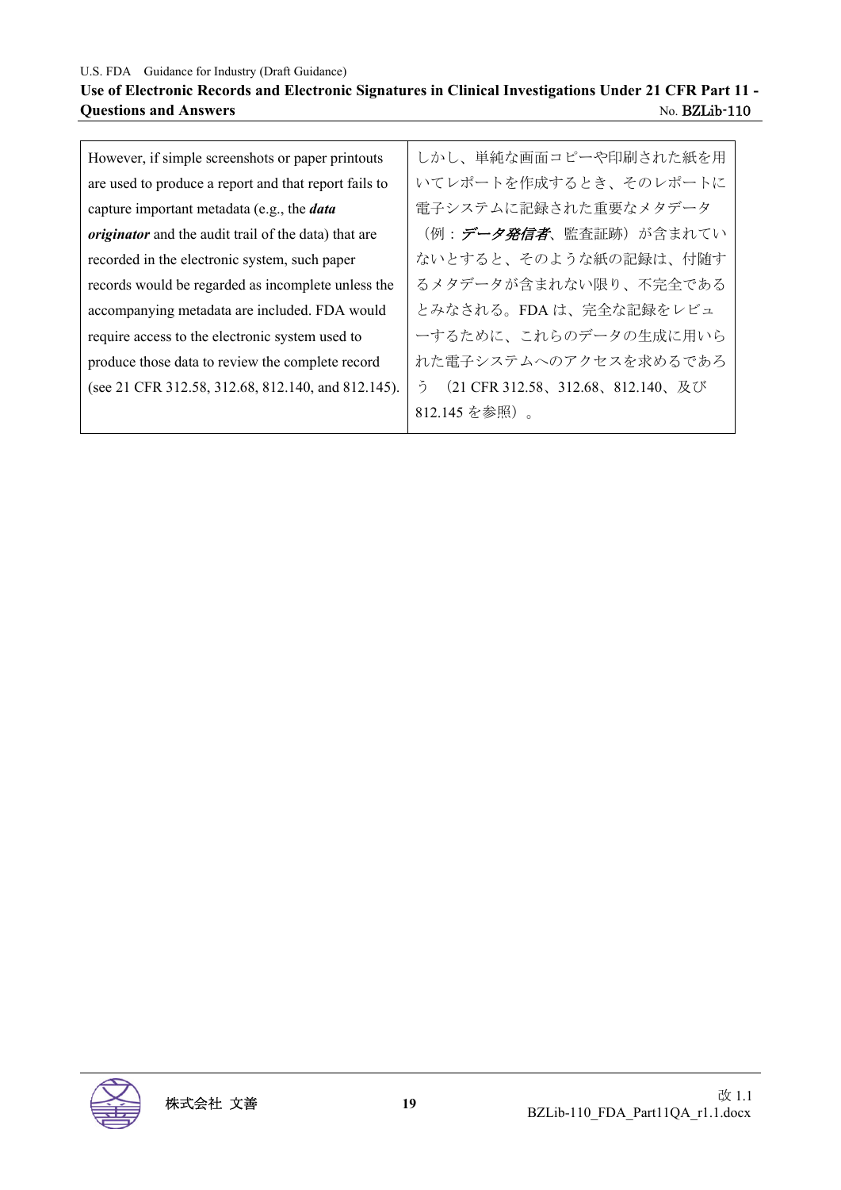| | |
|---|---|
| However, if simple screenshots or paper printouts are used to produce a report and that report fails to capture important metadata (e.g., the ***data originator*** and the audit trail of the data) that are recorded in the electronic system, such paper records would be regarded as incomplete unless the accompanying metadata are included. FDA would require access to the electronic system used to produce those data to review the complete record (see 21 CFR 312.58, 312.68, 812.140, and 812.145). | しかし、単純な画面コピーや印刷された紙を用いてレポートを作成するとき、そのレポートに電子システムに記録された重要なメタデータ（例：***データ発信者***、監査証跡）が含まれていないとすると、そのような紙の記録は、付随するメタデータが含まれない限り、不完全であるとみなされる。FDA は、完全な記録をレビューするために、これらのデータの生成に用いられた電子システムへのアクセスを求めるであろう（21 CFR 312.58、312.68、812.140、及び 812.145 を参照）。 |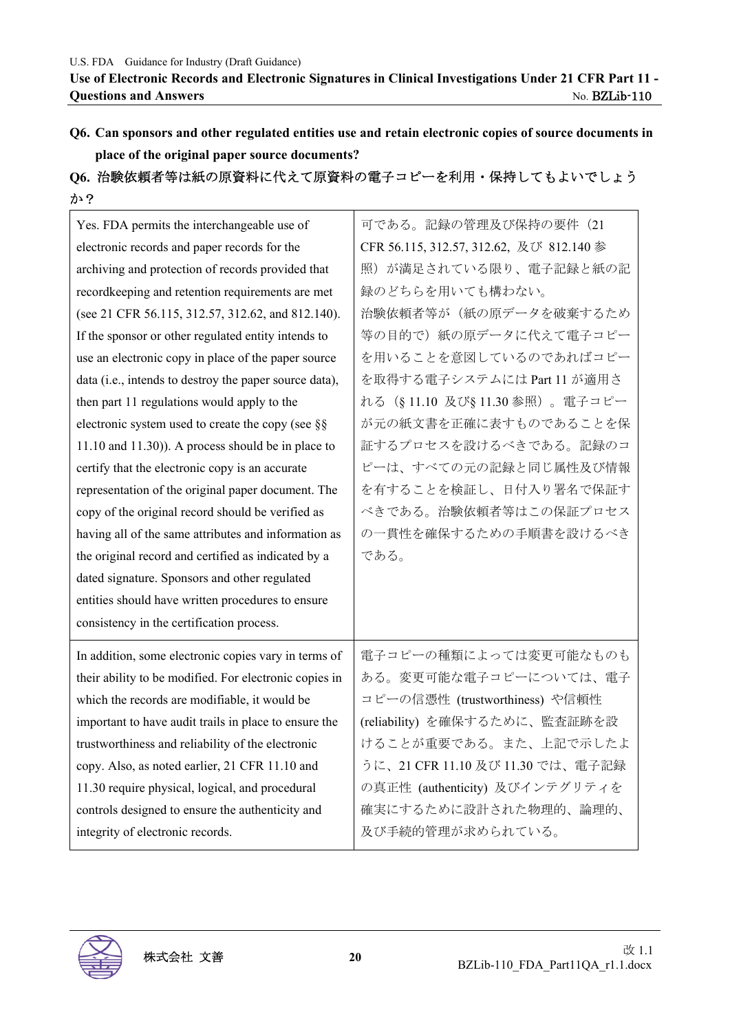**Q6. Can sponsors and other regulated entities use and retain electronic copies of source documents in place of the original paper source documents?**

**Q6. 治験依頼者等は紙の原資料に代えて原資料の電子コピーを利用・保持してもよいでしょうか？**

| | |
|---|---|
| Yes. FDA permits the interchangeable use of electronic records and paper records for the archiving and protection of records provided that recordkeeping and retention requirements are met (see 21 CFR 56.115, 312.57, 312.62, and 812.140). If the sponsor or other regulated entity intends to use an electronic copy in place of the paper source data (i.e., intends to destroy the paper source data), then part 11 regulations would apply to the electronic system used to create the copy (see §§ 11.10 and 11.30)). A process should be in place to certify that the electronic copy is an accurate representation of the original paper document. The copy of the original record should be verified as having all of the same attributes and information as the original record and certified as indicated by a dated signature. Sponsors and other regulated entities should have written procedures to ensure consistency in the certification process. | 可である。記録の管理及び保持の要件（21 CFR 56.115, 312.57, 312.62, 及び 812.140 参照）が満足されている限り、電子記録と紙の記録のどちらを用いても構わない。<br>治験依頼者等が（紙の原データを破棄するため等の目的で）紙の原データに代えて電子コピーを用いることを意図しているのであればコピーを取得する電子システムには Part 11 が適用される（§ 11.10 及び§ 11.30 参照）。電子コピーが元の紙文書を正確に表すものであることを保証するプロセスを設けるべきである。記録のコピーは、すべての元の記録と同じ属性及び情報を有することを検証し、日付入り署名で保証すべきである。治験依頼者等はこの保証プロセスの一貫性を確保するための手順書を設けるべきである。 |
| In addition, some electronic copies vary in terms of their ability to be modified. For electronic copies in which the records are modifiable, it would be important to have audit trails in place to ensure the trustworthiness and reliability of the electronic copy. Also, as noted earlier, 21 CFR 11.10 and 11.30 require physical, logical, and procedural controls designed to ensure the authenticity and integrity of electronic records. | 電子コピーの種類によっては変更可能なものもある。変更可能な電子コピーについては、電子コピーの信憑性 (trustworthiness) や信頼性 (reliability) を確保するために、監査証跡を設けることが重要である。また、上記で示したように、21 CFR 11.10 及び 11.30 では、電子記録の真正性 (authenticity) 及びインテグリティを確実にするために設計された物理的、論理的、及び手続的管理が求められている。 |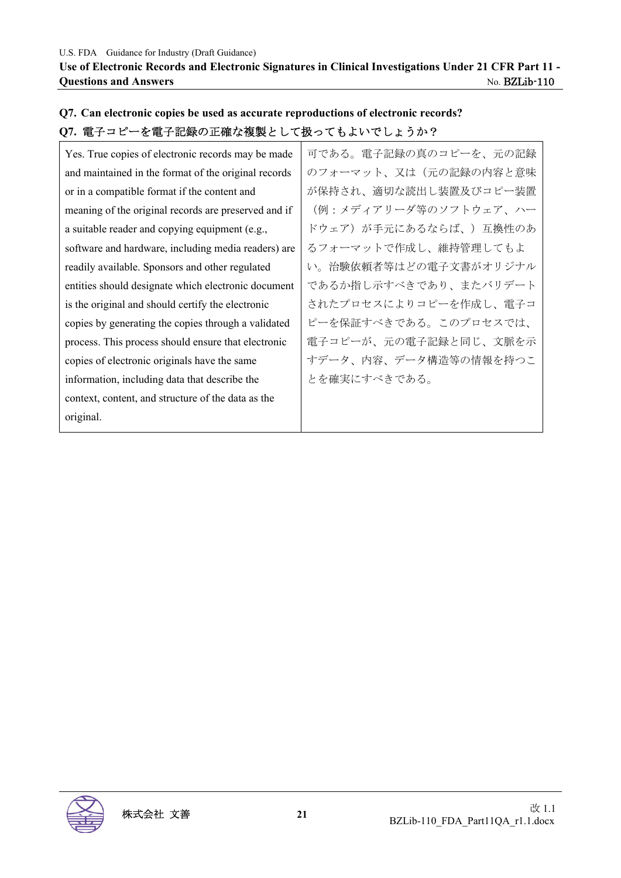### Q7. Can electronic copies be used as accurate reproductions of electronic records?

### Q7. 電子コピーを電子記録の正確な複製として扱ってもよいでしょうか？

| Yes. True copies of electronic records may be made and maintained in the format of the original records or in a compatible format if the content and meaning of the original records are preserved and if a suitable reader and copying equipment (e.g., software and hardware, including media readers) are readily available. Sponsors and other regulated entities should designate which electronic document is the original and should certify the electronic copies by generating the copies through a validated process. This process should ensure that electronic copies of electronic originals have the same information, including data that describe the context, content, and structure of the data as the original. | 可である。電子記録の真のコピーを、元の記録のフォーマット、又は（元の記録の内容と意味が保持され、適切な読出し装置及びコピー装置（例：メディアリーダ等のソフトウェア、ハードウェア）が手元にあるならば、）互換性のあるフォーマットで作成し、維持管理してもよい。治験依頼者等はどの電子文書がオリジナルであるか指し示すべきであり、またバリデートされたプロセスによりコピーを作成し、電子コピーを保証すべきである。このプロセスでは、電子コピーが、元の電子記録と同じ、文脈を示すデータ、内容、データ構造等の情報を持つことを確実にすべきである。 |
|---|---|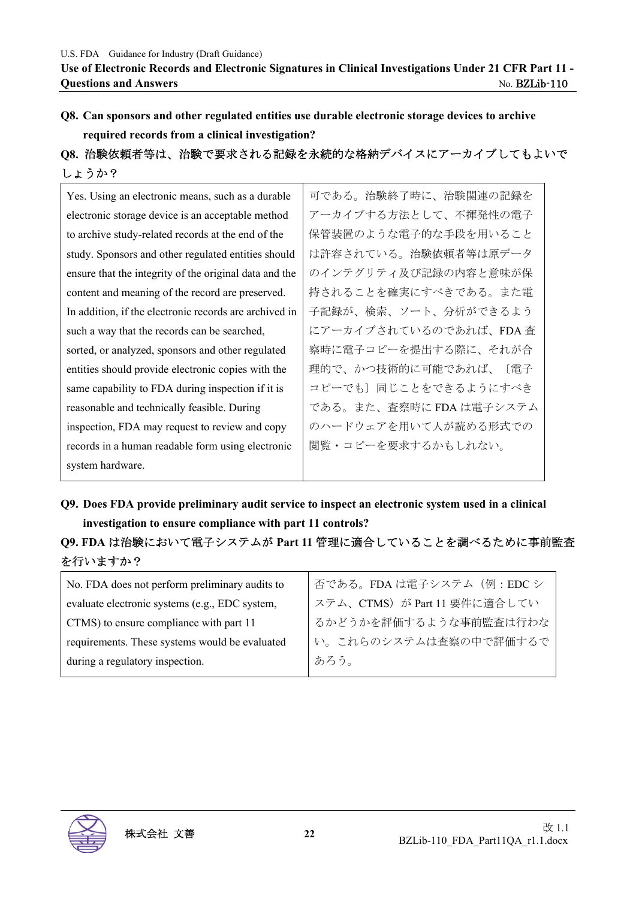**Q8. Can sponsors and other regulated entities use durable electronic storage devices to archive required records from a clinical investigation?**

**Q8. 治験依頼者等は、治験で要求される記録を永続的な格納デバイスにアーカイブしてもよいでしょうか？**

| | |
|---|---|
| Yes. Using an electronic means, such as a durable electronic storage device is an acceptable method to archive study-related records at the end of the study. Sponsors and other regulated entities should ensure that the integrity of the original data and the content and meaning of the record are preserved. In addition, if the electronic records are archived in such a way that the records can be searched, sorted, or analyzed, sponsors and other regulated entities should provide electronic copies with the same capability to FDA during inspection if it is reasonable and technically feasible. During inspection, FDA may request to review and copy records in a human readable form using electronic system hardware. | 可である。治験終了時に、治験関連の記録をアーカイブする方法として、不揮発性の電子保管装置のような電子的な手段を用いることは許容されている。治験依頼者等は原データのインテグリティ及び記録の内容と意味が保持されることを確実にすべきである。また電子記録が、検索、ソート、分析ができるようにアーカイブされているのであれば、FDA 査察時に電子コピーを提出する際に、それが合理的で、かつ技術的に可能であれば、〔電子コピーでも〕同じことをできるようにすべきである。また、査察時に FDA は電子システムのハードウェアを用いて人が読める形式での閲覧・コピーを要求するかもしれない。 |

**Q9. Does FDA provide preliminary audit service to inspect an electronic system used in a clinical investigation to ensure compliance with part 11 controls?**

**Q9. FDA は治験において電子システムが Part 11 管理に適合していることを調べるために事前監査を行いますか？**

| | |
|---|---|
| No. FDA does not perform preliminary audits to evaluate electronic systems (e.g., EDC system, CTMS) to ensure compliance with part 11 requirements. These systems would be evaluated during a regulatory inspection. | 否である。FDA は電子システム（例：EDC システム、CTMS）が Part 11 要件に適合しているかどうかを評価するような事前監査は行わない。これらのシステムは査察の中で評価するであろう。 |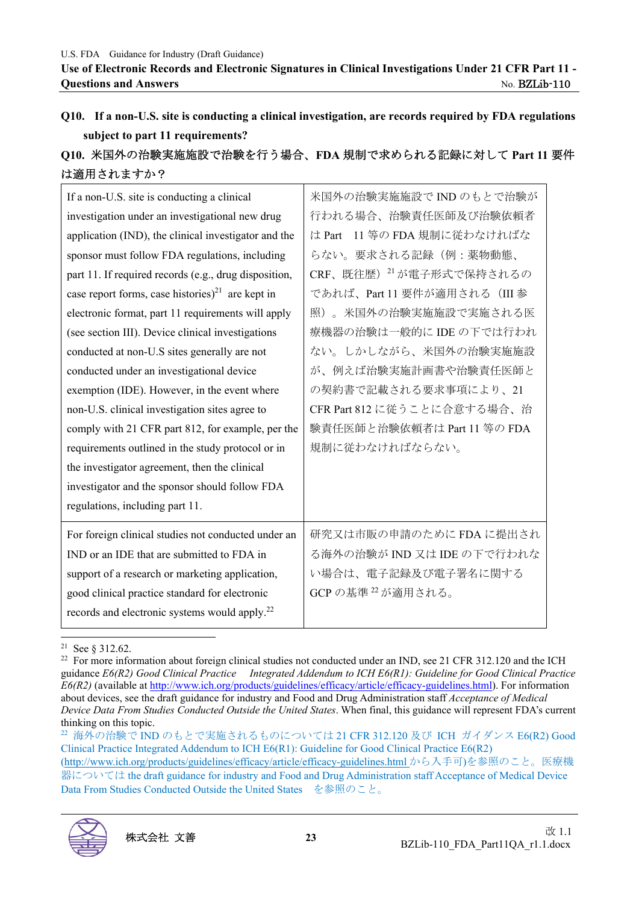**Q10. If a non-U.S. site is conducting a clinical investigation, are records required by FDA regulations subject to part 11 requirements?**

**Q10. 米国外の治験実施施設で治験を行う場合、FDA 規制で求められる記録に対して Part 11 要件は適用されますか？**

| | |
|---|---|
| If a non-U.S. site is conducting a clinical investigation under an investigational new drug application (IND), the clinical investigator and the sponsor must follow FDA regulations, including part 11. If required records (e.g., drug disposition, case report forms, case histories)[21] are kept in electronic format, part 11 requirements will apply (see section III). Device clinical investigations conducted at non-U.S sites generally are not conducted under an investigational device exemption (IDE). However, in the event where non-U.S. clinical investigation sites agree to comply with 21 CFR part 812, for example, per the requirements outlined in the study protocol or in the investigator agreement, then the clinical investigator and the sponsor should follow FDA regulations, including part 11. | 米国外の治験実施施設で IND のもとで治験が行われる場合、治験責任医師及び治験依頼者は Part 11 等の FDA 規制に従わなければならない。要求される記録（例：薬物動態、CRF、既往歴）[21] が電子形式で保持されるのであれば、Part 11 要件が適用される（III 参照）。米国外の治験実施施設で実施される医療機器の治験は一般的に IDE の下では行われない。しかしながら、米国外の治験実施施設が、例えば治験実施計画書や治験責任医師との契約書で記載される要求事項により、21 CFR Part 812 に従うことに合意する場合、治験責任医師と治験依頼者は Part 11 等の FDA 規制に従わなければならない。 |
| For foreign clinical studies not conducted under an IND or an IDE that are submitted to FDA in support of a research or marketing application, good clinical practice standard for electronic records and electronic systems would apply.[22] | 研究又は市販の申請のために FDA に提出される海外の治験が IND 又は IDE の下で行われない場合は、電子記録及び電子署名に関する GCP の基準 [22] が適用される。 |

---

[21] See § 312.62.

[22] For more information about foreign clinical studies not conducted under an IND, see 21 CFR 312.120 and the ICH guidance *E6(R2) Good Clinical Practice Integrated Addendum to ICH E6(R1): Guideline for Good Clinical Practice E6(R2)* (available at http://www.ich.org/products/guidelines/efficacy/article/efficacy-guidelines.html). For information about devices, see the draft guidance for industry and Food and Drug Administration staff *Acceptance of Medical Device Data From Studies Conducted Outside the United States*. When final, this guidance will represent FDA's current thinking on this topic.

[22] 海外の治験で IND のもとで実施されるものについては 21 CFR 312.120 及び ICH ガイダンス E6(R2) Good Clinical Practice Integrated Addendum to ICH E6(R1): Guideline for Good Clinical Practice E6(R2) (http://www.ich.org/products/guidelines/efficacy/article/efficacy-guidelines.html から入手可)を参照のこと。医療機器については the draft guidance for industry and Food and Drug Administration staff Acceptance of Medical Device Data From Studies Conducted Outside the United States を参照のこと。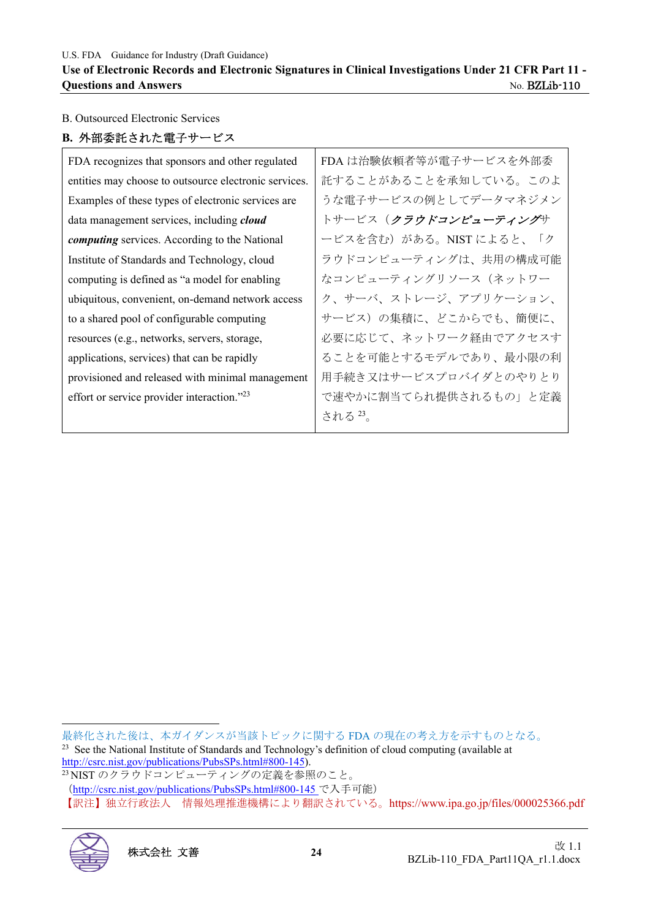B. Outsourced Electronic Services

## B. 外部委託された電子サービス

| FDA recognizes that sponsors and other regulated entities may choose to outsource electronic services. Examples of these types of electronic services are data management services, including ***cloud computing*** services. According to the National Institute of Standards and Technology, cloud computing is defined as "a model for enabling ubiquitous, convenient, on-demand network access to a shared pool of configurable computing resources (e.g., networks, servers, storage, applications, services) that can be rapidly provisioned and released with minimal management effort or service provider interaction."[23] | FDA は治験依頼者等が電子サービスを外部委託することがあることを承知している。このような電子サービスの例としてデータマネジメントサービス（***クラウドコンピューティング***サービスを含む）がある。NIST によると、「クラウドコンピューティングは、共用の構成可能なコンピューティングリソース（ネットワーク、サーバ、ストレージ、アプリケーション、サービス）の集積に、どこからでも、簡便に、必要に応じて、ネットワーク経由でアクセスすることを可能とするモデルであり、最小限の利用手続き又はサービスプロバイダとのやりとりで速やかに割当てられ提供されるもの」と定義される[23]。 |
|---|---|

最終化された後は、本ガイダンスが当該トピックに関する FDA の現在の考え方を示すものとなる。

[23] See the National Institute of Standards and Technology's definition of cloud computing (available at http://csrc.nist.gov/publications/PubsSPs.html#800-145).

[23] NIST のクラウドコンピューティングの定義を参照のこと。
（http://csrc.nist.gov/publications/PubsSPs.html#800-145 で入手可能）
【訳注】独立行政法人　情報処理推進機構により翻訳されている。https://www.ipa.go.jp/files/000025366.pdf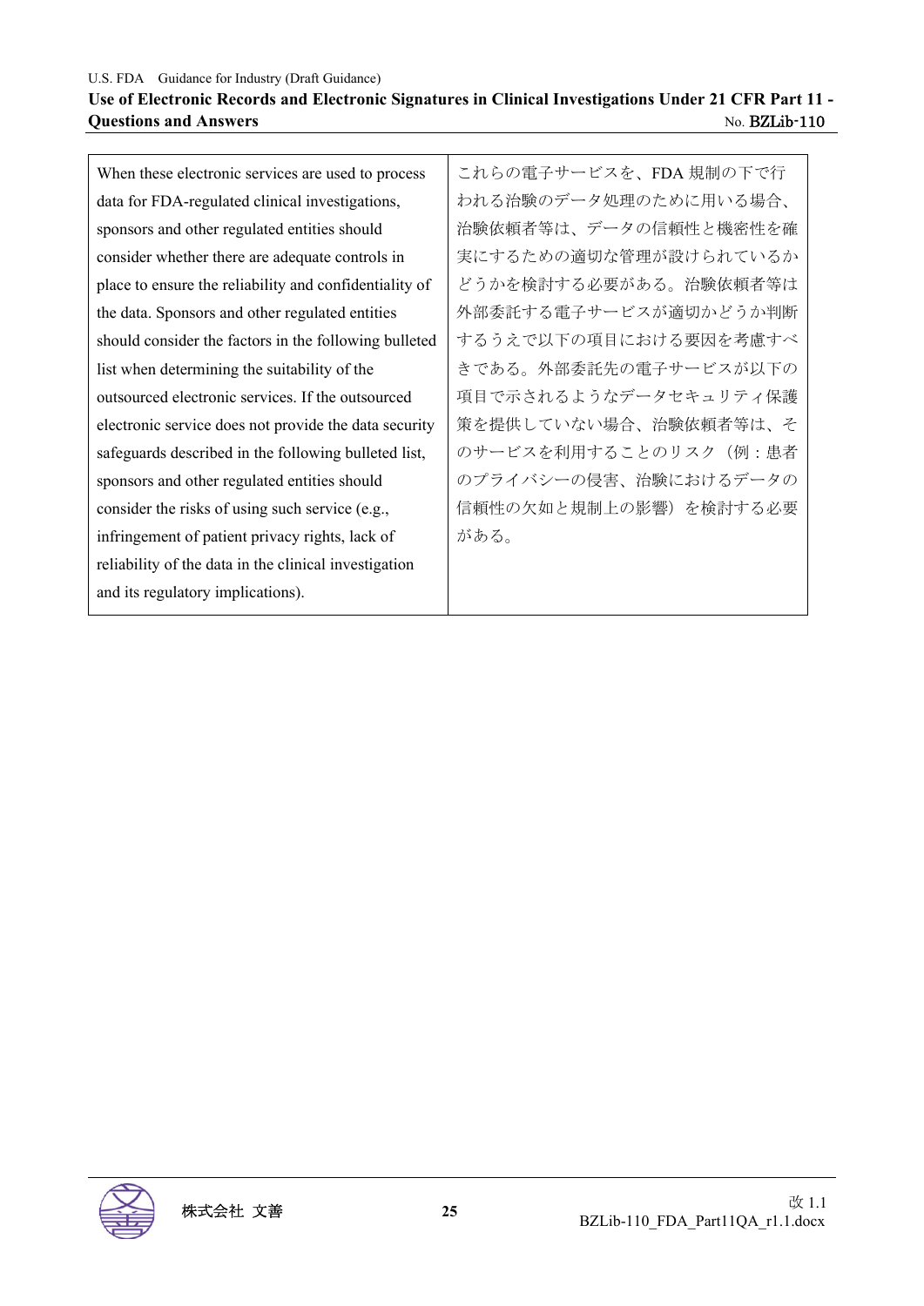| When these electronic services are used to process data for FDA-regulated clinical investigations, sponsors and other regulated entities should consider whether there are adequate controls in place to ensure the reliability and confidentiality of the data. Sponsors and other regulated entities should consider the factors in the following bulleted list when determining the suitability of the outsourced electronic services. If the outsourced electronic service does not provide the data security safeguards described in the following bulleted list, sponsors and other regulated entities should consider the risks of using such service (e.g., infringement of patient privacy rights, lack of reliability of the data in the clinical investigation and its regulatory implications). | これらの電子サービスを、FDA 規制の下で行われる治験のデータ処理のために用いる場合、治験依頼者等は、データの信頼性と機密性を確実にするための適切な管理が設けられているかどうかを検討する必要がある。治験依頼者等は外部委託する電子サービスが適切かどうか判断するうえで以下の項目における要因を考慮すべきである。外部委託先の電子サービスが以下の項目で示されるようなデータセキュリティ保護策を提供していない場合、治験依頼者等は、そのサービスを利用することのリスク（例：患者のプライバシーの侵害、治験におけるデータの信頼性の欠如と規制上の影響）を検討する必要がある。 |
|---|---|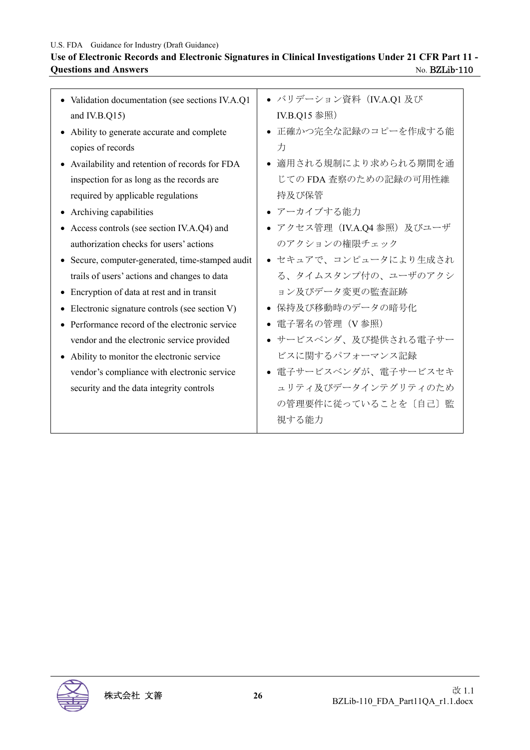| English | 日本語 |
|---|---|
| • Validation documentation (see sections IV.A.Q1 and IV.B.Q15)<br>• Ability to generate accurate and complete copies of records<br>• Availability and retention of records for FDA inspection for as long as the records are required by applicable regulations<br>• Archiving capabilities<br>• Access controls (see section IV.A.Q4) and authorization checks for users' actions<br>• Secure, computer-generated, time-stamped audit trails of users' actions and changes to data<br>• Encryption of data at rest and in transit<br>• Electronic signature controls (see section V)<br>• Performance record of the electronic service vendor and the electronic service provided<br>• Ability to monitor the electronic service vendor's compliance with electronic service security and the data integrity controls | • バリデーション資料（IV.A.Q1 及び IV.B.Q15 参照）<br>• 正確かつ完全な記録のコピーを作成する能力<br>• 適用される規制により求められる期間を通じての FDA 査察のための記録の可用性維持及び保管<br>• アーカイブする能力<br>• アクセス管理（IV.A.Q4 参照）及びユーザのアクションの権限チェック<br>• セキュアで、コンピュータにより生成される、タイムスタンプ付の、ユーザのアクション及びデータ変更の監査証跡<br>• 保持及び移動時のデータの暗号化<br>• 電子署名の管理（V 参照）<br>• サービスベンダ、及び提供される電子サービスに関するパフォーマンス記録<br>• 電子サービスベンダが、電子サービスセキュリティ及びデータインテグリティのための管理要件に従っていることを〔自己〕監視する能力 |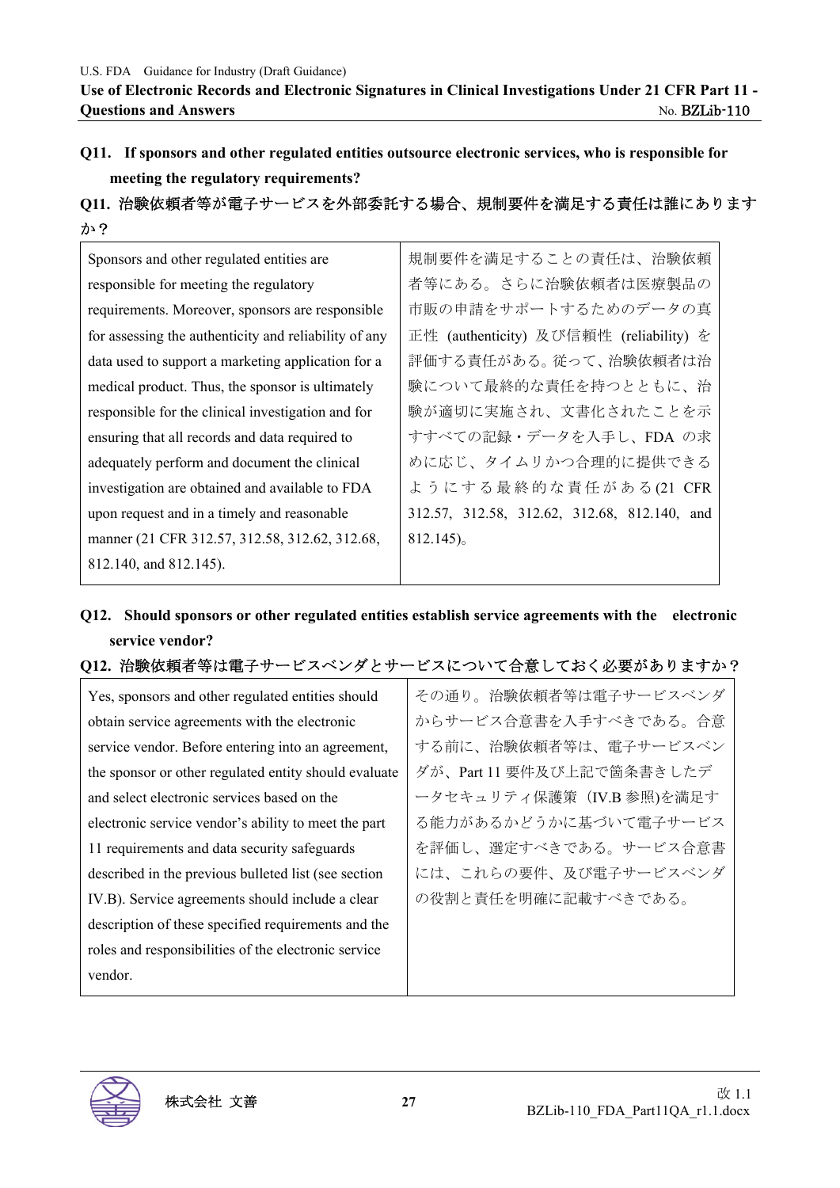**Q11. If sponsors and other regulated entities outsource electronic services, who is responsible for meeting the regulatory requirements?**

**Q11. 治験依頼者等が電子サービスを外部委託する場合、規制要件を満足する責任は誰にありますか？**

| Sponsors and other regulated entities are responsible for meeting the regulatory requirements. Moreover, sponsors are responsible for assessing the authenticity and reliability of any data used to support a marketing application for a medical product. Thus, the sponsor is ultimately responsible for the clinical investigation and for ensuring that all records and data required to adequately perform and document the clinical investigation are obtained and available to FDA upon request and in a timely and reasonable manner (21 CFR 312.57, 312.58, 312.62, 312.68, 812.140, and 812.145). | 規制要件を満足することの責任は、治験依頼者等にある。さらに治験依頼者は医療製品の市販の申請をサポートするためのデータの真正性 (authenticity) 及び信頼性 (reliability) を評価する責任がある。従って、治験依頼者は治験について最終的な責任を持つとともに、治験が適切に実施され、文書化されたことを示すすべての記録・データを入手し、FDA の求めに応じ、タイムリかつ合理的に提供できるようにする最終的な責任がある(21 CFR 312.57, 312.58, 312.62, 312.68, 812.140, and 812.145)。 |
|---|---|

**Q12. Should sponsors or other regulated entities establish service agreements with the electronic service vendor?**

**Q12. 治験依頼者等は電子サービスベンダとサービスについて合意しておく必要がありますか？**

| Yes, sponsors and other regulated entities should obtain service agreements with the electronic service vendor. Before entering into an agreement, the sponsor or other regulated entity should evaluate and select electronic services based on the electronic service vendor's ability to meet the part 11 requirements and data security safeguards described in the previous bulleted list (see section IV.B). Service agreements should include a clear description of these specified requirements and the roles and responsibilities of the electronic service vendor. | その通り。治験依頼者等は電子サービスベンダからサービス合意書を入手すべきである。合意する前に、治験依頼者等は、電子サービスベンダが、Part 11 要件及び上記で箇条書きしたデータセキュリティ保護策（IV.B 参照)を満足する能力があるかどうかに基づいて電子サービスを評価し、選定すべきである。サービス合意書には、これらの要件、及び電子サービスベンダの役割と責任を明確に記載すべきである。 |
|---|---|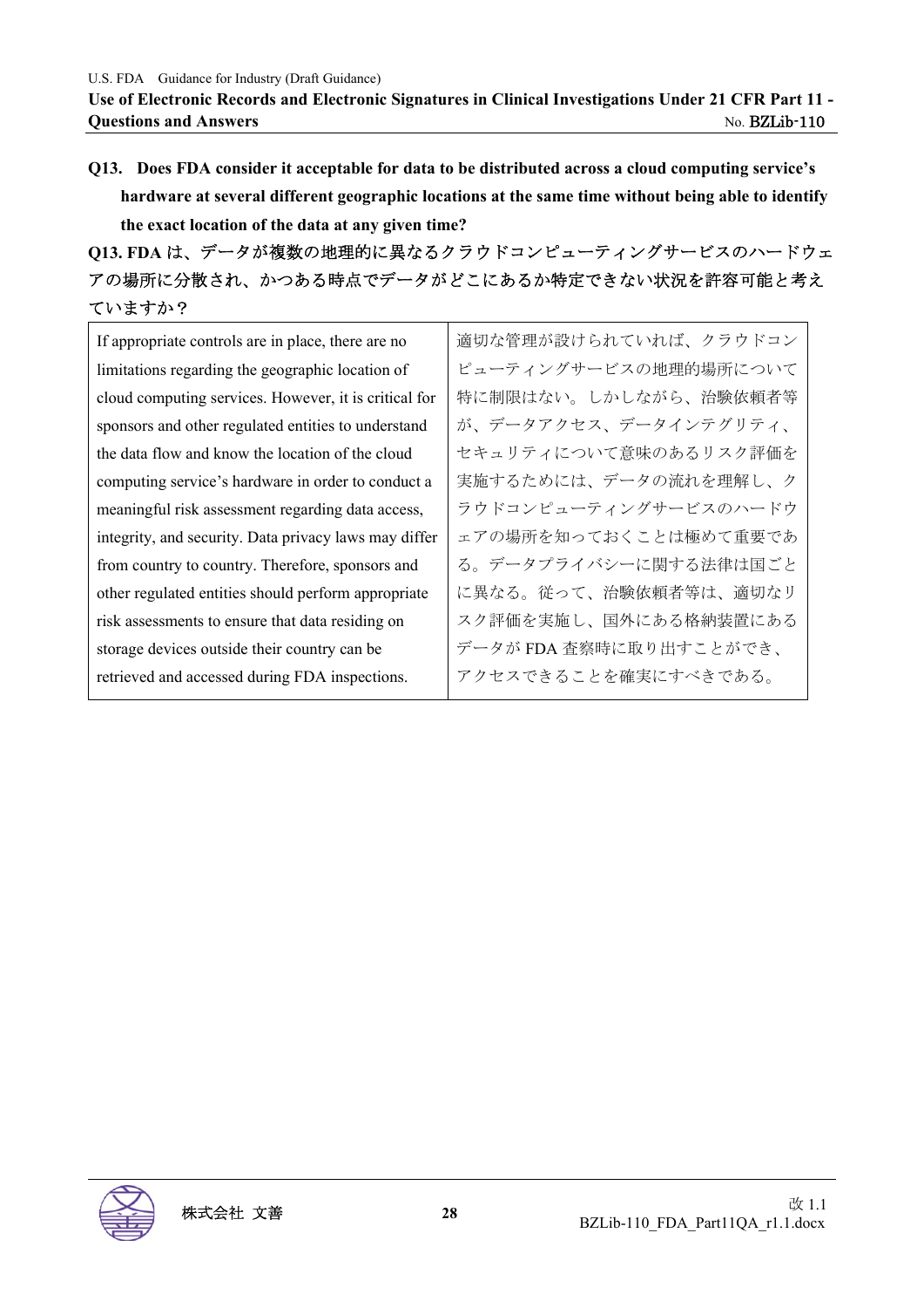**Q13. Does FDA consider it acceptable for data to be distributed across a cloud computing service's hardware at several different geographic locations at the same time without being able to identify the exact location of the data at any given time?**

**Q13. FDA は、データが複数の地理的に異なるクラウドコンピューティングサービスのハードウェアの場所に分散され、かつある時点でデータがどこにあるか特定できない状況を許容可能と考えていますか？**

| | |
|---|---|
| If appropriate controls are in place, there are no limitations regarding the geographic location of cloud computing services. However, it is critical for sponsors and other regulated entities to understand the data flow and know the location of the cloud computing service's hardware in order to conduct a meaningful risk assessment regarding data access, integrity, and security. Data privacy laws may differ from country to country. Therefore, sponsors and other regulated entities should perform appropriate risk assessments to ensure that data residing on storage devices outside their country can be retrieved and accessed during FDA inspections. | 適切な管理が設けられていれば、クラウドコンピューティングサービスの地理的場所について特に制限はない。しかしながら、治験依頼者等が、データアクセス、データインテグリティ、セキュリティについて意味のあるリスク評価を実施するためには、データの流れを理解し、クラウドコンピューティングサービスのハードウェアの場所を知っておくことは極めて重要である。データプライバシーに関する法律は国ごとに異なる。従って、治験依頼者等は、適切なリスク評価を実施し、国外にある格納装置にあるデータが FDA 査察時に取り出すことができ、アクセスできることを確実にすべきである。 |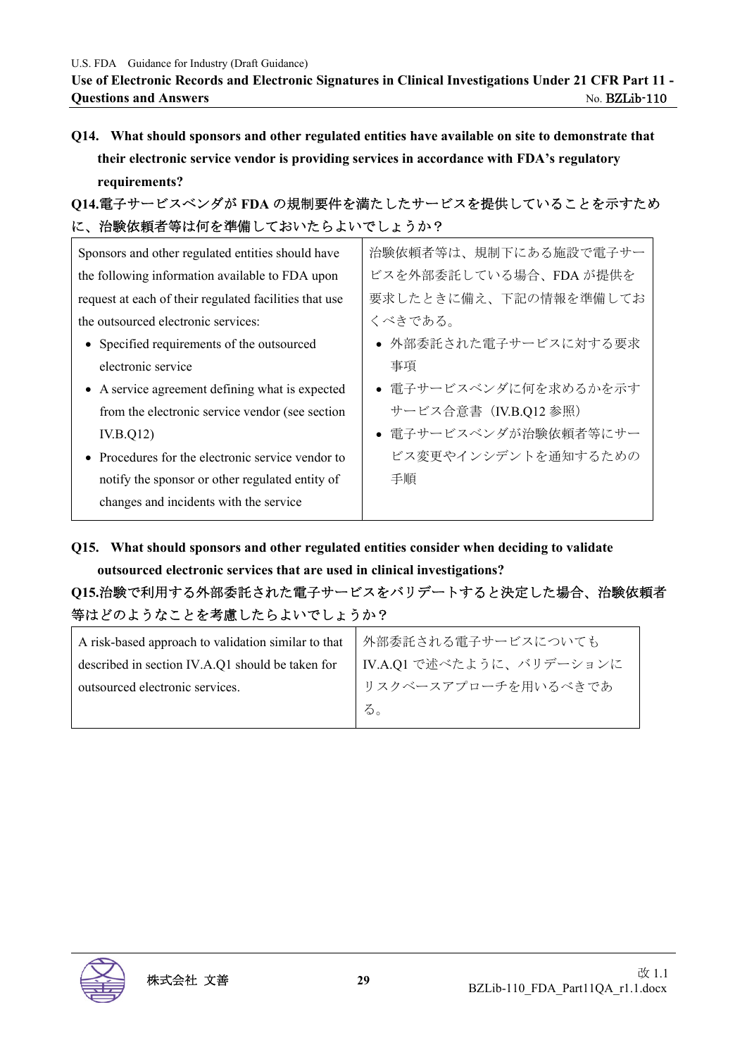**Q14. What should sponsors and other regulated entities have available on site to demonstrate that their electronic service vendor is providing services in accordance with FDA's regulatory requirements?**

**Q14.電子サービスベンダがFDAの規制要件を満たしたサービスを提供していることを示すために、治験依頼者等は何を準備しておいたらよいでしょうか？**

| Sponsors and other regulated entities should have the following information available to FDA upon request at each of their regulated facilities that use the outsourced electronic services:<br>• Specified requirements of the outsourced electronic service<br>• A service agreement defining what is expected from the electronic service vendor (see section IV.B.Q12)<br>• Procedures for the electronic service vendor to notify the sponsor or other regulated entity of changes and incidents with the service | 治験依頼者等は、規制下にある施設で電子サービスを外部委託している場合、FDAが提供を要求したときに備え、下記の情報を準備しておくべきである。<br>• 外部委託された電子サービスに対する要求事項<br>• 電子サービスベンダに何を求めるかを示すサービス合意書（IV.B.Q12参照）<br>• 電子サービスベンダが治験依頼者等にサービス変更やインシデントを通知するための手順 |
|---|---|

**Q15. What should sponsors and other regulated entities consider when deciding to validate outsourced electronic services that are used in clinical investigations?**

**Q15.治験で利用する外部委託された電子サービスをバリデートすると決定した場合、治験依頼者等はどのようなことを考慮したらよいでしょうか？**

| A risk-based approach to validation similar to that described in section IV.A.Q1 should be taken for outsourced electronic services. | 外部委託される電子サービスについてもIV.A.Q1で述べたように、バリデーションにリスクベースアプローチを用いるべきである。 |
|---|---|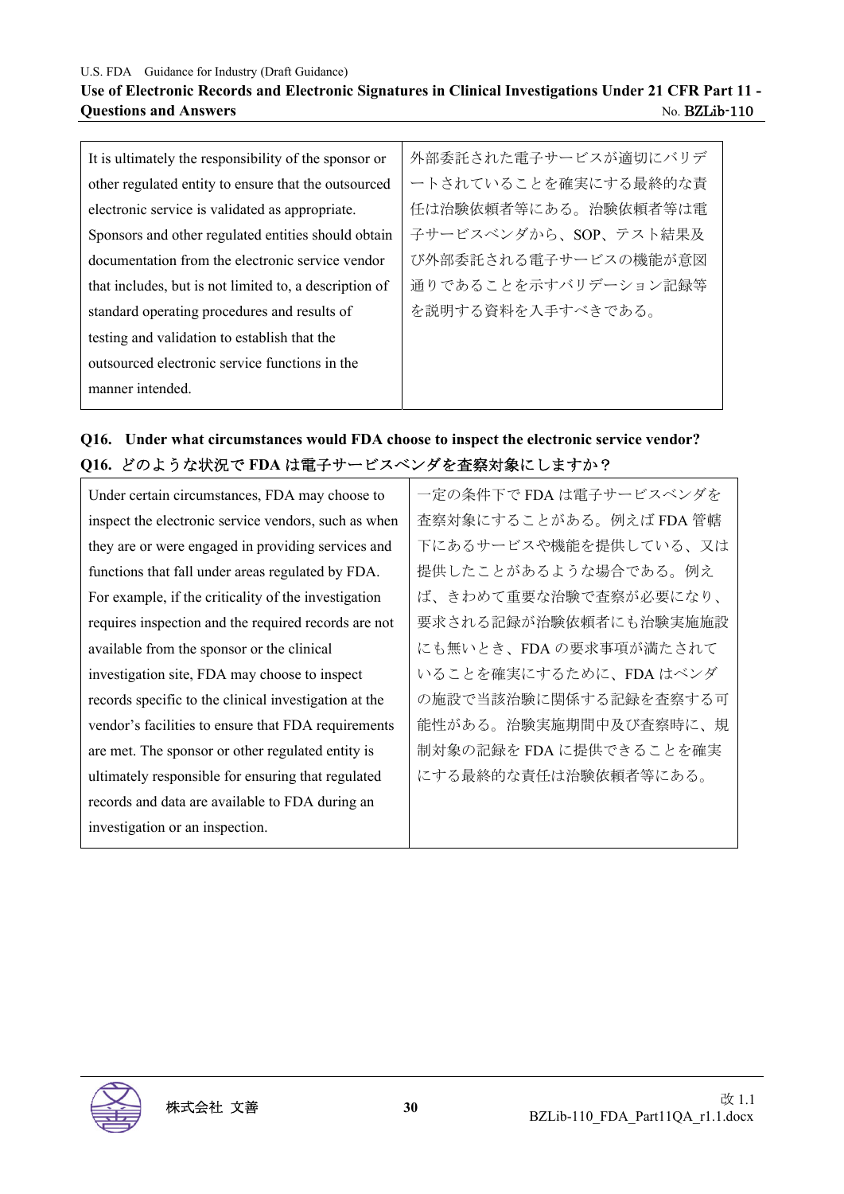| It is ultimately the responsibility of the sponsor or other regulated entity to ensure that the outsourced electronic service is validated as appropriate. Sponsors and other regulated entities should obtain documentation from the electronic service vendor that includes, but is not limited to, a description of standard operating procedures and results of testing and validation to establish that the outsourced electronic service functions in the manner intended. | 外部委託された電子サービスが適切にバリデートされていることを確実にする最終的な責任は治験依頼者等にある。治験依頼者等は電子サービスベンダから、SOP、テスト結果及び外部委託される電子サービスの機能が意図通りであることを示すバリデーション記録等を説明する資料を入手すべきである。 |
|---|---|

### Q16. Under what circumstances would FDA choose to inspect the electronic service vendor?

### Q16. どのような状況で FDA は電子サービスベンダを査察対象にしますか？

| Under certain circumstances, FDA may choose to inspect the electronic service vendors, such as when they are or were engaged in providing services and functions that fall under areas regulated by FDA. For example, if the criticality of the investigation requires inspection and the required records are not available from the sponsor or the clinical investigation site, FDA may choose to inspect records specific to the clinical investigation at the vendor's facilities to ensure that FDA requirements are met. The sponsor or other regulated entity is ultimately responsible for ensuring that regulated records and data are available to FDA during an investigation or an inspection. | 一定の条件下で FDA は電子サービスベンダを査察対象にすることがある。例えば FDA 管轄下にあるサービスや機能を提供している、又は提供したことがあるような場合である。例えば、きわめて重要な治験で査察が必要になり、要求される記録が治験依頼者にも治験実施施設にも無いとき、FDA の要求事項が満たされていることを確実にするために、FDA はベンダの施設で当該治験に関係する記録を査察する可能性がある。治験実施期間中及び査察時に、規制対象の記録を FDA に提供できることを確実にする最終的な責任は治験依頼者等にある。 |
|---|---|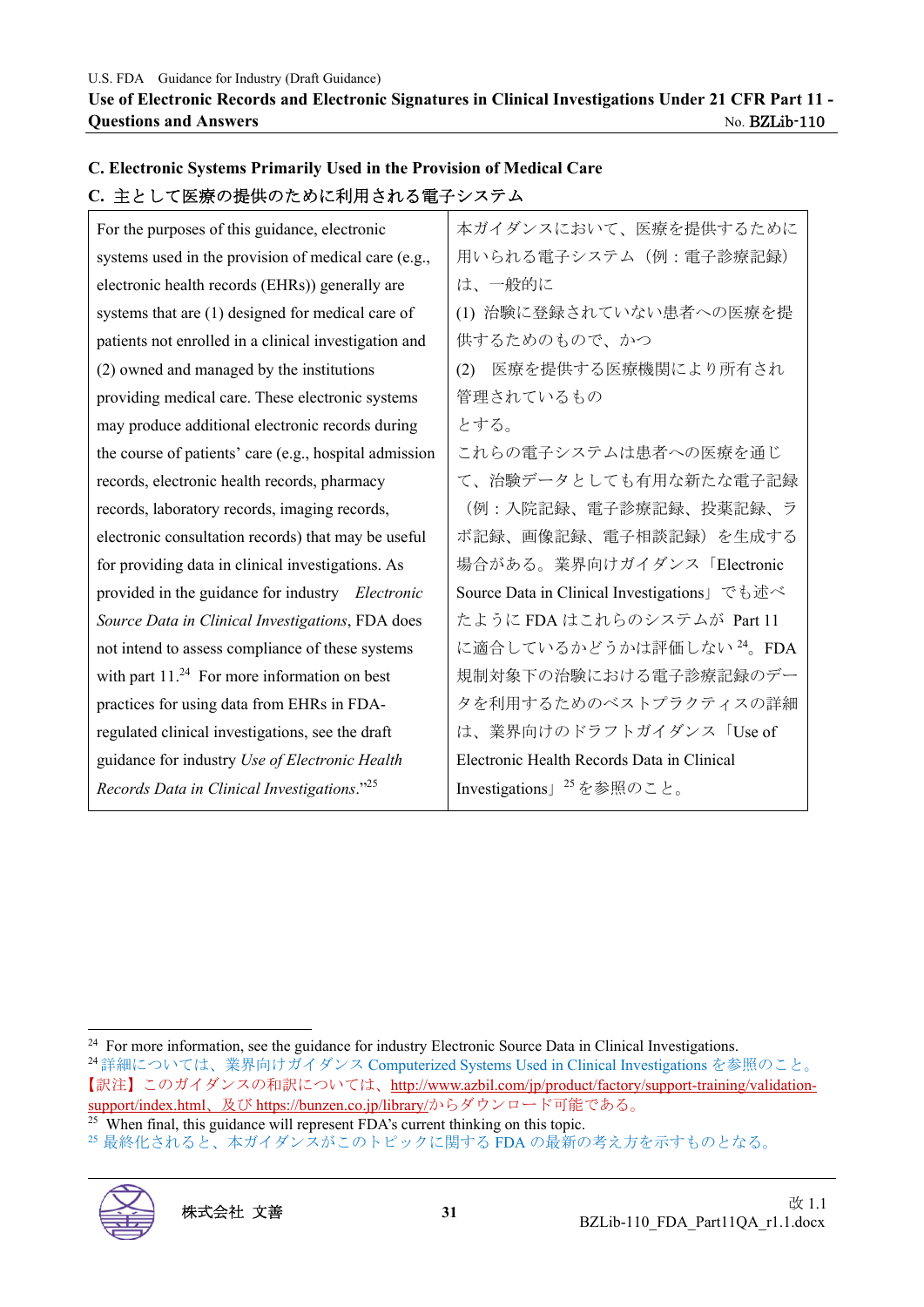### C. Electronic Systems Primarily Used in the Provision of Medical Care

### C. 主として医療の提供のために利用される電子システム

| For the purposes of this guidance, electronic systems used in the provision of medical care (e.g., electronic health records (EHRs)) generally are systems that are (1) designed for medical care of patients not enrolled in a clinical investigation and (2) owned and managed by the institutions providing medical care. These electronic systems may produce additional electronic records during the course of patients' care (e.g., hospital admission records, electronic health records, pharmacy records, laboratory records, imaging records, electronic consultation records) that may be useful for providing data in clinical investigations. As provided in the guidance for industry *Electronic Source Data in Clinical Investigations*, FDA does not intend to assess compliance of these systems with part 11.[24] For more information on best practices for using data from EHRs in FDA-regulated clinical investigations, see the draft guidance for industry *Use of Electronic Health Records Data in Clinical Investigations*."[25] | 本ガイダンスにおいて、医療を提供するために用いられる電子システム（例：電子診療記録）は、一般的に<br>(1) 治験に登録されていない患者への医療を提供するためのもので、かつ<br>(2) 医療を提供する医療機関により所有され管理されているもの<br>とする。<br>これらの電子システムは患者への医療を通じて、治験データとしても有用な新たな電子記録（例：入院記録、電子診療記録、投薬記録、ラボ記録、画像記録、電子相談記録）を生成する場合がある。業界向けガイダンス「Electronic Source Data in Clinical Investigations」でも述べたように FDA はこれらのシステムが Part 11 に適合しているかどうかは評価しない[24]。FDA 規制対象下の治験における電子診療記録のデータを利用するためのベストプラクティスの詳細は、業界向けのドラフトガイダンス「Use of Electronic Health Records Data in Clinical Investigations」[25]を参照のこと。 |
|---|---|

---

[24] For more information, see the guidance for industry Electronic Source Data in Clinical Investigations.

[24] 詳細については、業界向けガイダンス Computerized Systems Used in Clinical Investigations を参照のこと。
【訳注】このガイダンスの和訳については、http://www.azbil.com/jp/product/factory/support-training/validation-support/index.html、及び https://bunzen.co.jp/library/からダウンロード可能である。

[25] When final, this guidance will represent FDA's current thinking on this topic.

[25] 最終化されると、本ガイダンスがこのトピックに関する FDA の最新の考え方を示すものとなる。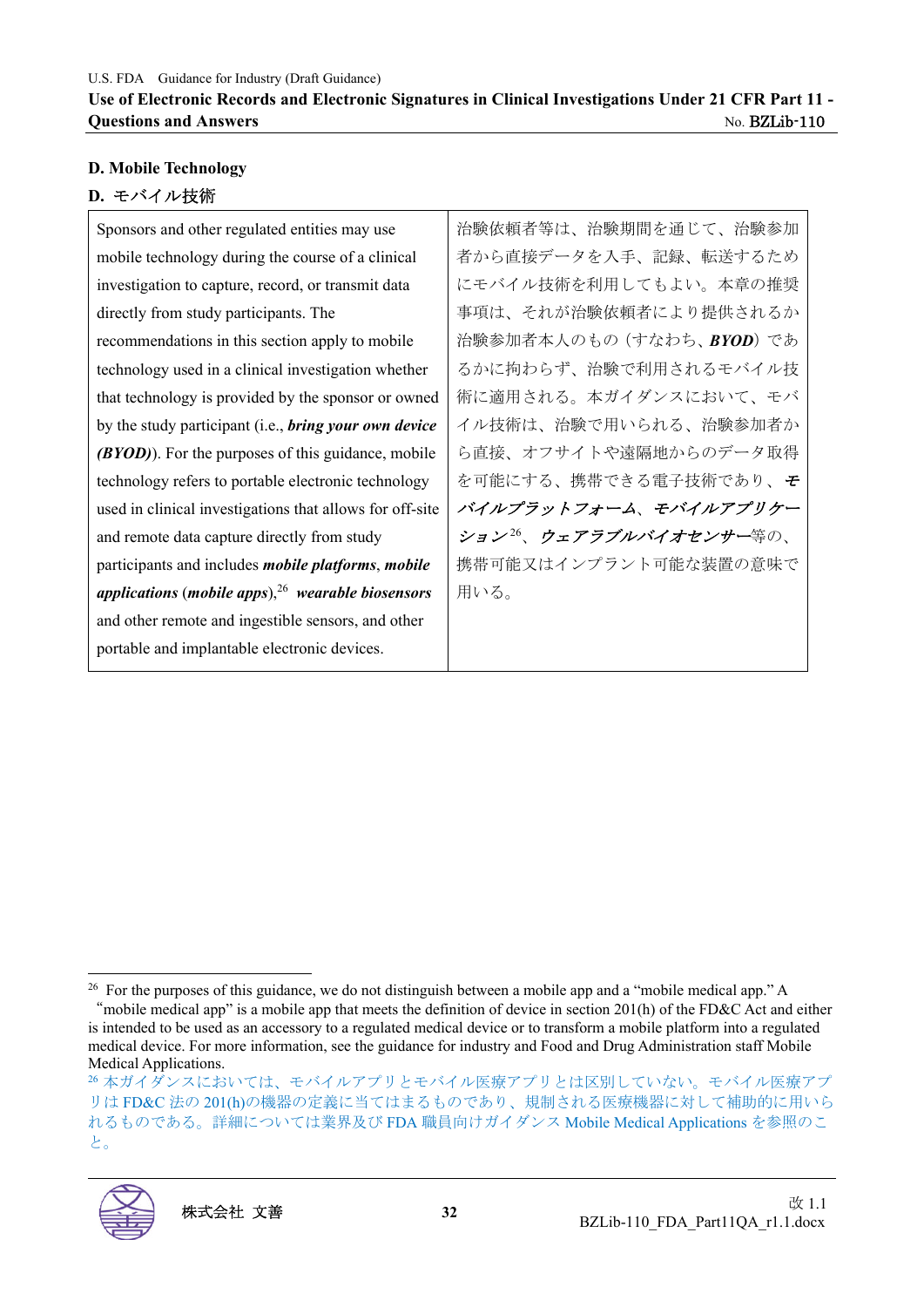### D. Mobile Technology

### D. モバイル技術

| Sponsors and other regulated entities may use mobile technology during the course of a clinical investigation to capture, record, or transmit data directly from study participants. The recommendations in this section apply to mobile technology used in a clinical investigation whether that technology is provided by the sponsor or owned by the study participant (i.e., ***bring your own device (BYOD)***). For the purposes of this guidance, mobile technology refers to portable electronic technology used in clinical investigations that allows for off-site and remote data capture directly from study participants and includes ***mobile platforms***, ***mobile applications*** (***mobile apps***),[26] ***wearable biosensors*** and other remote and ingestible sensors, and other portable and implantable electronic devices. | 治験依頼者等は、治験期間を通じて、治験参加者から直接データを入手、記録、転送するためにモバイル技術を利用してもよい。本章の推奨事項は、それが治験依頼者により提供されるか治験参加者本人のもの（すなわち、***BYOD***）であるかに拘わらず、治験で利用されるモバイル技術に適用される。本ガイダンスにおいて、モバイル技術は、治験で用いられる、治験参加者から直接、オフサイトや遠隔地からのデータ取得を可能にする、携帯できる電子技術であり、***モバイルプラットフォーム***、***モバイルアプリケーション***[26]、***ウェアラブルバイオセンサー***等の、携帯可能又はインプラント可能な装置の意味で用いる。 |
|---|---|

[26] For the purposes of this guidance, we do not distinguish between a mobile app and a "mobile medical app." A "mobile medical app" is a mobile app that meets the definition of device in section 201(h) of the FD&C Act and either is intended to be used as an accessory to a regulated medical device or to transform a mobile platform into a regulated medical device. For more information, see the guidance for industry and Food and Drug Administration staff Mobile Medical Applications.

[26] 本ガイダンスにおいては、モバイルアプリとモバイル医療アプリとは区別していない。モバイル医療アプリは FD&C 法の 201(h)の機器の定義に当てはまるものであり、規制される医療機器に対して補助的に用いられるものである。詳細については業界及び FDA 職員向けガイダンス Mobile Medical Applications を参照のこと。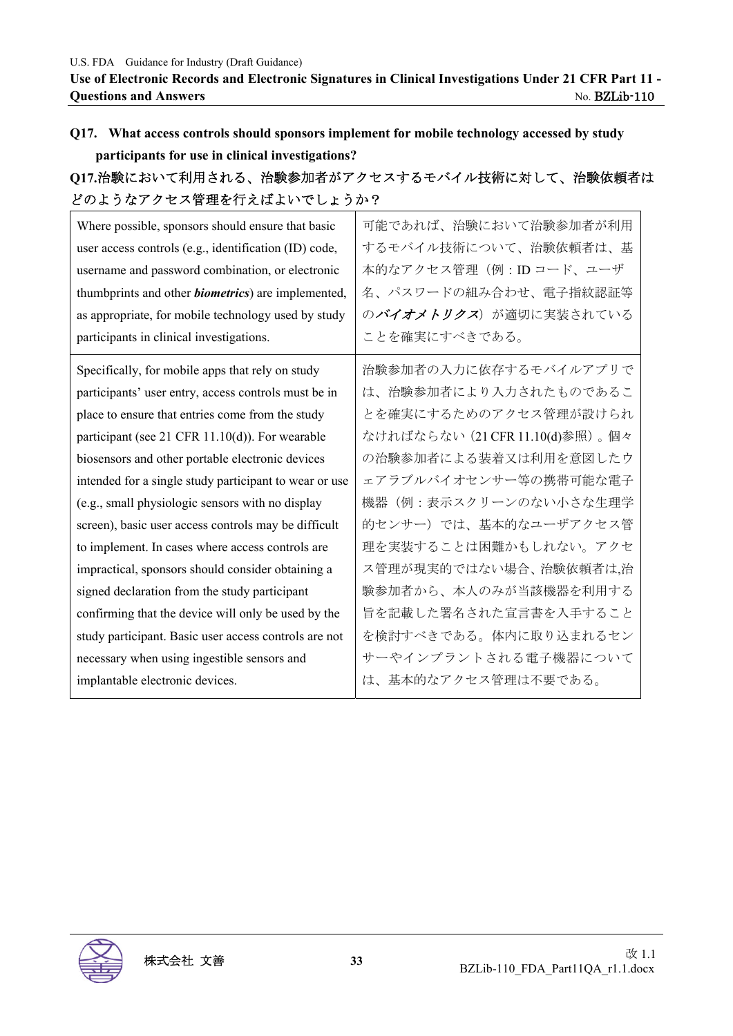**Q17. What access controls should sponsors implement for mobile technology accessed by study participants for use in clinical investigations?**

**Q17.治験において利用される、治験参加者がアクセスするモバイル技術に対して、治験依頼者はどのようなアクセス管理を行えばよいでしょうか？**

| | |
|---|---|
| Where possible, sponsors should ensure that basic user access controls (e.g., identification (ID) code, username and password combination, or electronic thumbprints and other ***biometrics***) are implemented, as appropriate, for mobile technology used by study participants in clinical investigations. | 可能であれば、治験において治験参加者が利用するモバイル技術について、治験依頼者は、基本的なアクセス管理（例：ID コード、ユーザ名、パスワードの組み合わせ、電子指紋認証等の***バイオメトリクス***）が適切に実装されていることを確実にすべきである。 |
| Specifically, for mobile apps that rely on study participants' user entry, access controls must be in place to ensure that entries come from the study participant (see 21 CFR 11.10(d)). For wearable biosensors and other portable electronic devices intended for a single study participant to wear or use (e.g., small physiologic sensors with no display screen), basic user access controls may be difficult to implement. In cases where access controls are impractical, sponsors should consider obtaining a signed declaration from the study participant confirming that the device will only be used by the study participant. Basic user access controls are not necessary when using ingestible sensors and implantable electronic devices. | 治験参加者の入力に依存するモバイルアプリでは、治験参加者により入力されたものであることを確実にするためのアクセス管理が設けられなければならない（21 CFR 11.10(d)参照）。個々の治験参加者による装着又は利用を意図したウェアラブルバイオセンサー等の携帯可能な電子機器（例：表示スクリーンのない小さな生理学的センサー）では、基本的なユーザアクセス管理を実装することは困難かもしれない。アクセス管理が現実的ではない場合、治験依頼者は,治験参加者から、本人のみが当該機器を利用する旨を記載した署名された宣言書を入手することを検討すべきである。体内に取り込まれるセンサーやインプラントされる電子機器については、基本的なアクセス管理は不要である。 |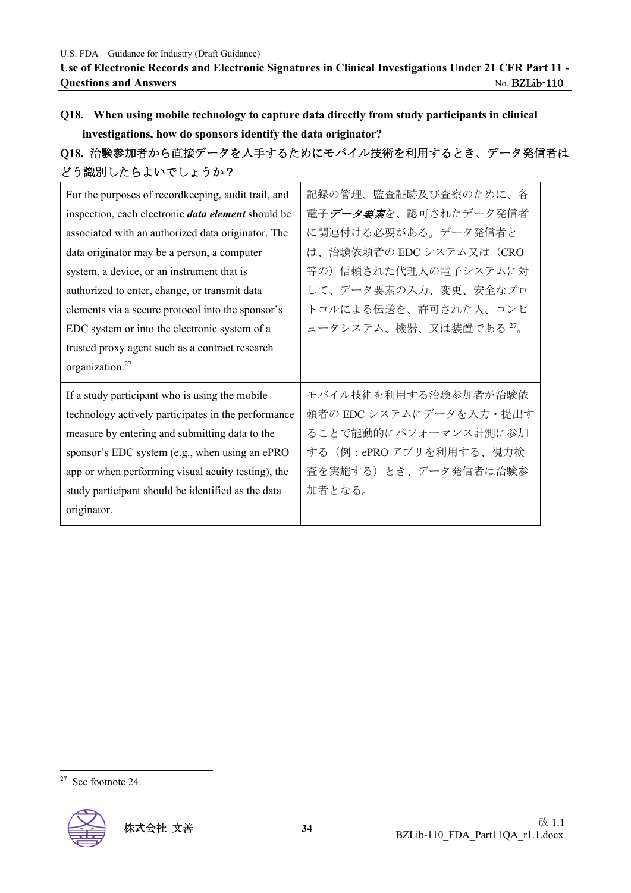**Q18. When using mobile technology to capture data directly from study participants in clinical investigations, how do sponsors identify the data originator?**

**Q18. 治験参加者から直接データを入手するためにモバイル技術を利用するとき、データ発信者はどう識別したらよいでしょうか？**

| | |
|---|---|
| For the purposes of recordkeeping, audit trail, and inspection, each electronic ***data element*** should be associated with an authorized data originator. The data originator may be a person, a computer system, a device, or an instrument that is authorized to enter, change, or transmit data elements via a secure protocol into the sponsor's EDC system or into the electronic system of a trusted proxy agent such as a contract research organization.[27] | 記録の管理、監査証跡及び査察のために、各電子***データ要素***を、認可されたデータ発信者に関連付ける必要がある。データ発信者とは、治験依頼者の EDC システム又は（CRO 等の）信頼された代理人の電子システムに対して、データ要素の入力、変更、安全なプロトコルによる伝送を、許可された人、コンピュータシステム、機器、又は装置である[27]。 |
| If a study participant who is using the mobile technology actively participates in the performance measure by entering and submitting data to the sponsor's EDC system (e.g., when using an ePRO app or when performing visual acuity testing), the study participant should be identified as the data originator. | モバイル技術を利用する治験参加者が治験依頼者の EDC システムにデータを入力・提出することで能動的にパフォーマンス計測に参加する（例：ePRO アプリを利用する、視力検査を実施する）とき、データ発信者は治験参加者となる。 |

[27] See footnote 24.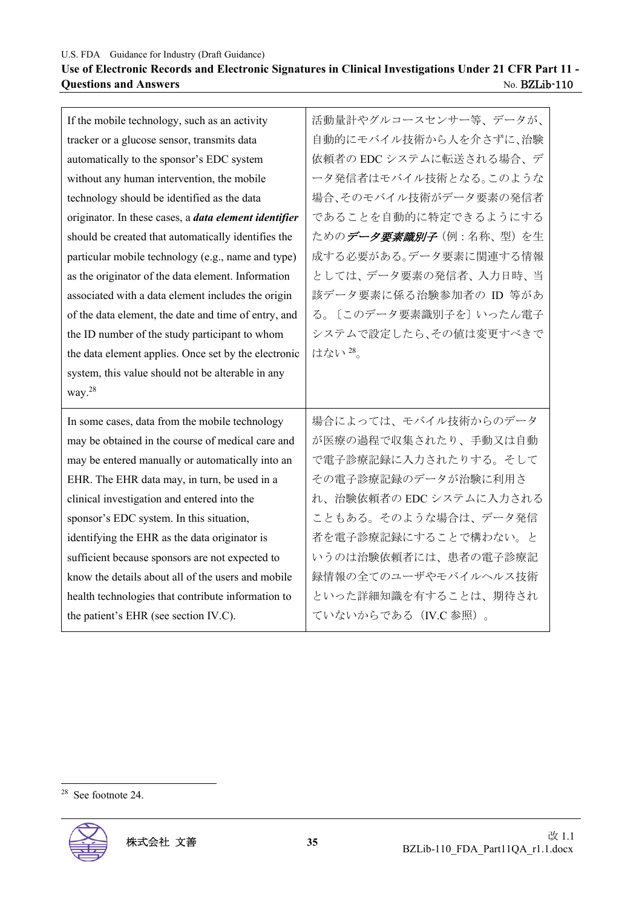| | |
|---|---|
| If the mobile technology, such as an activity tracker or a glucose sensor, transmits data automatically to the sponsor's EDC system without any human intervention, the mobile technology should be identified as the data originator. In these cases, a ***data element identifier*** should be created that automatically identifies the particular mobile technology (e.g., name and type) as the originator of the data element. Information associated with a data element includes the origin of the data element, the date and time of entry, and the ID number of the study participant to whom the data element applies. Once set by the electronic system, this value should not be alterable in any way.[28] | 活動量計やグルコースセンサー等、データが、自動的にモバイル技術から人を介さずに、治験依頼者の EDC システムに転送される場合、データ発信者はモバイル技術となる。このような場合、そのモバイル技術がデータ要素の発信者であることを自動的に特定できるようにするための***データ要素識別子***（例：名称、型）を生成する必要がある。データ要素に関連する情報としては、データ要素の発信者、入力日時、当該データ要素に係る治験参加者の ID 等がある。〔このデータ要素識別子を〕いったん電子システムで設定したら、その値は変更すべきではない[28]。 |
| In some cases, data from the mobile technology may be obtained in the course of medical care and may be entered manually or automatically into an EHR. The EHR data may, in turn, be used in a clinical investigation and entered into the sponsor's EDC system. In this situation, identifying the EHR as the data originator is sufficient because sponsors are not expected to know the details about all of the users and mobile health technologies that contribute information to the patient's EHR (see section IV.C). | 場合によっては、モバイル技術からのデータが医療の過程で収集されたり、手動又は自動で電子診療記録に入力されたりする。そしてその電子診療記録のデータが治験に利用され、治験依頼者の EDC システムに入力されることもある。そのような場合は、データ発信者を電子診療記録にすることで構わない。というのは治験依頼者には、患者の電子診療記録情報の全てのユーザやモバイルヘルス技術といった詳細知識を有することは、期待されていないからである（IV.C 参照）。 |

[28] See footnote 24.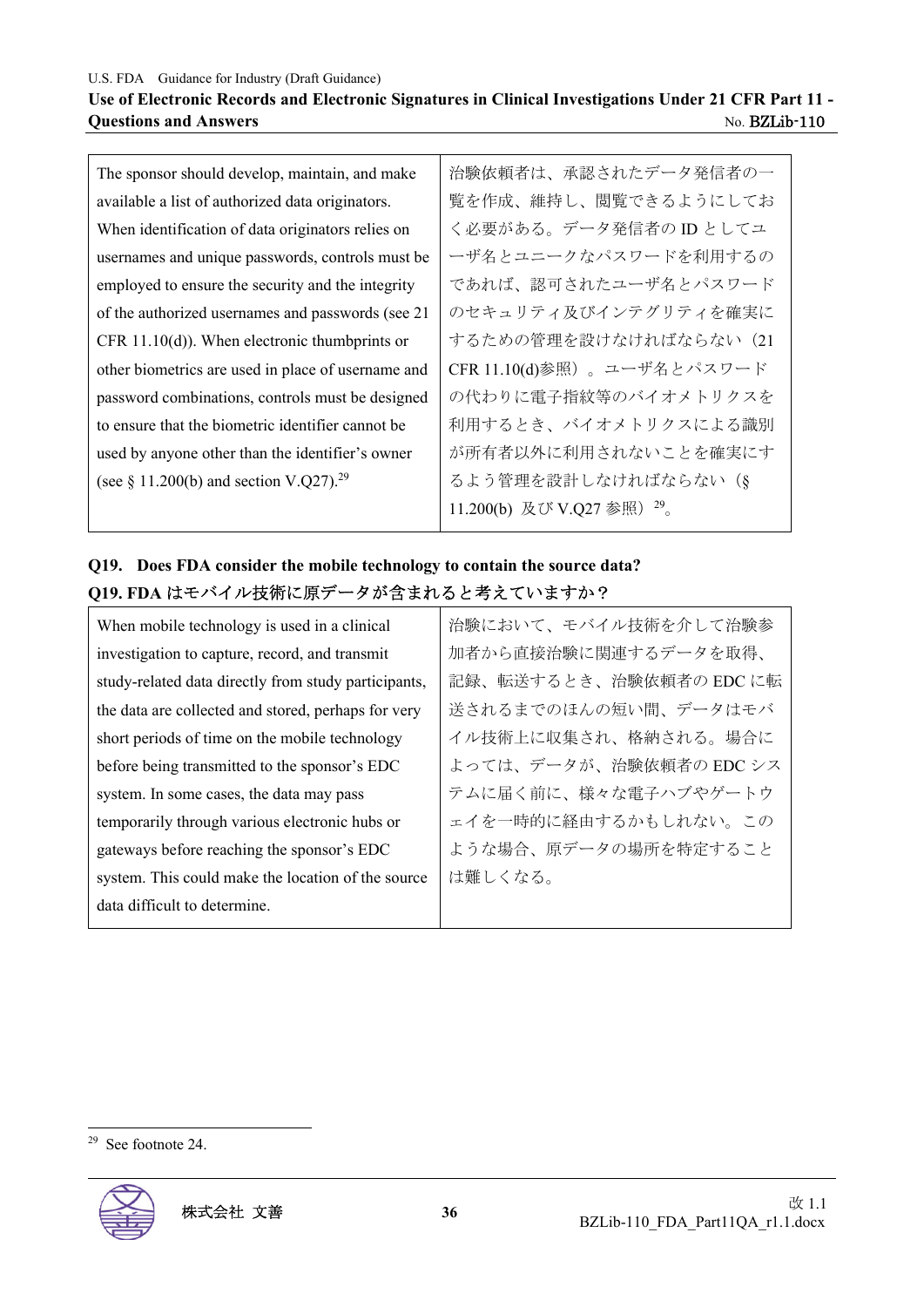| The sponsor should develop, maintain, and make available a list of authorized data originators. When identification of data originators relies on usernames and unique passwords, controls must be employed to ensure the security and the integrity of the authorized usernames and passwords (see 21 CFR 11.10(d)). When electronic thumbprints or other biometrics are used in place of username and password combinations, controls must be designed to ensure that the biometric identifier cannot be used by anyone other than the identifier's owner (see § 11.200(b) and section V.Q27).[29] | 治験依頼者は、承認されたデータ発信者の一覧を作成、維持し、閲覧できるようにしておく必要がある。データ発信者の ID としてユーザ名とユニークなパスワードを利用するのであれば、認可されたユーザ名とパスワードのセキュリティ及びインテグリティを確実にするための管理を設けなければならない（21 CFR 11.10(d)参照）。ユーザ名とパスワードの代わりに電子指紋等のバイオメトリクスを利用するとき、バイオメトリクスによる識別が所有者以外に利用されないことを確実にするよう管理を設計しなければならない（§ 11.200(b) 及び V.Q27 参照）[29]。 |
|---|---|

**Q19. Does FDA consider the mobile technology to contain the source data?**

**Q19. FDA はモバイル技術に原データが含まれると考えていますか？**

| When mobile technology is used in a clinical investigation to capture, record, and transmit study-related data directly from study participants, the data are collected and stored, perhaps for very short periods of time on the mobile technology before being transmitted to the sponsor's EDC system. In some cases, the data may pass temporarily through various electronic hubs or gateways before reaching the sponsor's EDC system. This could make the location of the source data difficult to determine. | 治験において、モバイル技術を介して治験参加者から直接治験に関連するデータを取得、記録、転送するとき、治験依頼者の EDC に転送されるまでのほんの短い間、データはモバイル技術上に収集され、格納される。場合によっては、データが、治験依頼者の EDC システムに届く前に、様々な電子ハブやゲートウェイを一時的に経由するかもしれない。このような場合、原データの場所を特定することは難しくなる。 |
|---|---|

[29] See footnote 24.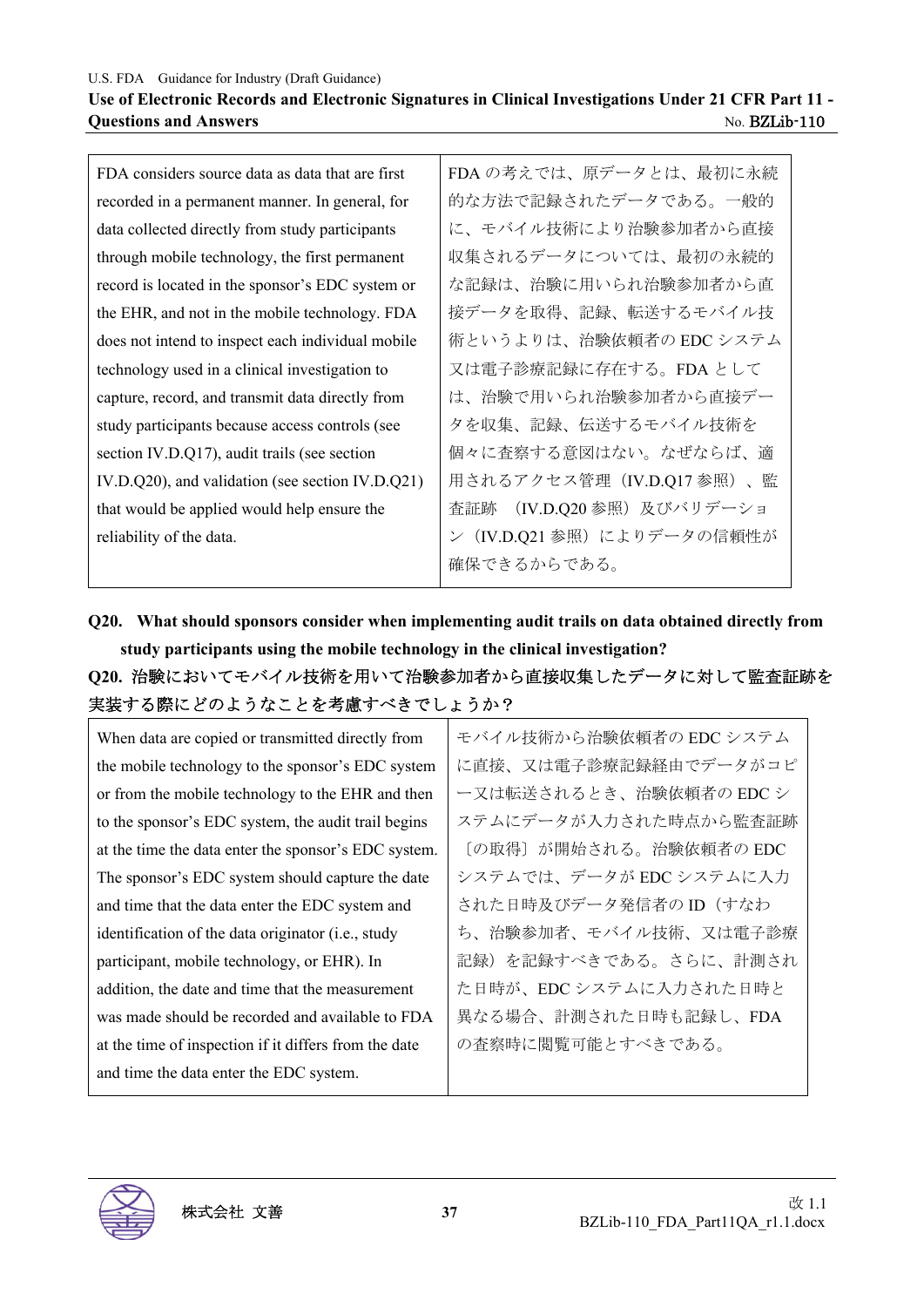| FDA considers source data as data that are first recorded in a permanent manner. In general, for data collected directly from study participants through mobile technology, the first permanent record is located in the sponsor's EDC system or the EHR, and not in the mobile technology. FDA does not intend to inspect each individual mobile technology used in a clinical investigation to capture, record, and transmit data directly from study participants because access controls (see section IV.D.Q17), audit trails (see section IV.D.Q20), and validation (see section IV.D.Q21) that would be applied would help ensure the reliability of the data. | FDA の考えでは、原データとは、最初に永続的な方法で記録されたデータである。一般的に、モバイル技術により治験参加者から直接収集されるデータについては、最初の永続的な記録は、治験に用いられ治験参加者から直接データを取得、記録、転送するモバイル技術というよりは、治験依頼者の EDC システム又は電子診療記録に存在する。FDA としては、治験で用いられ治験参加者から直接データを収集、記録、伝送するモバイル技術を個々に査察する意図はない。なぜならば、適用されるアクセス管理（IV.D.Q17 参照）、監査証跡 （IV.D.Q20 参照）及びバリデーション（IV.D.Q21 参照）によりデータの信頼性が確保できるからである。 |
|---|---|

**Q20. What should sponsors consider when implementing audit trails on data obtained directly from study participants using the mobile technology in the clinical investigation?**

**Q20. 治験においてモバイル技術を用いて治験参加者から直接収集したデータに対して監査証跡を実装する際にどのようなことを考慮すべきでしょうか？**

| When data are copied or transmitted directly from the mobile technology to the sponsor's EDC system or from the mobile technology to the EHR and then to the sponsor's EDC system, the audit trail begins at the time the data enter the sponsor's EDC system. The sponsor's EDC system should capture the date and time that the data enter the EDC system and identification of the data originator (i.e., study participant, mobile technology, or EHR). In addition, the date and time that the measurement was made should be recorded and available to FDA at the time of inspection if it differs from the date and time the data enter the EDC system. | モバイル技術から治験依頼者の EDC システムに直接、又は電子診療記録経由でデータがコピー又は転送されるとき、治験依頼者の EDC システムにデータが入力された時点から監査証跡〔の取得〕が開始される。治験依頼者の EDC システムでは、データが EDC システムに入力された日時及びデータ発信者の ID（すなわち、治験参加者、モバイル技術、又は電子診療記録）を記録すべきである。さらに、計測された日時が、EDC システムに入力された日時と異なる場合、計測された日時も記録し、FDA の査察時に閲覧可能とすべきである。 |
|---|---|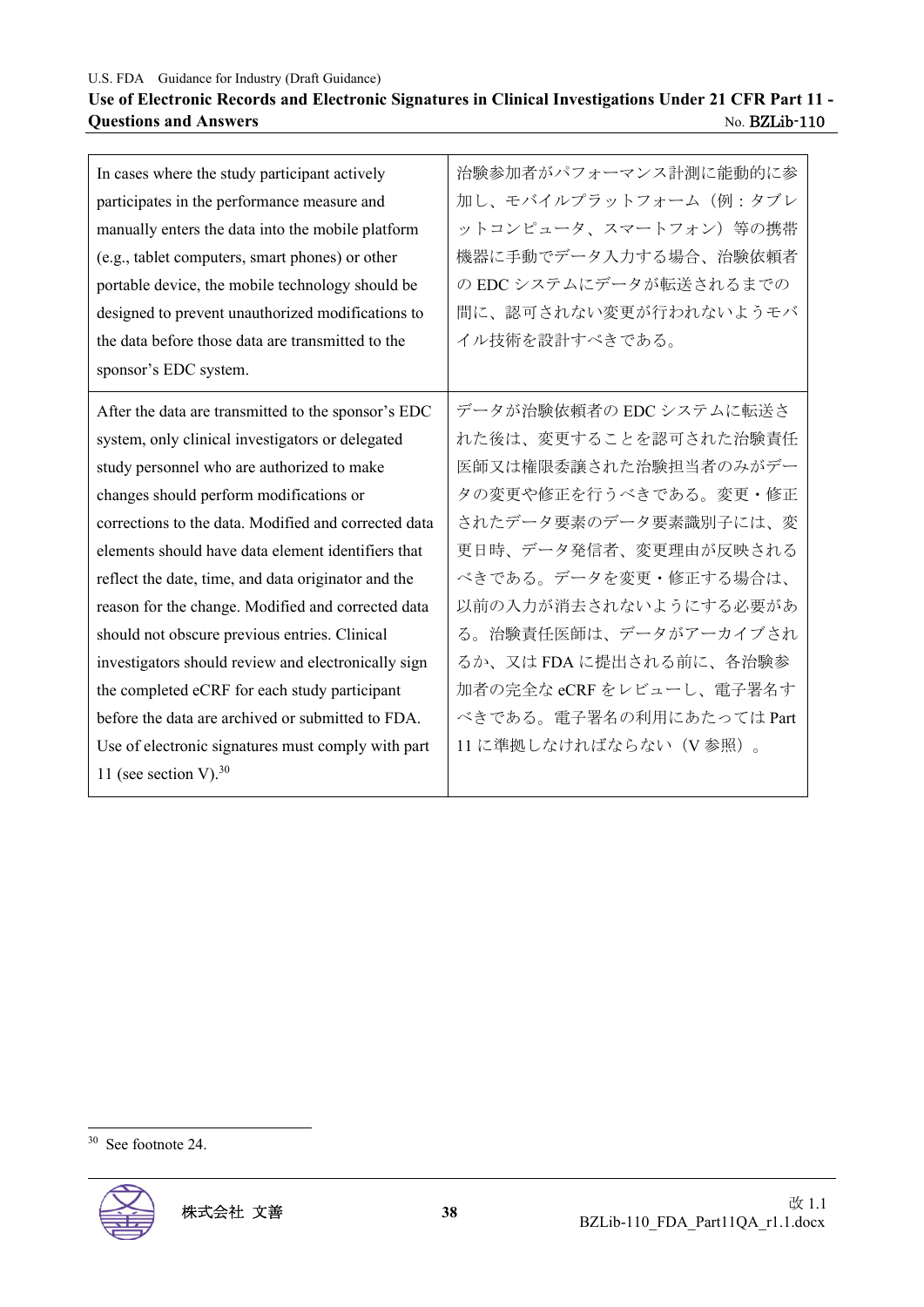| | |
|---|---|
| In cases where the study participant actively participates in the performance measure and manually enters the data into the mobile platform (e.g., tablet computers, smart phones) or other portable device, the mobile technology should be designed to prevent unauthorized modifications to the data before those data are transmitted to the sponsor's EDC system. | 治験参加者がパフォーマンス計測に能動的に参加し、モバイルプラットフォーム（例：タブレットコンピュータ、スマートフォン）等の携帯機器に手動でデータ入力する場合、治験依頼者の EDC システムにデータが転送されるまでの間に、認可されない変更が行われないようモバイル技術を設計すべきである。 |
| After the data are transmitted to the sponsor's EDC system, only clinical investigators or delegated study personnel who are authorized to make changes should perform modifications or corrections to the data. Modified and corrected data elements should have data element identifiers that reflect the date, time, and data originator and the reason for the change. Modified and corrected data should not obscure previous entries. Clinical investigators should review and electronically sign the completed eCRF for each study participant before the data are archived or submitted to FDA. Use of electronic signatures must comply with part 11 (see section V).[30] | データが治験依頼者の EDC システムに転送された後は、変更することを認可された治験責任医師又は権限委譲された治験担当者のみがデータの変更や修正を行うべきである。変更・修正されたデータ要素のデータ要素識別子には、変更日時、データ発信者、変更理由が反映されるべきである。データを変更・修正する場合は、以前の入力が消去されないようにする必要がある。治験責任医師は、データがアーカイブされるか、又は FDA に提出される前に、各治験参加者の完全な eCRF をレビューし、電子署名すべきである。電子署名の利用にあたっては Part 11 に準拠しなければならない（V 参照）。 |

[30] See footnote 24.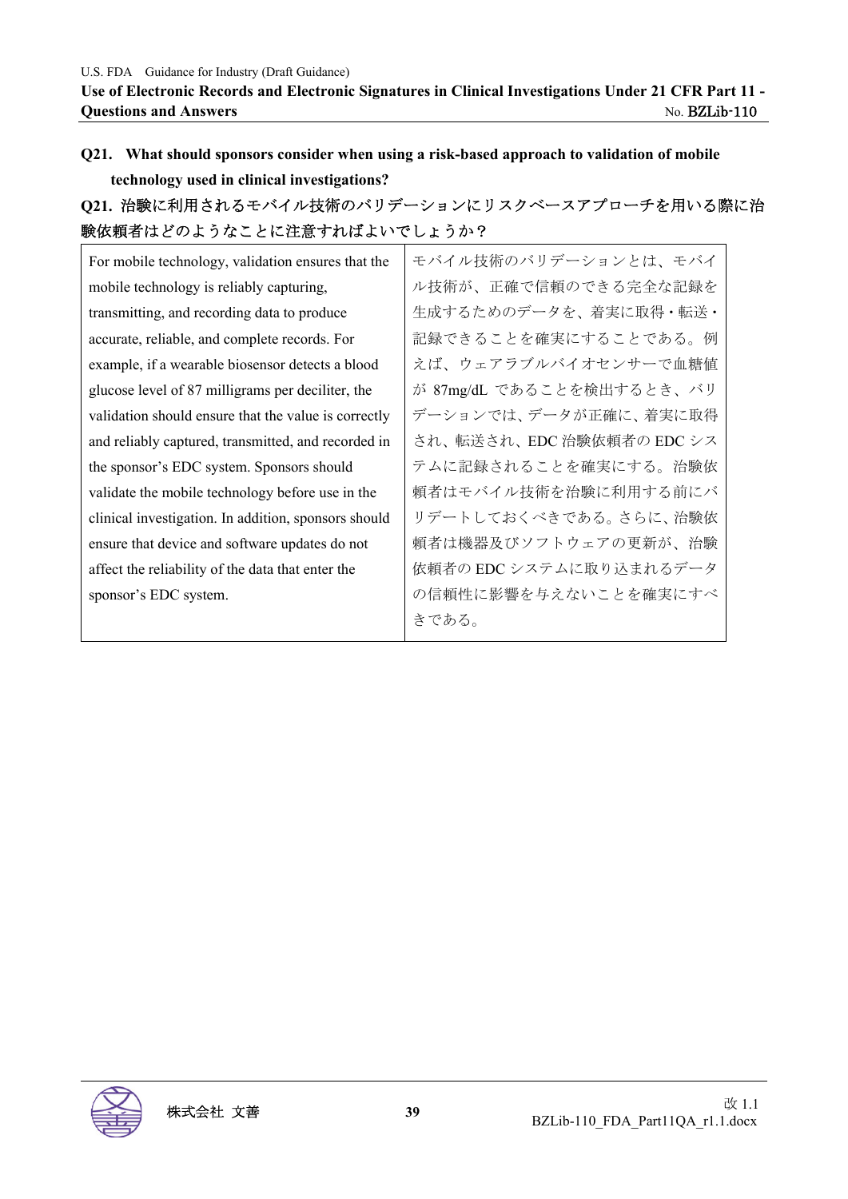**Q21. What should sponsors consider when using a risk-based approach to validation of mobile technology used in clinical investigations?**

**Q21. 治験に利用されるモバイル技術のバリデーションにリスクベースアプローチを用いる際に治験依頼者はどのようなことに注意すればよいでしょうか？**

| | |
|---|---|
| For mobile technology, validation ensures that the mobile technology is reliably capturing, transmitting, and recording data to produce accurate, reliable, and complete records. For example, if a wearable biosensor detects a blood glucose level of 87 milligrams per deciliter, the validation should ensure that the value is correctly and reliably captured, transmitted, and recorded in the sponsor's EDC system. Sponsors should validate the mobile technology before use in the clinical investigation. In addition, sponsors should ensure that device and software updates do not affect the reliability of the data that enter the sponsor's EDC system. | モバイル技術のバリデーションとは、モバイル技術が、正確で信頼のできる完全な記録を生成するためのデータを、着実に取得・転送・記録できることを確実にすることである。例えば、ウェアラブルバイオセンサーで血糖値が 87mg/dL であることを検出するとき、バリデーションでは、データが正確に、着実に取得され、転送され、EDC 治験依頼者の EDC システムに記録されることを確実にする。治験依頼者はモバイル技術を治験に利用する前にバリデートしておくべきである。さらに、治験依頼者は機器及びソフトウェアの更新が、治験依頼者の EDC システムに取り込まれるデータの信頼性に影響を与えないことを確実にすべきである。 |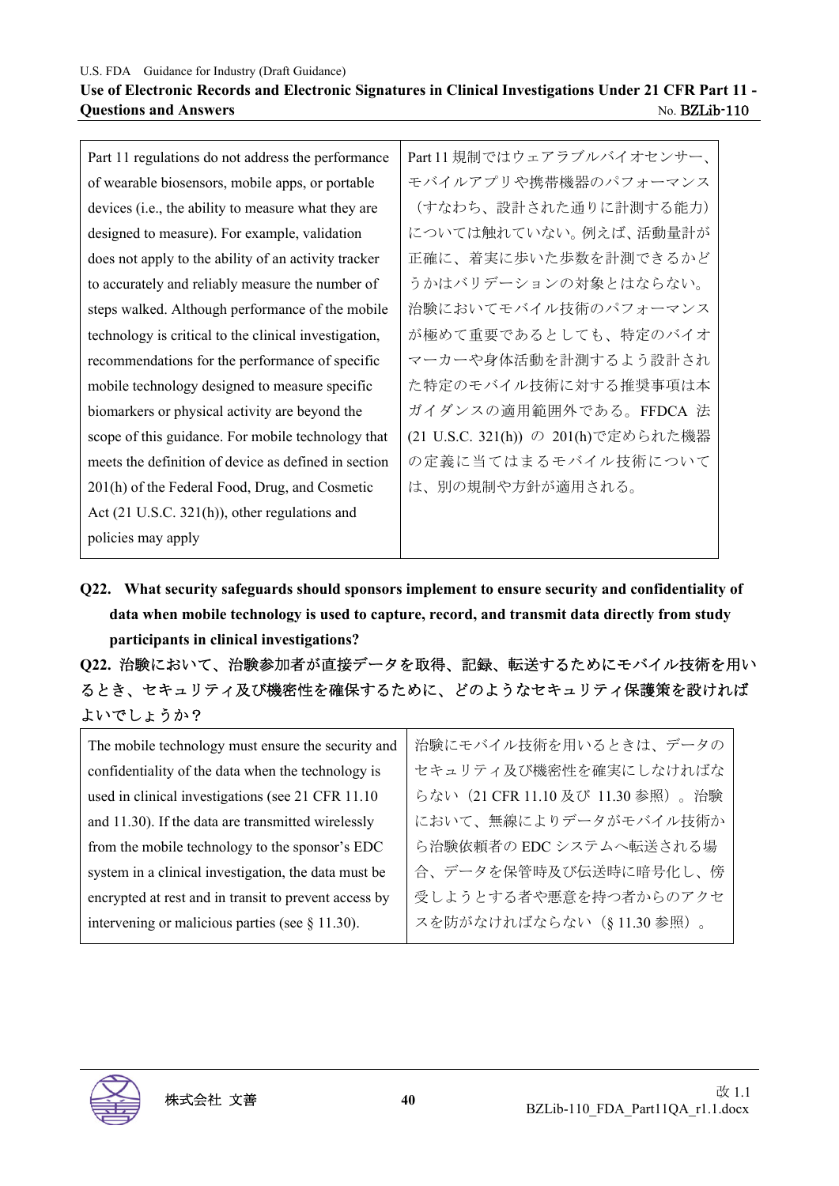| | |
|---|---|
| Part 11 regulations do not address the performance of wearable biosensors, mobile apps, or portable devices (i.e., the ability to measure what they are designed to measure). For example, validation does not apply to the ability of an activity tracker to accurately and reliably measure the number of steps walked. Although performance of the mobile technology is critical to the clinical investigation, recommendations for the performance of specific mobile technology designed to measure specific biomarkers or physical activity are beyond the scope of this guidance. For mobile technology that meets the definition of device as defined in section 201(h) of the Federal Food, Drug, and Cosmetic Act (21 U.S.C. 321(h)), other regulations and policies may apply | Part 11 規制ではウェアラブルバイオセンサー、モバイルアプリや携帯機器のパフォーマンス（すなわち、設計された通りに計測する能力）については触れていない。例えば、活動量計が正確に、着実に歩いた歩数を計測できるかどうかはバリデーションの対象とはならない。治験においてモバイル技術のパフォーマンスが極めて重要であるとしても、特定のバイオマーカーや身体活動を計測するよう設計された特定のモバイル技術に対する推奨事項は本ガイダンスの適用範囲外である。FFDCA 法 (21 U.S.C. 321(h)) の 201(h)で定められた機器の定義に当てはまるモバイル技術については、別の規制や方針が適用される。 |

**Q22. What security safeguards should sponsors implement to ensure security and confidentiality of data when mobile technology is used to capture, record, and transmit data directly from study participants in clinical investigations?**

**Q22. 治験において、治験参加者が直接データを取得、記録、転送するためにモバイル技術を用いるとき、セキュリティ及び機密性を確保するために、どのようなセキュリティ保護策を設ければよいでしょうか？**

| | |
|---|---|
| The mobile technology must ensure the security and confidentiality of the data when the technology is used in clinical investigations (see 21 CFR 11.10 and 11.30). If the data are transmitted wirelessly from the mobile technology to the sponsor's EDC system in a clinical investigation, the data must be encrypted at rest and in transit to prevent access by intervening or malicious parties (see § 11.30). | 治験にモバイル技術を用いるときは、データのセキュリティ及び機密性を確実にしなければならない（21 CFR 11.10 及び 11.30 参照）。治験において、無線によりデータがモバイル技術から治験依頼者の EDC システムへ転送される場合、データを保管時及び伝送時に暗号化し、傍受しようとする者や悪意を持つ者からのアクセスを防がなければならない（§ 11.30 参照）。 |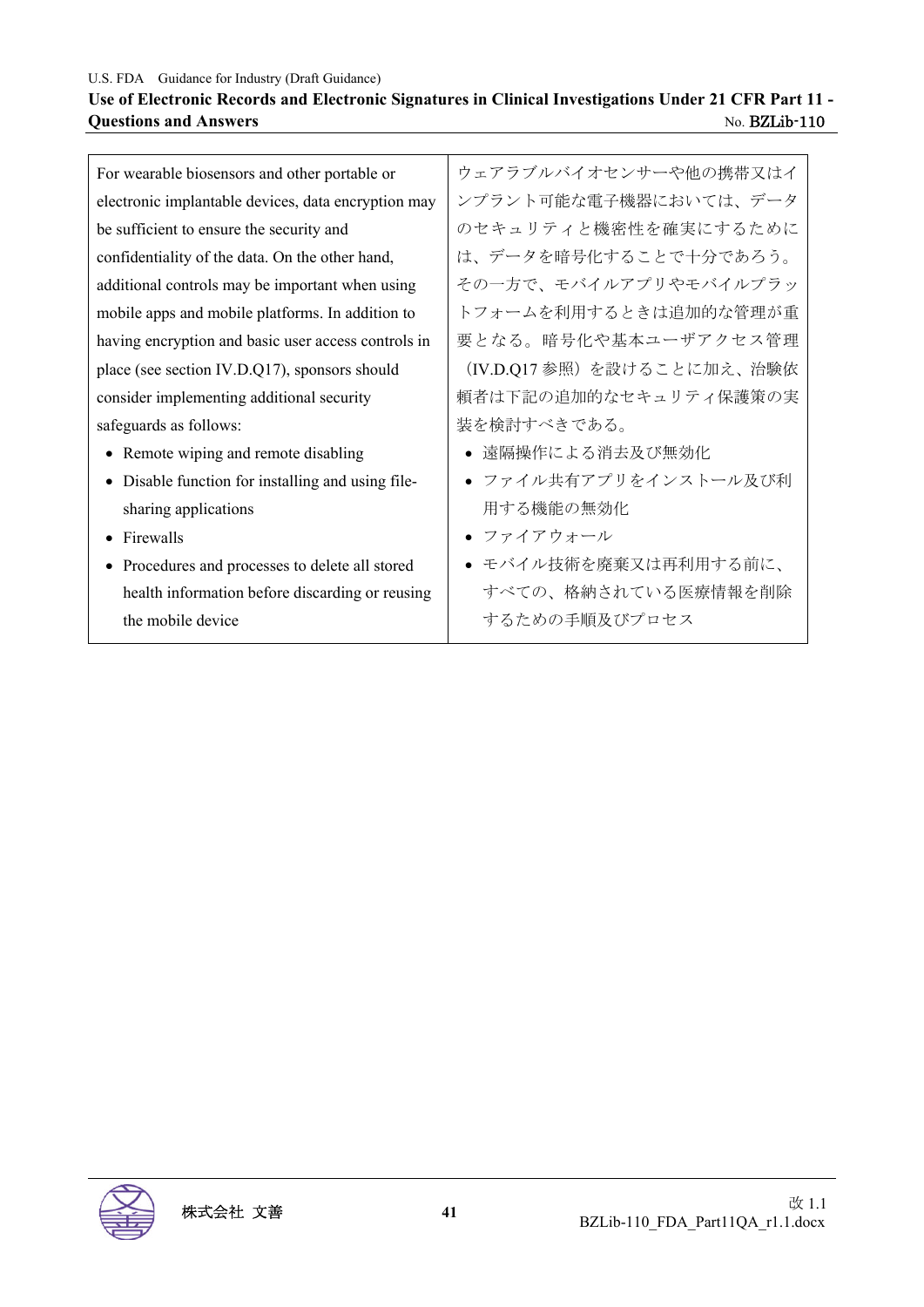| For wearable biosensors and other portable or electronic implantable devices, data encryption may be sufficient to ensure the security and confidentiality of the data. On the other hand, additional controls may be important when using mobile apps and mobile platforms. In addition to having encryption and basic user access controls in place (see section IV.D.Q17), sponsors should consider implementing additional security safeguards as follows:<br>• Remote wiping and remote disabling<br>• Disable function for installing and using file-sharing applications<br>• Firewalls<br>• Procedures and processes to delete all stored health information before discarding or reusing the mobile device | ウェアラブルバイオセンサーや他の携帯又はインプラント可能な電子機器においては、データのセキュリティと機密性を確実にするためには、データを暗号化することで十分であろう。その一方で、モバイルアプリやモバイルプラットフォームを利用するときは追加的な管理が重要となる。暗号化や基本ユーザアクセス管理（IV.D.Q17 参照）を設けることに加え、治験依頼者は下記の追加的なセキュリティ保護策の実装を検討すべきである。<br>• 遠隔操作による消去及び無効化<br>• ファイル共有アプリをインストール及び利用する機能の無効化<br>• ファイアウォール<br>• モバイル技術を廃棄又は再利用する前に、すべての、格納されている医療情報を削除するための手順及びプロセス |
|---|---|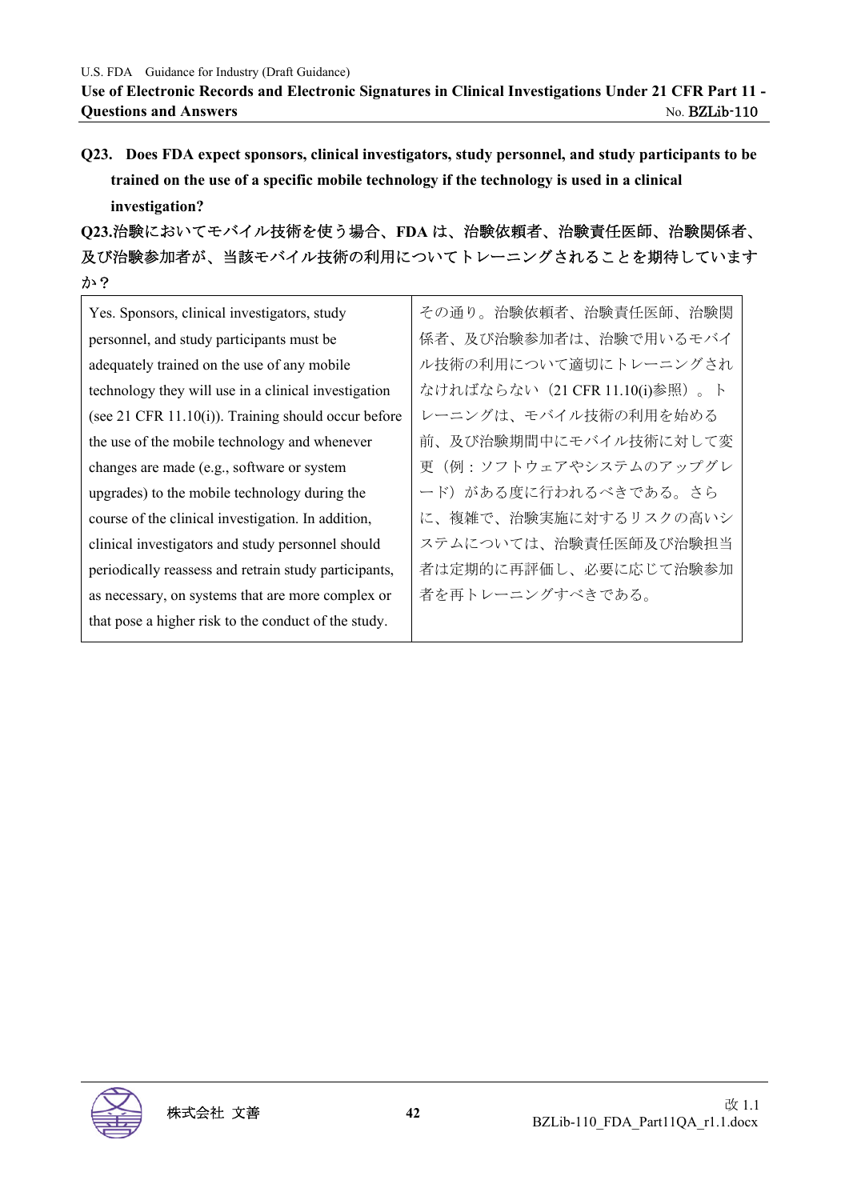**Q23. Does FDA expect sponsors, clinical investigators, study personnel, and study participants to be trained on the use of a specific mobile technology if the technology is used in a clinical investigation?**

**Q23.治験においてモバイル技術を使う場合、FDA は、治験依頼者、治験責任医師、治験関係者、及び治験参加者が、当該モバイル技術の利用についてトレーニングされることを期待していますか？**

| Yes. Sponsors, clinical investigators, study personnel, and study participants must be adequately trained on the use of any mobile technology they will use in a clinical investigation (see 21 CFR 11.10(i)). Training should occur before the use of the mobile technology and whenever changes are made (e.g., software or system upgrades) to the mobile technology during the course of the clinical investigation. In addition, clinical investigators and study personnel should periodically reassess and retrain study participants, as necessary, on systems that are more complex or that pose a higher risk to the conduct of the study. | その通り。治験依頼者、治験責任医師、治験関係者、及び治験参加者は、治験で用いるモバイル技術の利用について適切にトレーニングされなければならない（21 CFR 11.10(i)参照）。トレーニングは、モバイル技術の利用を始める前、及び治験期間中にモバイル技術に対して変更（例：ソフトウェアやシステムのアップグレード）がある度に行われるべきである。さらに、複雑で、治験実施に対するリスクの高いシステムについては、治験責任医師及び治験担当者は定期的に再評価し、必要に応じて治験参加者を再トレーニングすべきである。 |
|---|---|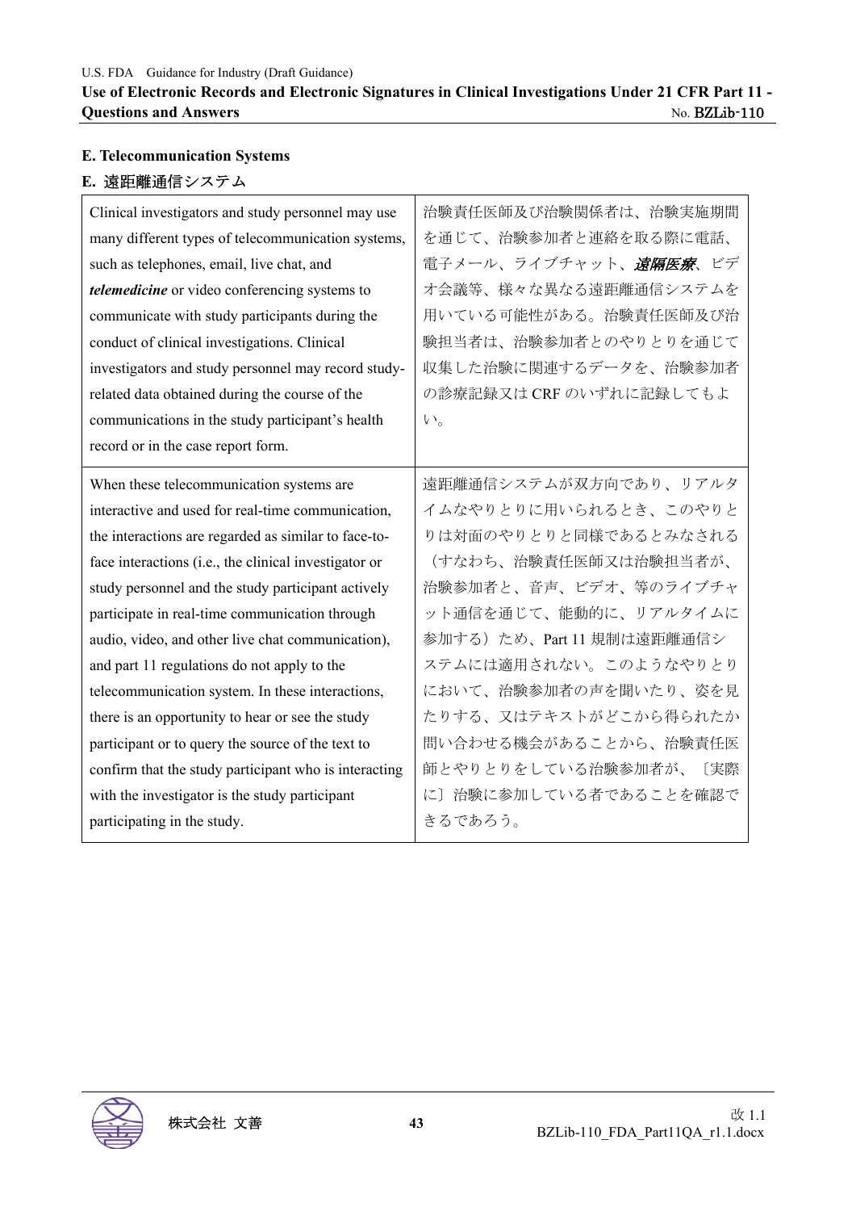## E. Telecommunication Systems

## E. 遠距離通信システム

| | |
|---|---|
| Clinical investigators and study personnel may use many different types of telecommunication systems, such as telephones, email, live chat, and ***telemedicine*** or video conferencing systems to communicate with study participants during the conduct of clinical investigations. Clinical investigators and study personnel may record study-related data obtained during the course of the communications in the study participant's health record or in the case report form. | 治験責任医師及び治験関係者は、治験実施期間を通じて、治験参加者と連絡を取る際に電話、電子メール、ライブチャット、***遠隔医療***、ビデオ会議等、様々な異なる遠距離通信システムを用いている可能性がある。治験責任医師及び治験担当者は、治験参加者とのやりとりを通じて収集した治験に関連するデータを、治験参加者の診療記録又は CRF のいずれに記録してもよい。 |
| When these telecommunication systems are interactive and used for real-time communication, the interactions are regarded as similar to face-to-face interactions (i.e., the clinical investigator or study personnel and the study participant actively participate in real-time communication through audio, video, and other live chat communication), and part 11 regulations do not apply to the telecommunication system. In these interactions, there is an opportunity to hear or see the study participant or to query the source of the text to confirm that the study participant who is interacting with the investigator is the study participant participating in the study. | 遠距離通信システムが双方向であり、リアルタイムなやりとりに用いられるとき、このやりとりは対面のやりとりと同様であるとみなされる（すなわち、治験責任医師又は治験担当者が、治験参加者と、音声、ビデオ、等のライブチャット通信を通じて、能動的に、リアルタイムに参加する）ため、Part 11 規制は遠距離通信システムには適用されない。このようなやりとりにおいて、治験参加者の声を聞いたり、姿を見たりする、又はテキストがどこから得られたか問い合わせる機会があることから、治験責任医師とやりとりをしている治験参加者が、〔実際に〕治験に参加している者であることを確認できるであろう。 |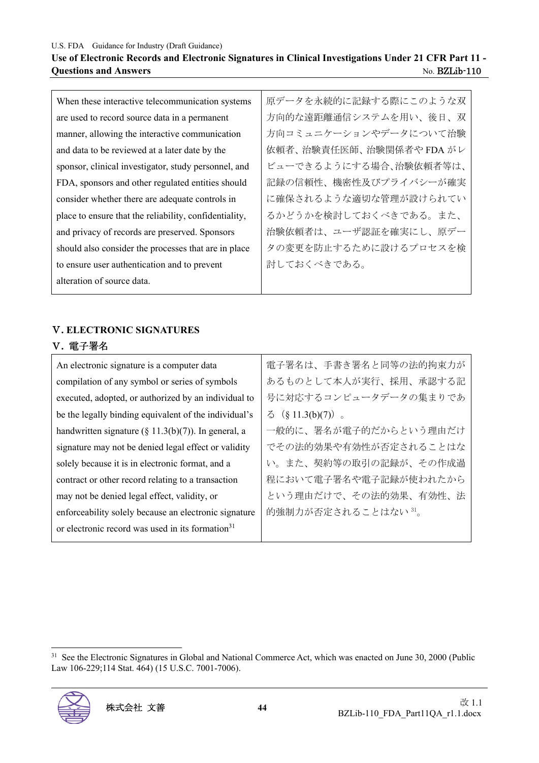| When these interactive telecommunication systems are used to record source data in a permanent manner, allowing the interactive communication and data to be reviewed at a later date by the sponsor, clinical investigator, study personnel, and FDA, sponsors and other regulated entities should consider whether there are adequate controls in place to ensure that the reliability, confidentiality, and privacy of records are preserved. Sponsors should also consider the processes that are in place to ensure user authentication and to prevent alteration of source data. | 原データを永続的に記録する際にこのような双方向的な遠距離通信システムを用い、後日、双方向コミュニケーションやデータについて治験依頼者、治験責任医師、治験関係者や FDA がレビューできるようにする場合、治験依頼者等は、記録の信頼性、機密性及びプライバシーが確実に確保されるような適切な管理が設けられているかどうかを検討しておくべきである。また、治験依頼者は、ユーザ認証を確実にし、原データの変更を防止するために設けるプロセスを検討しておくべきである。 |
|---|---|

## V. ELECTRONIC SIGNATURES

## V. 電子署名

| An electronic signature is a computer data compilation of any symbol or series of symbols executed, adopted, or authorized by an individual to be the legally binding equivalent of the individual's handwritten signature (§ 11.3(b)(7)). In general, a signature may not be denied legal effect or validity solely because it is in electronic format, and a contract or other record relating to a transaction may not be denied legal effect, validity, or enforceability solely because an electronic signature or electronic record was used in its formation[31] | 電子署名は、手書き署名と同等の法的拘束力があるものとして本人が実行、採用、承認する記号に対応するコンピュータデータの集まりである（§ 11.3(b)(7)）。<br>一般的に、署名が電子的だからという理由だけでその法的効果や有効性が否定されることはない。また、契約等の取引の記録が、その作成過程において電子署名や電子記録が使われたからという理由だけで、その法的効果、有効性、法的強制力が否定されることはない[31]。 |
|---|---|

[31] See the Electronic Signatures in Global and National Commerce Act, which was enacted on June 30, 2000 (Public Law 106-229;114 Stat. 464) (15 U.S.C. 7001-7006).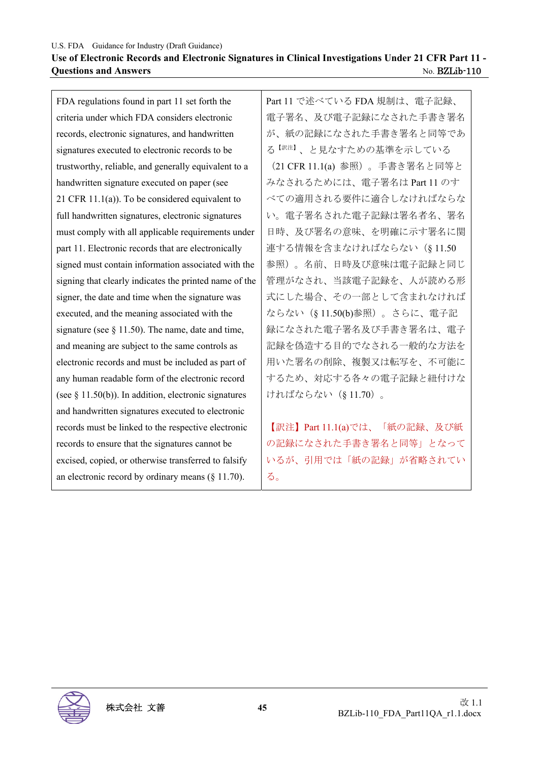| | |
|---|---|
| FDA regulations found in part 11 set forth the criteria under which FDA considers electronic records, electronic signatures, and handwritten signatures executed to electronic records to be trustworthy, reliable, and generally equivalent to a handwritten signature executed on paper (see 21 CFR 11.1(a)). To be considered equivalent to full handwritten signatures, electronic signatures must comply with all applicable requirements under part 11. Electronic records that are electronically signed must contain information associated with the signing that clearly indicates the printed name of the signer, the date and time when the signature was executed, and the meaning associated with the signature (see § 11.50). The name, date and time, and meaning are subject to the same controls as electronic records and must be included as part of any human readable form of the electronic record (see § 11.50(b)). In addition, electronic signatures and handwritten signatures executed to electronic records must be linked to the respective electronic records to ensure that the signatures cannot be excised, copied, or otherwise transferred to falsify an electronic record by ordinary means (§ 11.70). | Part 11 で述べている FDA 規制は、電子記録、電子署名、及び電子記録になされた手書き署名が、紙の記録になされた手書き署名と同等である【訳注】、と見なすための基準を示している（21 CFR 11.1(a) 参照）。手書き署名と同等とみなされるためには、電子署名は Part 11 のすべての適用される要件に適合しなければならない。電子署名された電子記録は署名者名、署名日時、及び署名の意味、を明確に示す署名に関連する情報を含まなければならない（§ 11.50 参照）。名前、日時及び意味は電子記録と同じ管理がなされ、当該電子記録を、人が読める形式にした場合、その一部として含まれなければならない（§ 11.50(b)参照）。さらに、電子記録になされた電子署名及び手書き署名は、電子記録を偽造する目的でなされる一般的な方法を用いた署名の削除、複製又は転写を、不可能にするため、対応する各々の電子記録と紐付けなければならない（§ 11.70）。<br><br>【訳注】Part 11.1(a)では、「紙の記録、及び紙の記録になされた手書き署名と同等」となっているが、引用では「紙の記録」が省略されている。 |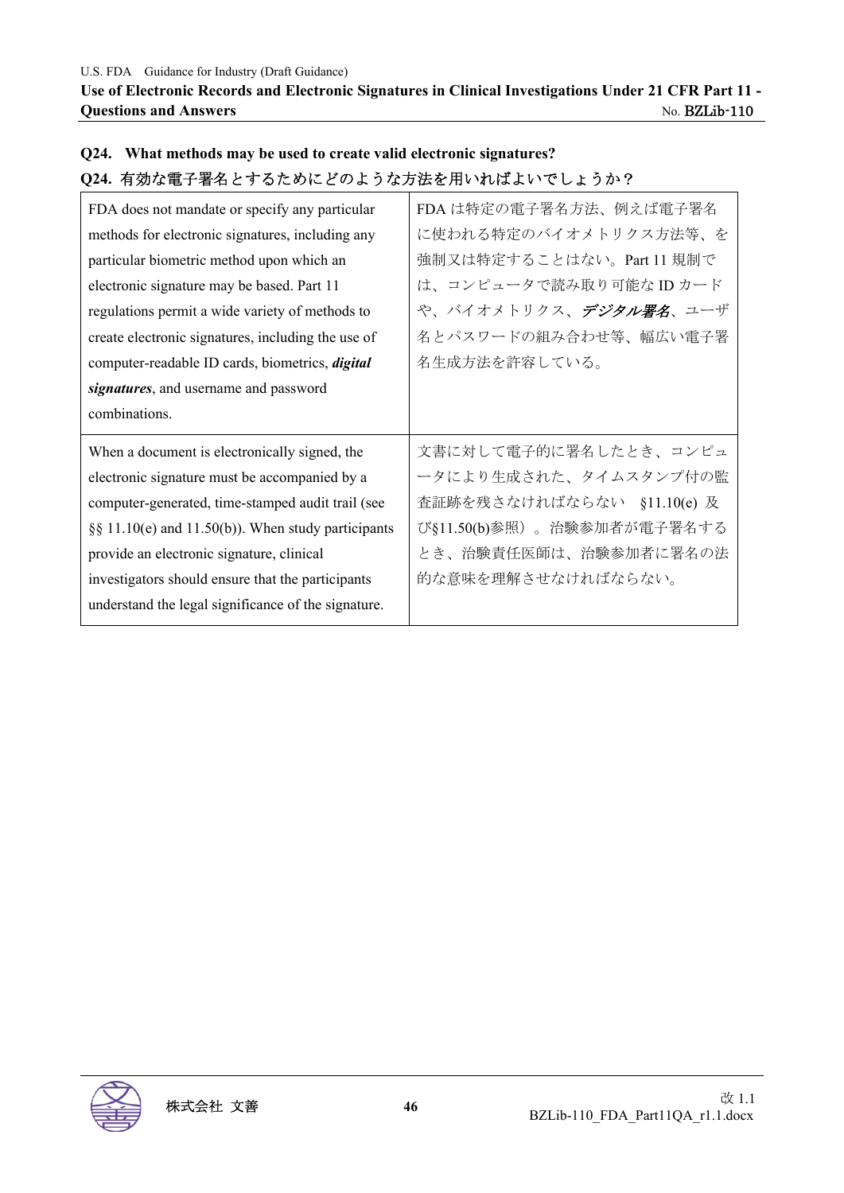**Q24. What methods may be used to create valid electronic signatures?**

**Q24. 有効な電子署名とするためにどのような方法を用いればよいでしょうか？**

| | |
|---|---|
| FDA does not mandate or specify any particular methods for electronic signatures, including any particular biometric method upon which an electronic signature may be based. Part 11 regulations permit a wide variety of methods to create electronic signatures, including the use of computer-readable ID cards, biometrics, ***digital signatures***, and username and password combinations. | FDA は特定の電子署名方法、例えば電子署名に使われる特定のバイオメトリクス方法等、を強制又は特定することはない。Part 11 規制では、コンピュータで読み取り可能な ID カードや、バイオメトリクス、***デジタル署名***、ユーザ名とパスワードの組み合わせ等、幅広い電子署名生成方法を許容している。 |
| When a document is electronically signed, the electronic signature must be accompanied by a computer-generated, time-stamped audit trail (see §§ 11.10(e) and 11.50(b)). When study participants provide an electronic signature, clinical investigators should ensure that the participants understand the legal significance of the signature. | 文書に対して電子的に署名したとき、コンピュータにより生成された、タイムスタンプ付の監査証跡を残さなければならない（§11.10(e) 及び§11.50(b)参照）。治験参加者が電子署名するとき、治験責任医師は、治験参加者に署名の法的な意味を理解させなければならない。 |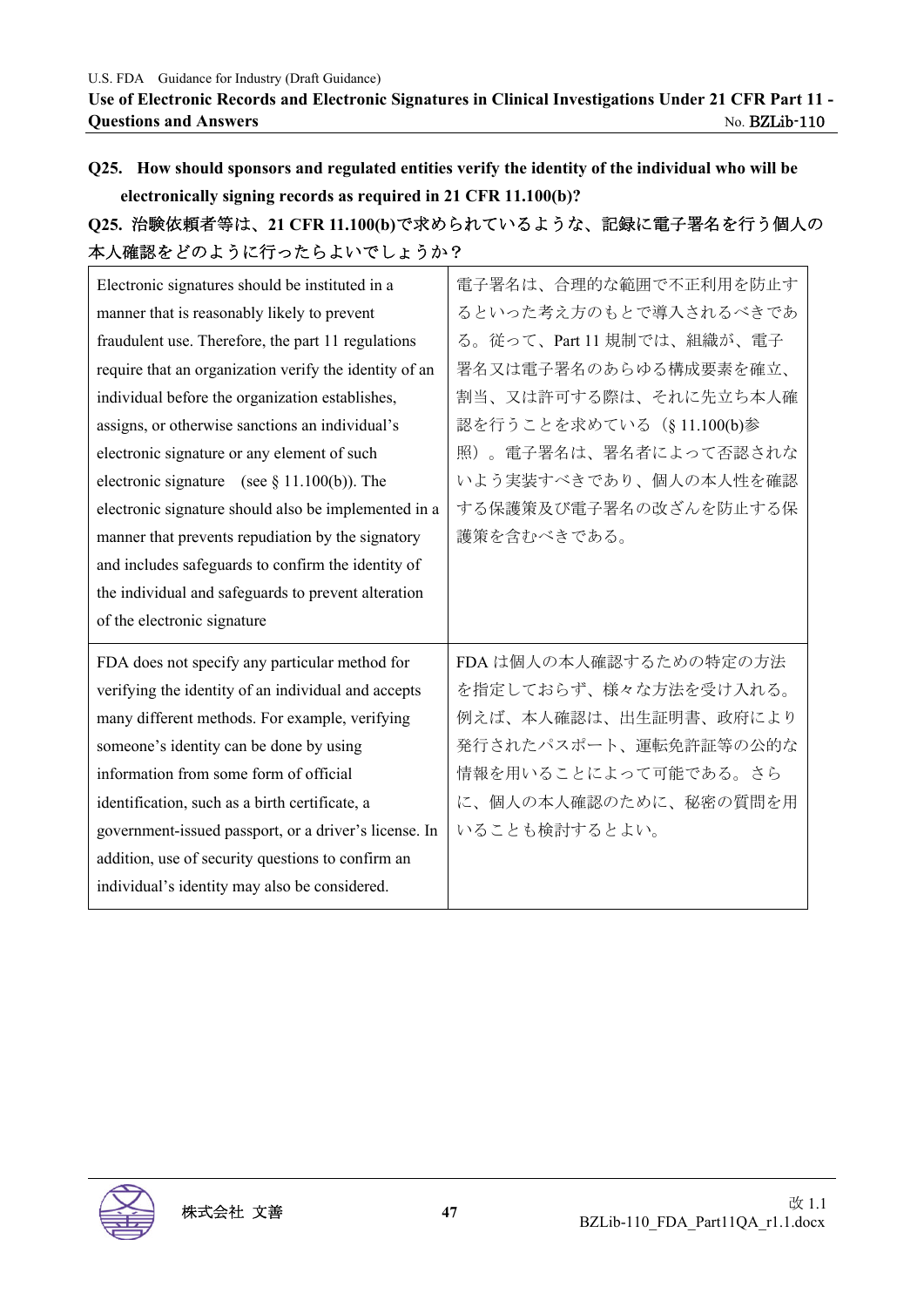**Q25. How should sponsors and regulated entities verify the identity of the individual who will be electronically signing records as required in 21 CFR 11.100(b)?**

**Q25. 治験依頼者等は、21 CFR 11.100(b)で求められているような、記録に電子署名を行う個人の本人確認をどのように行ったらよいでしょうか？**

| | |
|---|---|
| Electronic signatures should be instituted in a manner that is reasonably likely to prevent fraudulent use. Therefore, the part 11 regulations require that an organization verify the identity of an individual before the organization establishes, assigns, or otherwise sanctions an individual's electronic signature or any element of such electronic signature (see § 11.100(b)). The electronic signature should also be implemented in a manner that prevents repudiation by the signatory and includes safeguards to confirm the identity of the individual and safeguards to prevent alteration of the electronic signature | 電子署名は、合理的な範囲で不正利用を防止するといった考え方のもとで導入されるべきである。従って、Part 11 規制では、組織が、電子署名又は電子署名のあらゆる構成要素を確立、割当、又は許可する際は、それに先立ち本人確認を行うことを求めている（§ 11.100(b)参照）。電子署名は、署名者によって否認されないよう実装すべきであり、個人の本人性を確認する保護策及び電子署名の改ざんを防止する保護策を含むべきである。 |
| FDA does not specify any particular method for verifying the identity of an individual and accepts many different methods. For example, verifying someone's identity can be done by using information from some form of official identification, such as a birth certificate, a government-issued passport, or a driver's license. In addition, use of security questions to confirm an individual's identity may also be considered. | FDA は個人の本人確認するための特定の方法を指定しておらず、様々な方法を受け入れる。例えば、本人確認は、出生証明書、政府により発行されたパスポート、運転免許証等の公的な情報を用いることによって可能である。さらに、個人の本人確認のために、秘密の質問を用いることも検討するとよい。 |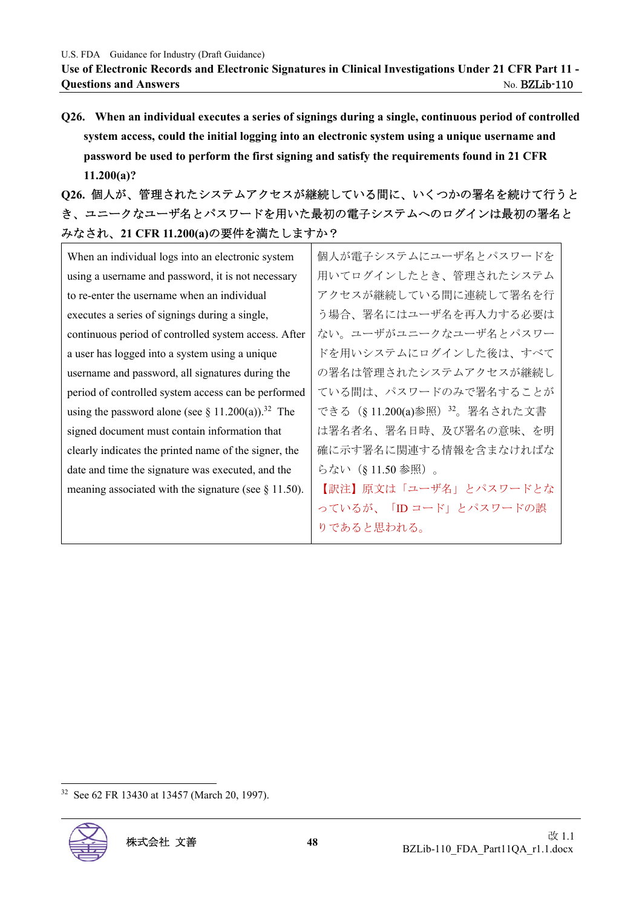**Q26. When an individual executes a series of signings during a single, continuous period of controlled system access, could the initial logging into an electronic system using a unique username and password be used to perform the first signing and satisfy the requirements found in 21 CFR 11.200(a)?**

**Q26. 個人が、管理されたシステムアクセスが継続している間に、いくつかの署名を続けて行うとき、ユニークなユーザ名とパスワードを用いた最初の電子システムへのログインは最初の署名とみなされ、21 CFR 11.200(a)の要件を満たしますか？**

| | |
|---|---|
| When an individual logs into an electronic system using a username and password, it is not necessary to re-enter the username when an individual executes a series of signings during a single, continuous period of controlled system access. After a user has logged into a system using a unique username and password, all signatures during the period of controlled system access can be performed using the password alone (see § 11.200(a)).[32] The signed document must contain information that clearly indicates the printed name of the signer, the date and time the signature was executed, and the meaning associated with the signature (see § 11.50). | 個人が電子システムにユーザ名とパスワードを用いてログインしたとき、管理されたシステムアクセスが継続している間に連続して署名を行う場合、署名にはユーザ名を再入力する必要はない。ユーザがユニークなユーザ名とパスワードを用いシステムにログインした後は、すべての署名は管理されたシステムアクセスが継続している間は、パスワードのみで署名することができる（§ 11.200(a)参照）[32]。署名された文書は署名者名、署名日時、及び署名の意味、を明確に示す署名に関連する情報を含まなければならない（§ 11.50 参照）。<br>【訳注】原文は「ユーザ名」とパスワードとなっているが、「ID コード」とパスワードの誤りであると思われる。 |

[32] See 62 FR 13430 at 13457 (March 20, 1997).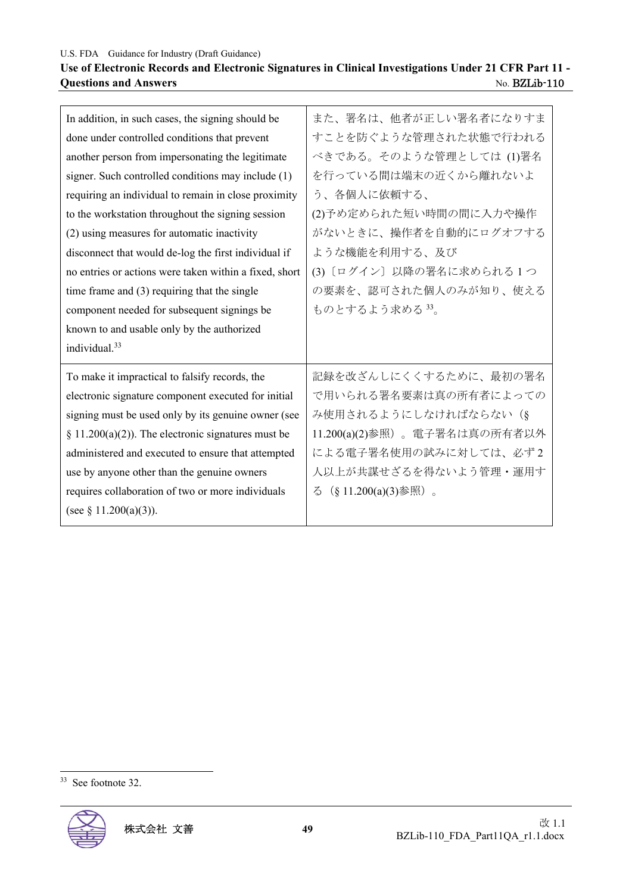| In addition, in such cases, the signing should be done under controlled conditions that prevent another person from impersonating the legitimate signer. Such controlled conditions may include (1) requiring an individual to remain in close proximity to the workstation throughout the signing session (2) using measures for automatic inactivity disconnect that would de-log the first individual if no entries or actions were taken within a fixed, short time frame and (3) requiring that the single component needed for subsequent signings be known to and usable only by the authorized individual.[33] | また、署名は、他者が正しい署名者になりすますことを防ぐような管理された状態で行われるべきである。そのような管理としては (1)署名を行っている間は端末の近くから離れないよう、各個人に依頼する、(2)予め定められた短い時間の間に入力や操作がないときに、操作者を自動的にログオフするような機能を利用する、及び (3)〔ログイン〕以降の署名に求められる 1 つの要素を、認可された個人のみが知り、使えるものとするよう求める[33]。 |
|---|---|
| To make it impractical to falsify records, the electronic signature component executed for initial signing must be used only by its genuine owner (see § 11.200(a)(2)). The electronic signatures must be administered and executed to ensure that attempted use by anyone other than the genuine owners requires collaboration of two or more individuals (see § 11.200(a)(3)). | 記録を改ざんしにくくするために、最初の署名で用いられる署名要素は真の所有者によってのみ使用されるようにしなければならない（§ 11.200(a)(2)参照）。電子署名は真の所有者以外による電子署名使用の試みに対しては、必ず 2 人以上が共謀せざるを得ないよう管理・運用する（§ 11.200(a)(3)参照）。 |

[33] See footnote 32.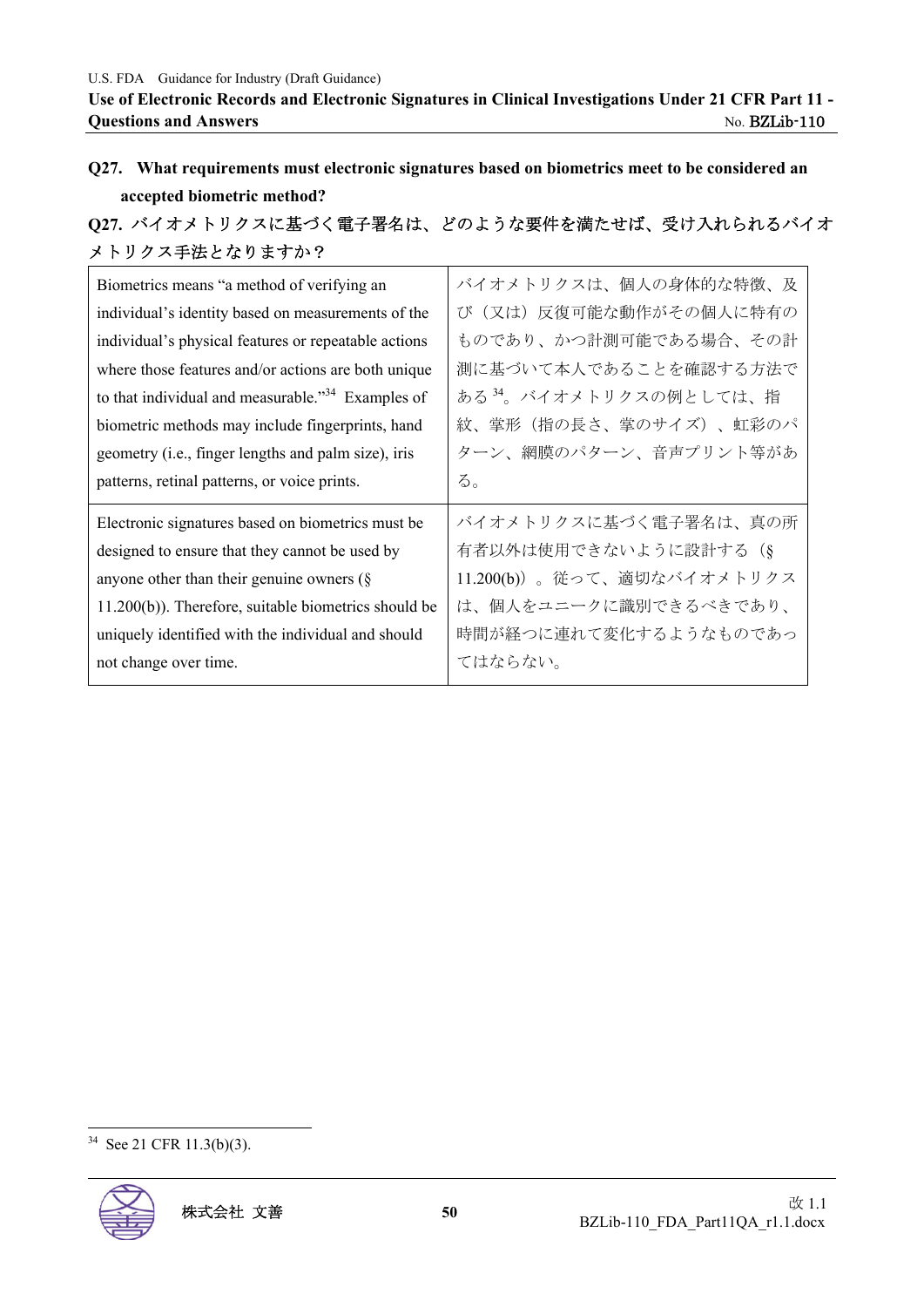**Q27. What requirements must electronic signatures based on biometrics meet to be considered an accepted biometric method?**

**Q27. バイオメトリクスに基づく電子署名は、どのような要件を満たせば、受け入れられるバイオメトリクス手法となりますか？**

| | |
|---|---|
| Biometrics means "a method of verifying an individual's identity based on measurements of the individual's physical features or repeatable actions where those features and/or actions are both unique to that individual and measurable."[34] Examples of biometric methods may include fingerprints, hand geometry (i.e., finger lengths and palm size), iris patterns, retinal patterns, or voice prints. | バイオメトリクスは、個人の身体的な特徴、及び（又は）反復可能な動作がその個人に特有のものであり、かつ計測可能である場合、その計測に基づいて本人であることを確認する方法である[34]。バイオメトリクスの例としては、指紋、掌形（指の長さ、掌のサイズ）、虹彩のパターン、網膜のパターン、音声プリント等がある。 |
| Electronic signatures based on biometrics must be designed to ensure that they cannot be used by anyone other than their genuine owners (§ 11.200(b)). Therefore, suitable biometrics should be uniquely identified with the individual and should not change over time. | バイオメトリクスに基づく電子署名は、真の所有者以外は使用できないように設計する（§ 11.200(b)）。従って、適切なバイオメトリクスは、個人をユニークに識別できるべきであり、時間が経つに連れて変化するようなものであってはならない。 |

[34] See 21 CFR 11.3(b)(3).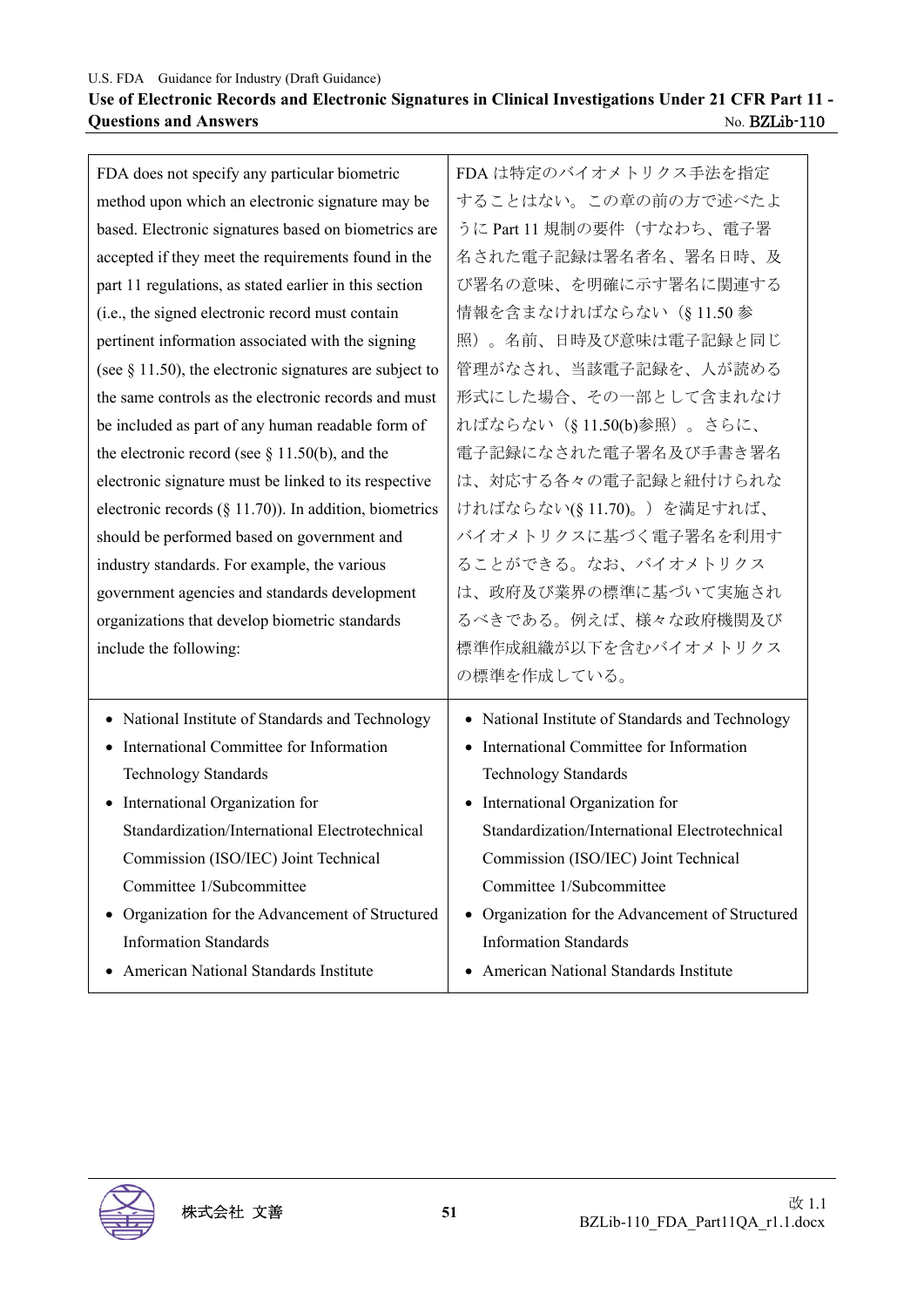| | |
|---|---|
| FDA does not specify any particular biometric method upon which an electronic signature may be based. Electronic signatures based on biometrics are accepted if they meet the requirements found in the part 11 regulations, as stated earlier in this section (i.e., the signed electronic record must contain pertinent information associated with the signing (see § 11.50), the electronic signatures are subject to the same controls as the electronic records and must be included as part of any human readable form of the electronic record (see § 11.50(b), and the electronic signature must be linked to its respective electronic records (§ 11.70)). In addition, biometrics should be performed based on government and industry standards. For example, the various government agencies and standards development organizations that develop biometric standards include the following: | FDA は特定のバイオメトリクス手法を指定することはない。この章の前の方で述べたように Part 11 規制の要件（すなわち、電子署名された電子記録は署名者名、署名日時、及び署名の意味、を明確に示す署名に関連する情報を含まなければならない（§ 11.50 参照）。名前、日時及び意味は電子記録と同じ管理がなされ、当該電子記録を、人が読める形式にした場合、その一部として含まれなければならない（§ 11.50(b)参照）。さらに、電子記録になされた電子署名及び手書き署名は、対応する各々の電子記録と紐付けられなければならない(§ 11.70)。）を満足すれば、バイオメトリクスに基づく電子署名を利用することができる。なお、バイオメトリクスは、政府及び業界の標準に基づいて実施されるべきである。例えば、様々な政府機関及び標準作成組織が以下を含むバイオメトリクスの標準を作成している。 |
| • National Institute of Standards and Technology<br>• International Committee for Information Technology Standards<br>• International Organization for Standardization/International Electrotechnical Commission (ISO/IEC) Joint Technical Committee 1/Subcommittee<br>• Organization for the Advancement of Structured Information Standards<br>• American National Standards Institute | • National Institute of Standards and Technology<br>• International Committee for Information Technology Standards<br>• International Organization for Standardization/International Electrotechnical Commission (ISO/IEC) Joint Technical Committee 1/Subcommittee<br>• Organization for the Advancement of Structured Information Standards<br>• American National Standards Institute |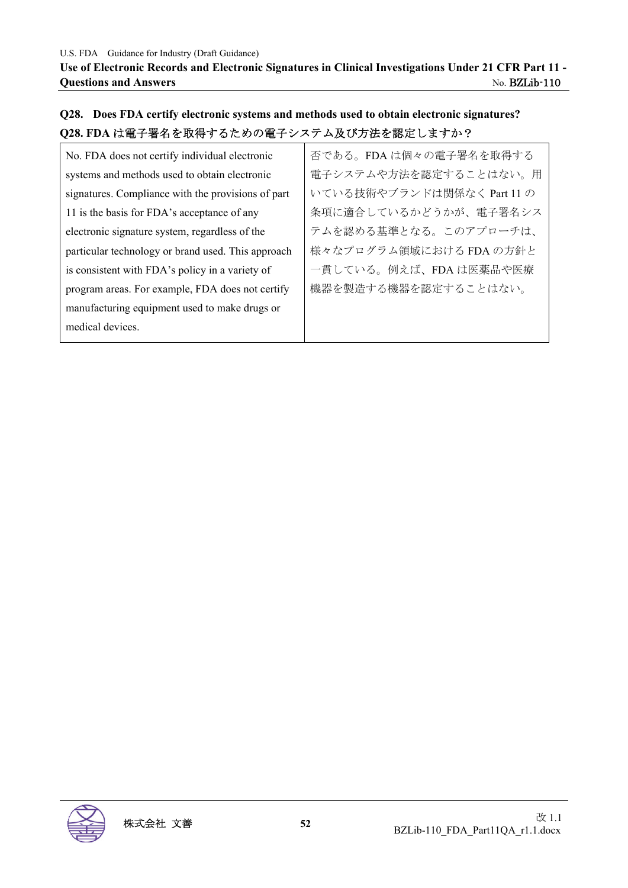### Q28. Does FDA certify electronic systems and methods used to obtain electronic signatures?

### Q28. FDA は電子署名を取得するための電子システム及び方法を認定しますか？

| No. FDA does not certify individual electronic systems and methods used to obtain electronic signatures. Compliance with the provisions of part 11 is the basis for FDA's acceptance of any electronic signature system, regardless of the particular technology or brand used. This approach is consistent with FDA's policy in a variety of program areas. For example, FDA does not certify manufacturing equipment used to make drugs or medical devices. | 否である。FDA は個々の電子署名を取得する電子システムや方法を認定することはない。用いている技術やブランドは関係なく Part 11 の条項に適合しているかどうかが、電子署名システムを認める基準となる。このアプローチは、様々なプログラム領域における FDA の方針と一貫している。例えば、FDA は医薬品や医療機器を製造する機器を認定することはない。 |
|---|---|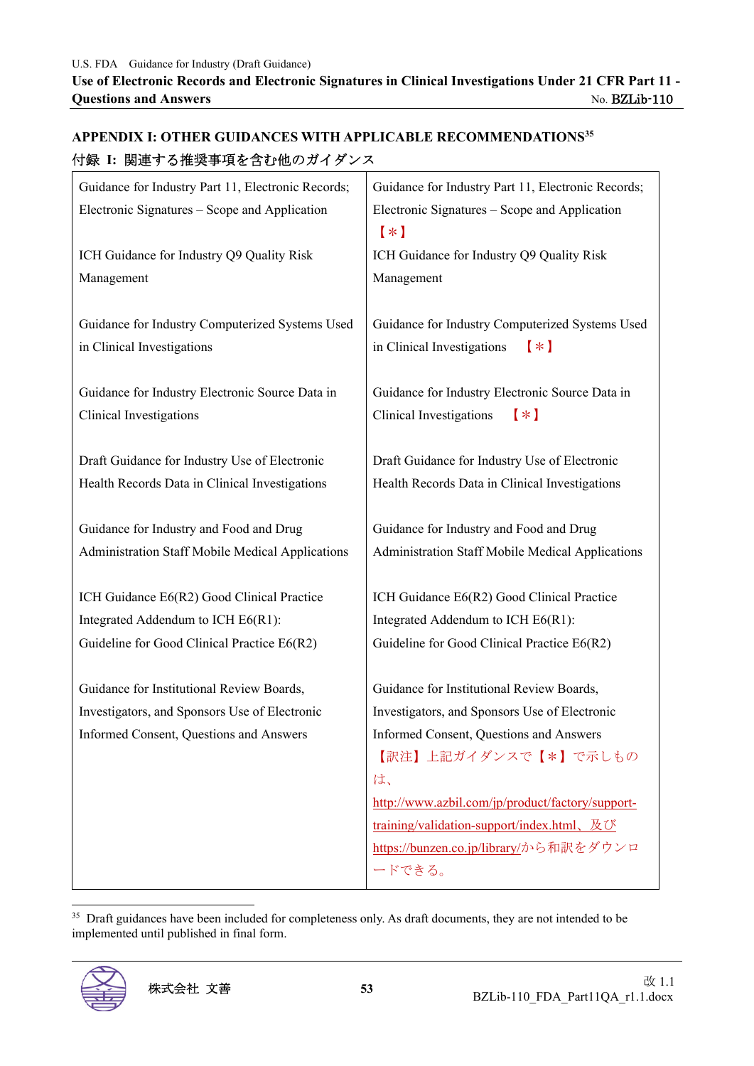## APPENDIX I: OTHER GUIDANCES WITH APPLICABLE RECOMMENDATIONS[35]

## 付録 I: 関連する推奨事項を含む他のガイダンス

| | |
|---|---|
| Guidance for Industry Part 11, Electronic Records; Electronic Signatures – Scope and Application | Guidance for Industry Part 11, Electronic Records; Electronic Signatures – Scope and Application 【＊】 |
| ICH Guidance for Industry Q9 Quality Risk Management | ICH Guidance for Industry Q9 Quality Risk Management |
| Guidance for Industry Computerized Systems Used in Clinical Investigations | Guidance for Industry Computerized Systems Used in Clinical Investigations 【＊】 |
| Guidance for Industry Electronic Source Data in Clinical Investigations | Guidance for Industry Electronic Source Data in Clinical Investigations 【＊】 |
| Draft Guidance for Industry Use of Electronic Health Records Data in Clinical Investigations | Draft Guidance for Industry Use of Electronic Health Records Data in Clinical Investigations |
| Guidance for Industry and Food and Drug Administration Staff Mobile Medical Applications | Guidance for Industry and Food and Drug Administration Staff Mobile Medical Applications |
| ICH Guidance E6(R2) Good Clinical Practice Integrated Addendum to ICH E6(R1): Guideline for Good Clinical Practice E6(R2) | ICH Guidance E6(R2) Good Clinical Practice Integrated Addendum to ICH E6(R1): Guideline for Good Clinical Practice E6(R2) |
| Guidance for Institutional Review Boards, Investigators, and Sponsors Use of Electronic Informed Consent, Questions and Answers | Guidance for Institutional Review Boards, Investigators, and Sponsors Use of Electronic Informed Consent, Questions and Answers<br>【訳注】上記ガイダンスで【＊】で示しものは、http://www.azbil.com/jp/product/factory/support-training/validation-support/index.html、及び https://bunzen.co.jp/library/から和訳をダウンロードできる。 |

[35] Draft guidances have been included for completeness only. As draft documents, they are not intended to be implemented until published in final form.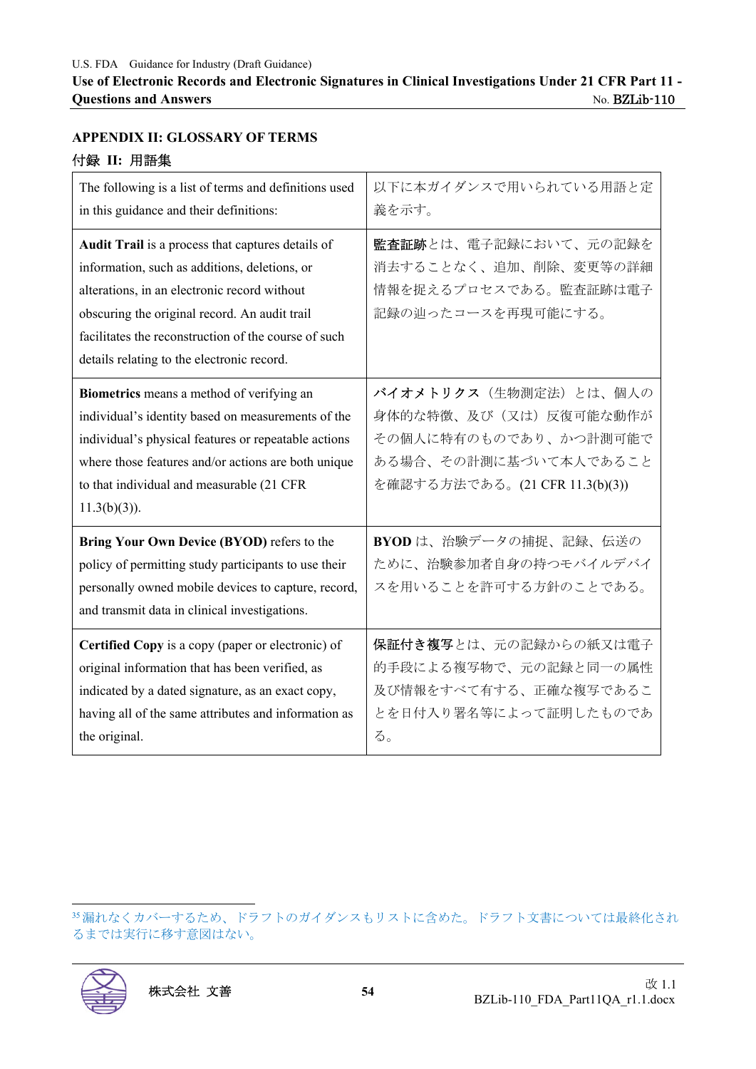## APPENDIX II: GLOSSARY OF TERMS

## 付録 II: 用語集

| The following is a list of terms and definitions used in this guidance and their definitions: | 以下に本ガイダンスで用いられている用語と定義を示す。 |
|---|---|
| **Audit Trail** is a process that captures details of information, such as additions, deletions, or alterations, in an electronic record without obscuring the original record. An audit trail facilitates the reconstruction of the course of such details relating to the electronic record. | **監査証跡**とは、電子記録において、元の記録を消去することなく、追加、削除、変更等の詳細情報を捉えるプロセスである。監査証跡は電子記録の辿ったコースを再現可能にする。 |
| **Biometrics** means a method of verifying an individual's identity based on measurements of the individual's physical features or repeatable actions where those features and/or actions are both unique to that individual and measurable (21 CFR 11.3(b)(3)). | **バイオメトリクス**（生物測定法）とは、個人の身体的な特徴、及び（又は）反復可能な動作がその個人に特有のものであり、かつ計測可能である場合、その計測に基づいて本人であることを確認する方法である。(21 CFR 11.3(b)(3)) |
| **Bring Your Own Device (BYOD)** refers to the policy of permitting study participants to use their personally owned mobile devices to capture, record, and transmit data in clinical investigations. | **BYOD** は、治験データの捕捉、記録、伝送のために、治験参加者自身の持つモバイルデバイスを用いることを許可する方針のことである。 |
| **Certified Copy** is a copy (paper or electronic) of original information that has been verified, as indicated by a dated signature, as an exact copy, having all of the same attributes and information as the original. | **保証付き複写**とは、元の記録からの紙又は電子的手段による複写物で、元の記録と同一の属性及び情報をすべて有する、正確な複写であることを日付入り署名等によって証明したものである。 |

[35] 漏れなくカバーするため、ドラフトのガイダンスもリストに含めた。ドラフト文書については最終化されるまでは実行に移す意図はない。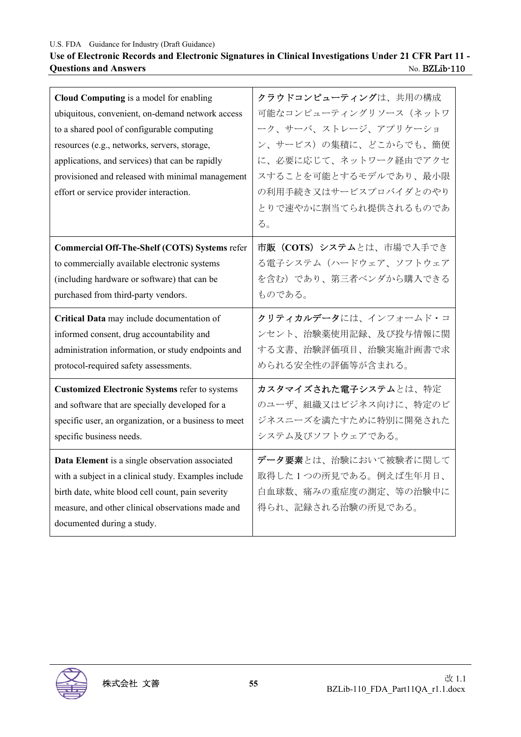| **Cloud Computing** is a model for enabling ubiquitous, convenient, on-demand network access to a shared pool of configurable computing resources (e.g., networks, servers, storage, applications, and services) that can be rapidly provisioned and released with minimal management effort or service provider interaction. | **クラウドコンピューティング**は、共用の構成可能なコンピューティングリソース（ネットワーク、サーバ、ストレージ、アプリケーション、サービス）の集積に、どこからでも、簡便に、必要に応じて、ネットワーク経由でアクセスすることを可能とするモデルであり、最小限の利用手続き又はサービスプロバイダとのやりとりで速やかに割当てられ提供されるものである。 |
|---|---|
| **Commercial Off-The-Shelf (COTS) Systems** refer to commercially available electronic systems (including hardware or software) that can be purchased from third-party vendors. | **市販（COTS）システム**とは、市場で入手できる電子システム（ハードウェア、ソフトウェアを含む）であり、第三者ベンダから購入できるものである。 |
| **Critical Data** may include documentation of informed consent, drug accountability and administration information, or study endpoints and protocol-required safety assessments. | **クリティカルデータ**には、インフォームド・コンセント、治験薬使用記録、及び投与情報に関する文書、治験評価項目、治験実施計画書で求められる安全性の評価等が含まれる。 |
| **Customized Electronic Systems** refer to systems and software that are specially developed for a specific user, an organization, or a business to meet specific business needs. | **カスタマイズされた電子システム**とは、特定のユーザ、組織又はビジネス向けに、特定のビジネスニーズを満たすために特別に開発されたシステム及びソフトウェアである。 |
| **Data Element** is a single observation associated with a subject in a clinical study. Examples include birth date, white blood cell count, pain severity measure, and other clinical observations made and documented during a study. | **データ要素**とは、治験において被験者に関して取得した 1 つの所見である。例えば生年月日、白血球数、痛みの重症度の測定、等の治験中に得られ、記録される治験の所見である。 |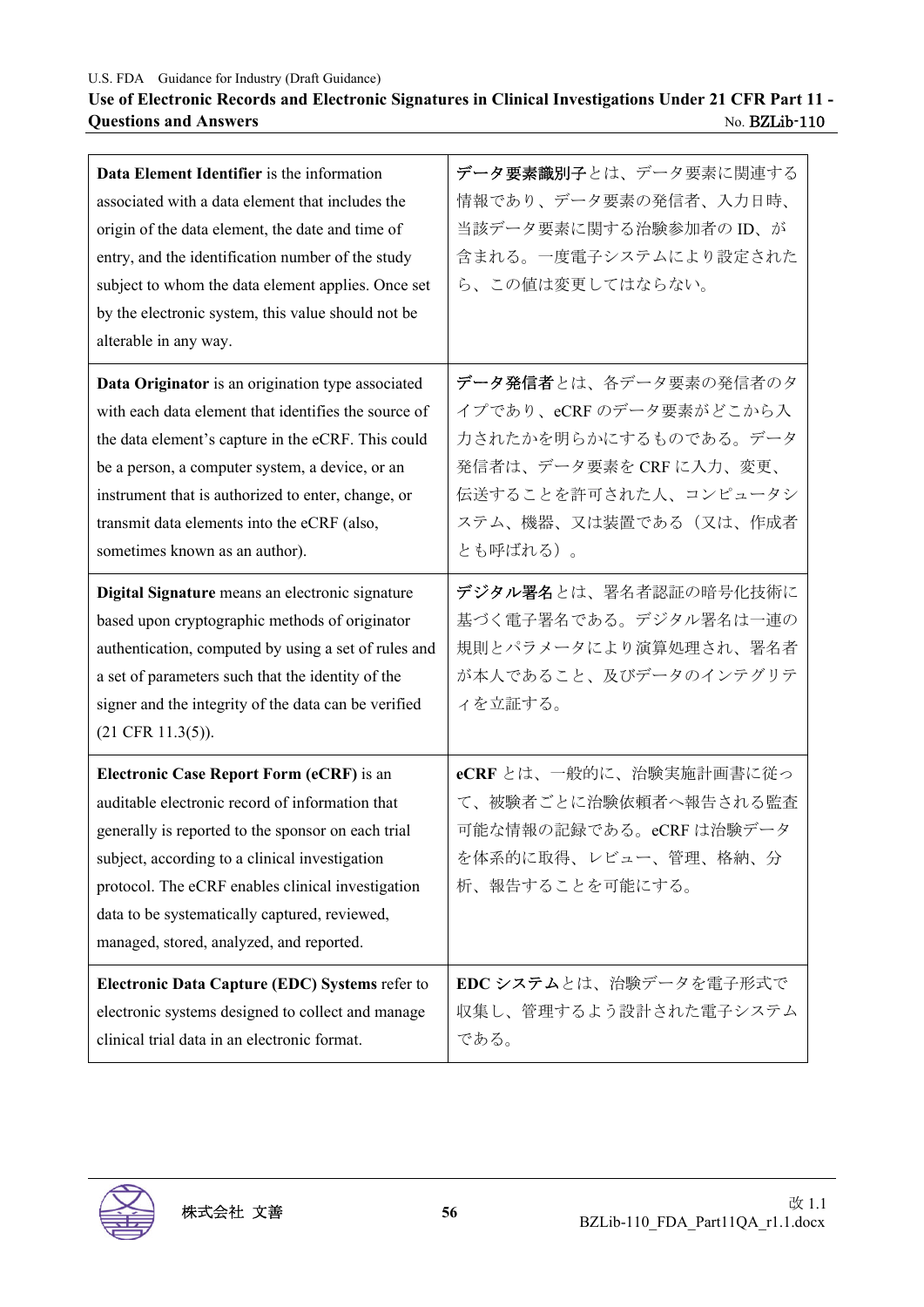| | |
|---|---|
| **Data Element Identifier** is the information associated with a data element that includes the origin of the data element, the date and time of entry, and the identification number of the study subject to whom the data element applies. Once set by the electronic system, this value should not be alterable in any way. | **データ要素識別子**とは、データ要素に関連する情報であり、データ要素の発信者、入力日時、当該データ要素に関する治験参加者の ID、が含まれる。一度電子システムにより設定されたら、この値は変更してはならない。 |
| **Data Originator** is an origination type associated with each data element that identifies the source of the data element's capture in the eCRF. This could be a person, a computer system, a device, or an instrument that is authorized to enter, change, or transmit data elements into the eCRF (also, sometimes known as an author). | **データ発信者**とは、各データ要素の発信者のタイプであり、eCRF のデータ要素がどこから入力されたかを明らかにするものである。データ発信者は、データ要素を CRF に入力、変更、伝送することを許可された人、コンピュータシステム、機器、又は装置である（又は、作成者とも呼ばれる）。 |
| **Digital Signature** means an electronic signature based upon cryptographic methods of originator authentication, computed by using a set of rules and a set of parameters such that the identity of the signer and the integrity of the data can be verified (21 CFR 11.3(5)). | **デジタル署名**とは、署名者認証の暗号化技術に基づく電子署名である。デジタル署名は一連の規則とパラメータにより演算処理され、署名者が本人であること、及びデータのインテグリティを立証する。 |
| **Electronic Case Report Form (eCRF)** is an auditable electronic record of information that generally is reported to the sponsor on each trial subject, according to a clinical investigation protocol. The eCRF enables clinical investigation data to be systematically captured, reviewed, managed, stored, analyzed, and reported. | **eCRF** とは、一般的に、治験実施計画書に従って、被験者ごとに治験依頼者へ報告される監査可能な情報の記録である。eCRF は治験データを体系的に取得、レビュー、管理、格納、分析、報告することを可能にする。 |
| **Electronic Data Capture (EDC) Systems** refer to electronic systems designed to collect and manage clinical trial data in an electronic format. | **EDC システム**とは、治験データを電子形式で収集し、管理するよう設計された電子システムである。 |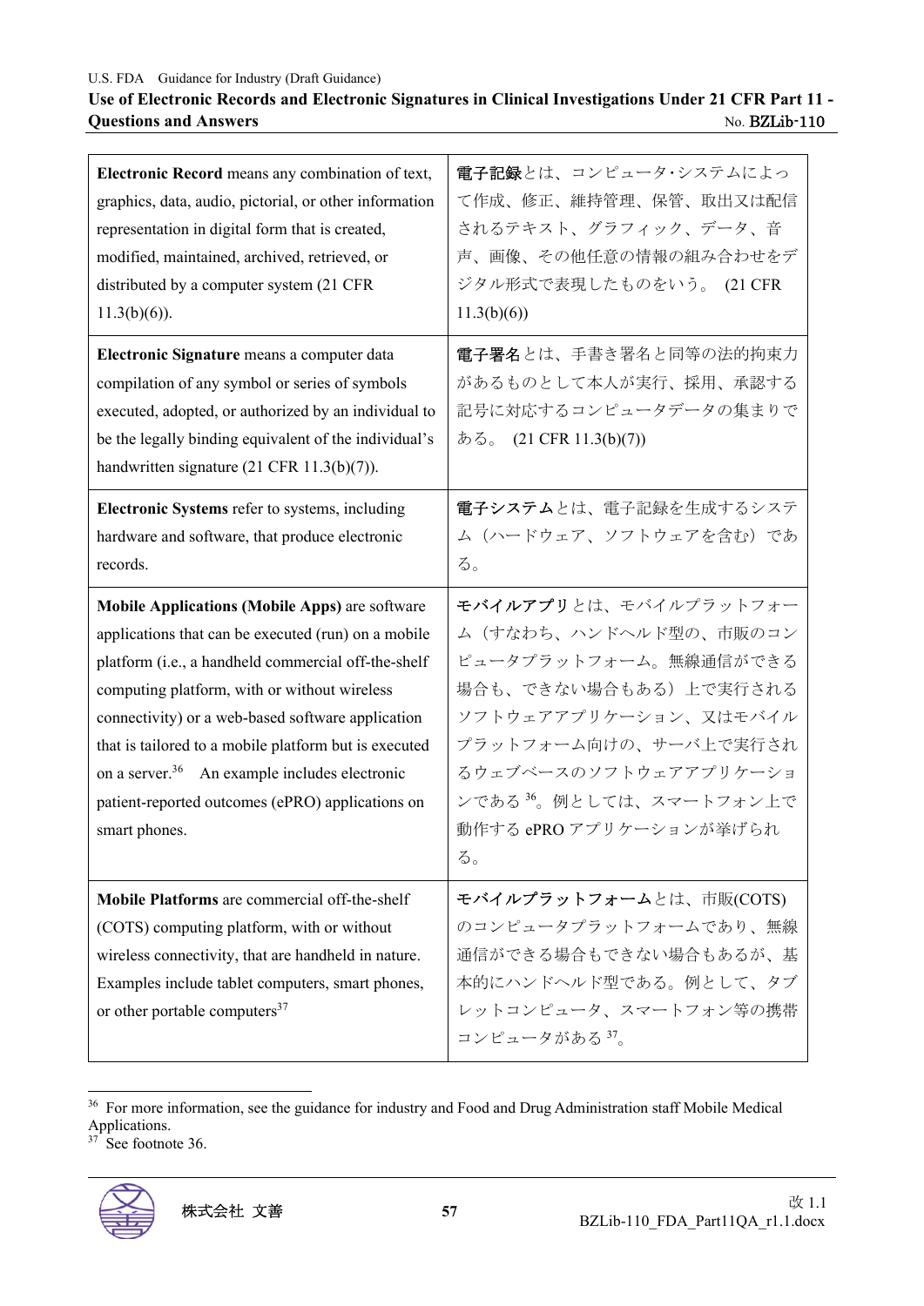| | |
|---|---|
| **Electronic Record** means any combination of text, graphics, data, audio, pictorial, or other information representation in digital form that is created, modified, maintained, archived, retrieved, or distributed by a computer system (21 CFR 11.3(b)(6)). | **電子記録**とは、コンピュータ･システムによって作成、修正、維持管理、保管、取出又は配信されるテキスト、グラフィック、データ、音声、画像、その他任意の情報の組み合わせをデジタル形式で表現したものをいう。 (21 CFR 11.3(b)(6)) |
| **Electronic Signature** means a computer data compilation of any symbol or series of symbols executed, adopted, or authorized by an individual to be the legally binding equivalent of the individual's handwritten signature (21 CFR 11.3(b)(7)). | **電子署名**とは、手書き署名と同等の法的拘束力があるものとして本人が実行、採用、承認する記号に対応するコンピュータデータの集まりである。 (21 CFR 11.3(b)(7)) |
| **Electronic Systems** refer to systems, including hardware and software, that produce electronic records. | **電子システム**とは、電子記録を生成するシステム（ハードウェア、ソフトウェアを含む）である。 |
| **Mobile Applications (Mobile Apps)** are software applications that can be executed (run) on a mobile platform (i.e., a handheld commercial off-the-shelf computing platform, with or without wireless connectivity) or a web-based software application that is tailored to a mobile platform but is executed on a server.[36] An example includes electronic patient-reported outcomes (ePRO) applications on smart phones. | **モバイルアプリ**とは、モバイルプラットフォーム（すなわち、ハンドヘルド型の、市販のコンピュータプラットフォーム。無線通信ができる場合も、できない場合もある）上で実行されるソフトウェアアプリケーション、又はモバイルプラットフォーム向けの、サーバ上で実行されるウェブベースのソフトウェアアプリケーションである[36]。例としては、スマートフォン上で動作する ePRO アプリケーションが挙げられる。 |
| **Mobile Platforms** are commercial off-the-shelf (COTS) computing platform, with or without wireless connectivity, that are handheld in nature. Examples include tablet computers, smart phones, or other portable computers[37] | **モバイルプラットフォーム**とは、市販(COTS)のコンピュータプラットフォームであり、無線通信ができる場合もできない場合もあるが、基本的にハンドヘルド型である。例として、タブレットコンピュータ、スマートフォン等の携帯コンピュータがある[37]。 |

[36] For more information, see the guidance for industry and Food and Drug Administration staff Mobile Medical Applications.

[37] See footnote 36.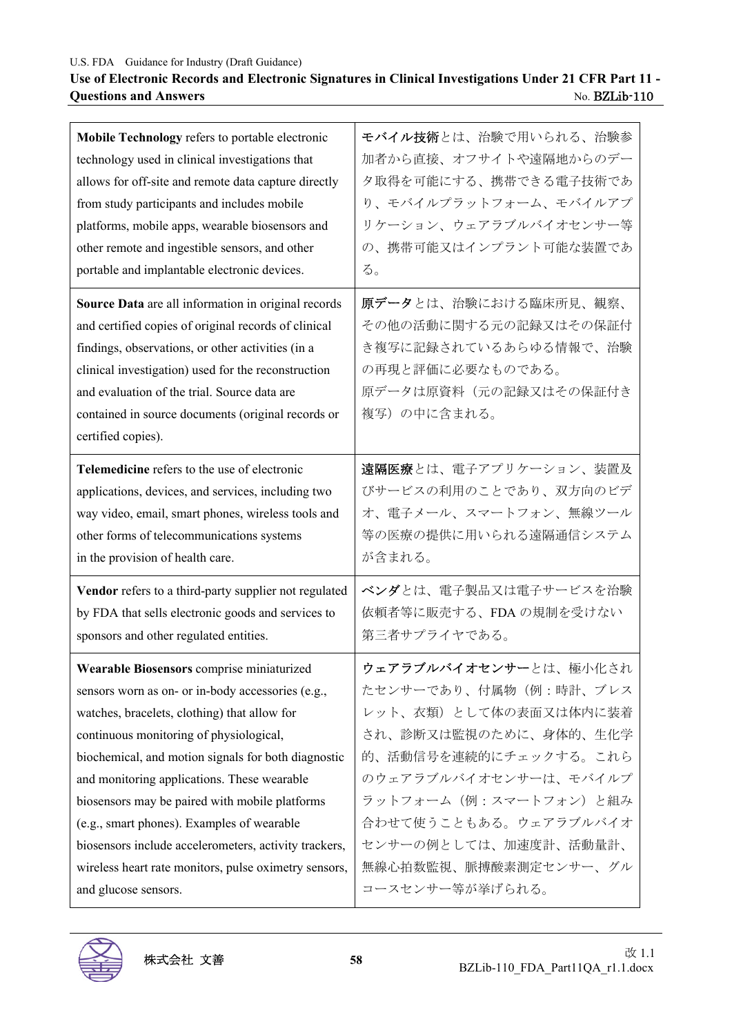| | |
|---|---|
| **Mobile Technology** refers to portable electronic technology used in clinical investigations that allows for off-site and remote data capture directly from study participants and includes mobile platforms, mobile apps, wearable biosensors and other remote and ingestible sensors, and other portable and implantable electronic devices. | **モバイル技術**とは、治験で用いられる、治験参加者から直接、オフサイトや遠隔地からのデータ取得を可能にする、携帯できる電子技術であり、モバイルプラットフォーム、モバイルアプリケーション、ウェアラブルバイオセンサー等の、携帯可能又はインプラント可能な装置である。 |
| **Source Data** are all information in original records and certified copies of original records of clinical findings, observations, or other activities (in a clinical investigation) used for the reconstruction and evaluation of the trial. Source data are contained in source documents (original records or certified copies). | **原データ**とは、治験における臨床所見、観察、その他の活動に関する元の記録又はその保証付き複写に記録されているあらゆる情報で、治験の再現と評価に必要なものである。<br>原データは原資料（元の記録又はその保証付き複写）の中に含まれる。 |
| **Telemedicine** refers to the use of electronic applications, devices, and services, including two way video, email, smart phones, wireless tools and other forms of telecommunications systems in the provision of health care. | **遠隔医療**とは、電子アプリケーション、装置及びサービスの利用のことであり、双方向のビデオ、電子メール、スマートフォン、無線ツール等の医療の提供に用いられる遠隔通信システムが含まれる。 |
| **Vendor** refers to a third-party supplier not regulated by FDA that sells electronic goods and services to sponsors and other regulated entities. | **ベンダ**とは、電子製品又は電子サービスを治験依頼者等に販売する、FDA の規制を受けない第三者サプライヤである。 |
| **Wearable Biosensors** comprise miniaturized sensors worn as on- or in-body accessories (e.g., watches, bracelets, clothing) that allow for continuous monitoring of physiological, biochemical, and motion signals for both diagnostic and monitoring applications. These wearable biosensors may be paired with mobile platforms (e.g., smart phones). Examples of wearable biosensors include accelerometers, activity trackers, wireless heart rate monitors, pulse oximetry sensors, and glucose sensors. | **ウェアラブルバイオセンサー**とは、極小化されたセンサーであり、付属物（例：時計、ブレスレット、衣類）として体の表面又は体内に装着され、診断又は監視のために、身体的、生化学的、活動信号を連続的にチェックする。これらのウェアラブルバイオセンサーは、モバイルプラットフォーム（例：スマートフォン）と組み合わせて使うこともある。ウェアラブルバイオセンサーの例としては、加速度計、活動量計、無線心拍数監視、脈搏酸素測定センサー、グルコースセンサー等が挙げられる。 |